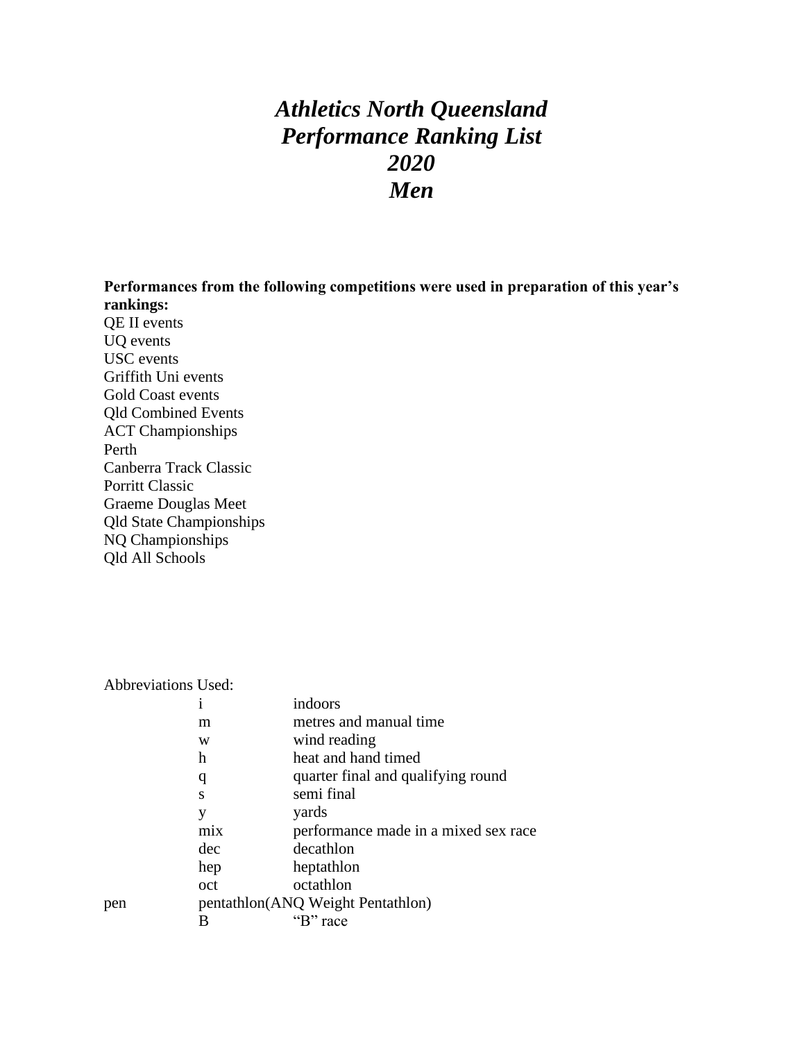# *Athletics North Queensland*
# *Performance Ranking List*
# *2020*
# *Men*

**Performances from the following competitions were used in preparation of this year's rankings:**

QE II events
UQ events
USC events
Griffith Uni events
Gold Coast events
Qld Combined Events
ACT Championships
Perth
Canberra Track Classic
Porritt Classic
Graeme Douglas Meet
Qld State Championships
NQ Championships
Qld All Schools

Abbreviations Used:

| | |
|---|---|
| i | indoors |
| m | metres and manual time |
| w | wind reading |
| h | heat and hand timed |
| q | quarter final and qualifying round |
| s | semi final |
| y | yards |
| mix | performance made in a mixed sex race |
| dec | decathlon |
| hep | heptathlon |
| oct | octathlon |
| pen | pentathlon(ANQ Weight Pentathlon) |
| B | "B" race |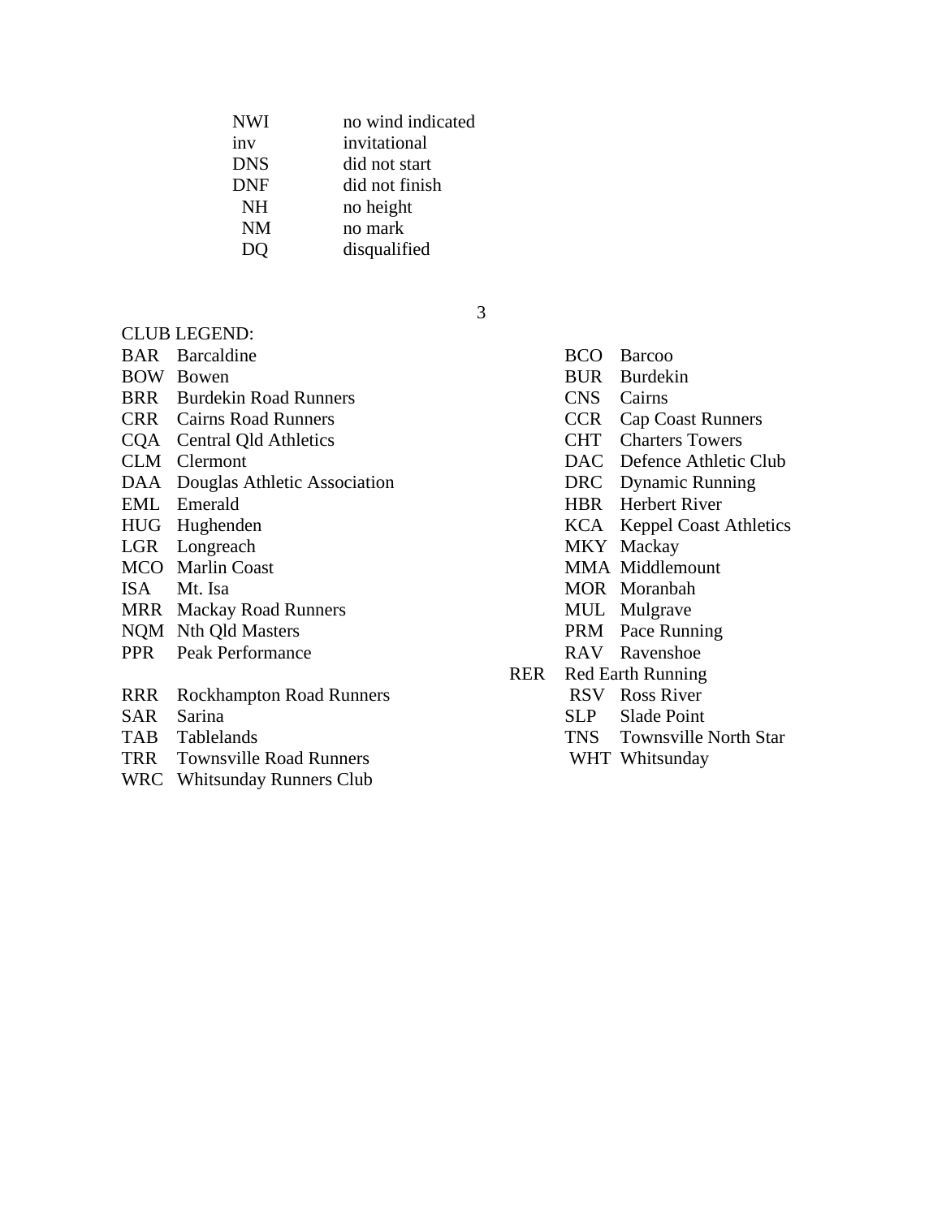| | |
|---|---|
| NWI | no wind indicated |
| inv | invitational |
| DNS | did not start |
| DNF | did not finish |
| NH | no height |
| NM | no mark |
| DQ | disqualified |

CLUB LEGEND:

| | | | |
|---|---|---|---|
| BAR | Barcaldine | BCO | Barcoo |
| BOW | Bowen | BUR | Burdekin |
| BRR | Burdekin Road Runners | CNS | Cairns |
| CRR | Cairns Road Runners | CCR | Cap Coast Runners |
| CQA | Central Qld Athletics | CHT | Charters Towers |
| CLM | Clermont | DAC | Defence Athletic Club |
| DAA | Douglas Athletic Association | DRC | Dynamic Running |
| EML | Emerald | HBR | Herbert River |
| HUG | Hughenden | KCA | Keppel Coast Athletics |
| LGR | Longreach | MKY | Mackay |
| MCO | Marlin Coast | MMA | Middlemount |
| ISA | Mt. Isa | MOR | Moranbah |
| MRR | Mackay Road Runners | MUL | Mulgrave |
| NQM | Nth Qld Masters | PRM | Pace Running |
| PPR | Peak Performance | RAV | Ravenshoe |
| | | RER | Red Earth Running |
| RRR | Rockhampton Road Runners | RSV | Ross River |
| SAR | Sarina | SLP | Slade Point |
| TAB | Tablelands | TNS | Townsville North Star |
| TRR | Townsville Road Runners | WHT | Whitsunday |
| WRC | Whitsunday Runners Club | | |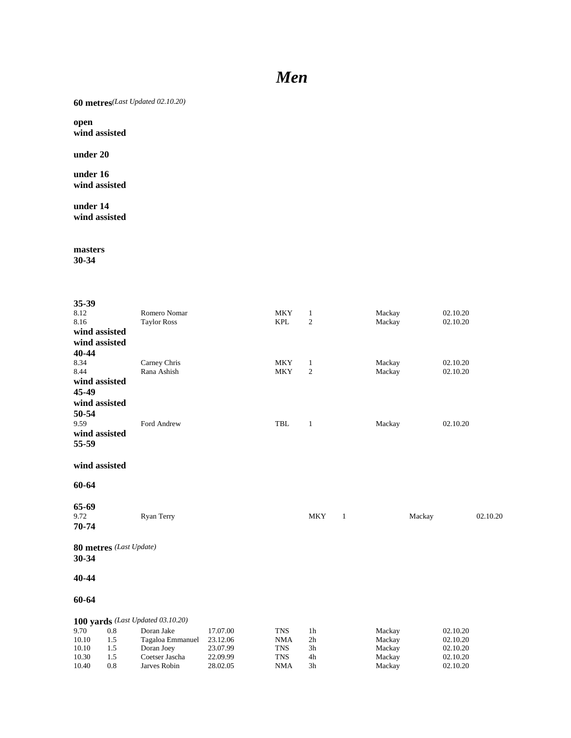# *Men*

**60 metres** *(Last Updated 02.10.20)*

**open**

**wind assisted**

**under 20**

**under 16**

**wind assisted**

**under 14**

**wind assisted**

**masters**

**30-34**

**35-39**

| | | | | | |
|---|---|---|---|---|---|
| 8.12 | Romero Nomar | MKY | 1 | Mackay | 02.10.20 |
| 8.16 | Taylor Ross | KPL | 2 | Mackay | 02.10.20 |

**wind assisted**

**wind assisted**

**40-44**

| | | | | | |
|---|---|---|---|---|---|
| 8.34 | Carney Chris | MKY | 1 | Mackay | 02.10.20 |
| 8.44 | Rana Ashish | MKY | 2 | Mackay | 02.10.20 |

**wind assisted**

**45-49**

**wind assisted**

**50-54**

| | | | | | |
|---|---|---|---|---|---|
| 9.59 | Ford Andrew | TBL | 1 | Mackay | 02.10.20 |

**wind assisted**

**55-59**

**wind assisted**

**60-64**

**65-69**

| | | | | | |
|---|---|---|---|---|---|
| 9.72 | Ryan Terry | MKY | 1 | Mackay | 02.10.20 |

**70-74**

**80 metres** *(Last Update)*

**30-34**

**40-44**

**60-64**

**100 yards** *(Last Updated 03.10.20)*

| | | | | | | | |
|---|---|---|---|---|---|---|---|
| 9.70 | 0.8 | Doran Jake | 17.07.00 | TNS | 1h | Mackay | 02.10.20 |
| 10.10 | 1.5 | Tagaloa Emmanuel | 23.12.06 | NMA | 2h | Mackay | 02.10.20 |
| 10.10 | 1.5 | Doran Joey | 23.07.99 | TNS | 3h | Mackay | 02.10.20 |
| 10.30 | 1.5 | Coetser Jascha | 22.09.99 | TNS | 4h | Mackay | 02.10.20 |
| 10.40 | 0.8 | Jarves Robin | 28.02.05 | NMA | 3h | Mackay | 02.10.20 |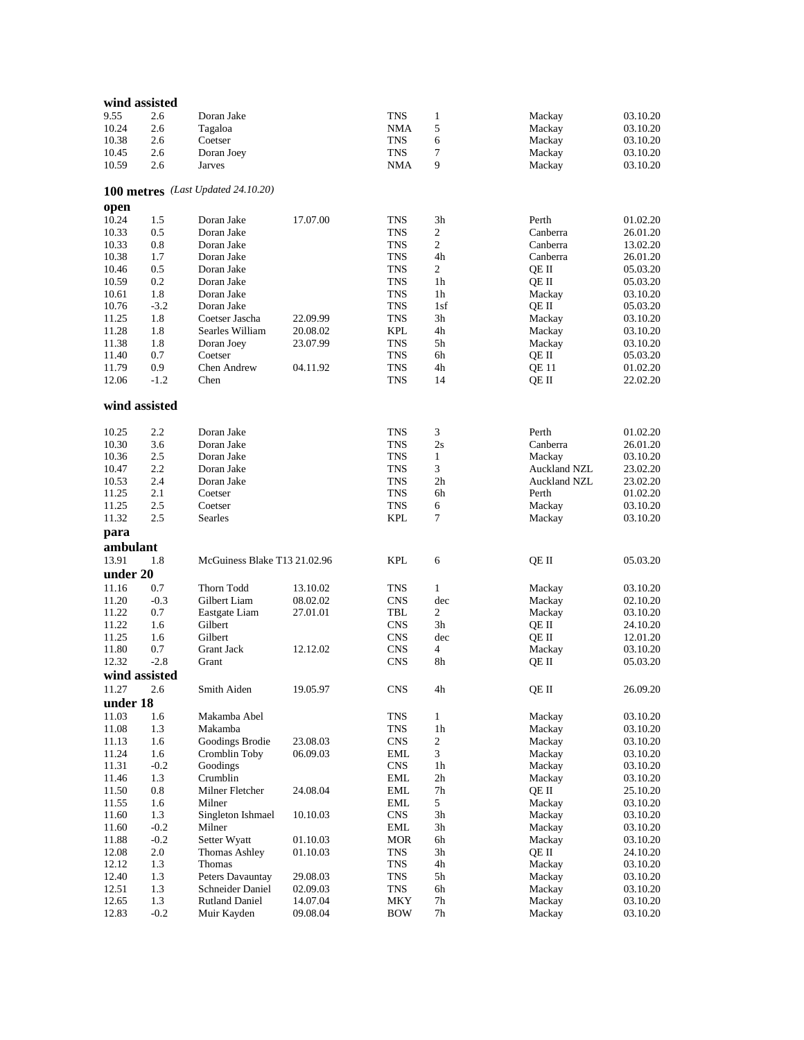**wind assisted**

| | | | | | | | |
|---|---|---|---|---|---|---|---|
| 9.55 | 2.6 | Doran Jake | | TNS | 1 | Mackay | 03.10.20 |
| 10.24 | 2.6 | Tagaloa | | NMA | 5 | Mackay | 03.10.20 |
| 10.38 | 2.6 | Coetser | | TNS | 6 | Mackay | 03.10.20 |
| 10.45 | 2.6 | Doran Joey | | TNS | 7 | Mackay | 03.10.20 |
| 10.59 | 2.6 | Jarves | | NMA | 9 | Mackay | 03.10.20 |

## 100 metres *(Last Updated 24.10.20)*

**open**

| | | | | | | | |
|---|---|---|---|---|---|---|---|
| 10.24 | 1.5 | Doran Jake | 17.07.00 | TNS | 3h | Perth | 01.02.20 |
| 10.33 | 0.5 | Doran Jake | | TNS | 2 | Canberra | 26.01.20 |
| 10.33 | 0.8 | Doran Jake | | TNS | 2 | Canberra | 13.02.20 |
| 10.38 | 1.7 | Doran Jake | | TNS | 4h | Canberra | 26.01.20 |
| 10.46 | 0.5 | Doran Jake | | TNS | 2 | QE II | 05.03.20 |
| 10.59 | 0.2 | Doran Jake | | TNS | 1h | QE II | 05.03.20 |
| 10.61 | 1.8 | Doran Jake | | TNS | 1h | Mackay | 03.10.20 |
| 10.76 | -3.2 | Doran Jake | | TNS | 1sf | QE II | 05.03.20 |
| 11.25 | 1.8 | Coetser Jascha | 22.09.99 | TNS | 3h | Mackay | 03.10.20 |
| 11.28 | 1.8 | Searles William | 20.08.02 | KPL | 4h | Mackay | 03.10.20 |
| 11.38 | 1.8 | Doran Joey | 23.07.99 | TNS | 5h | Mackay | 03.10.20 |
| 11.40 | 0.7 | Coetser | | TNS | 6h | QE II | 05.03.20 |
| 11.79 | 0.9 | Chen Andrew | 04.11.92 | TNS | 4h | QE 11 | 01.02.20 |
| 12.06 | -1.2 | Chen | | TNS | 14 | QE II | 22.02.20 |

**wind assisted**

| | | | | | | | |
|---|---|---|---|---|---|---|---|
| 10.25 | 2.2 | Doran Jake | | TNS | 3 | Perth | 01.02.20 |
| 10.30 | 3.6 | Doran Jake | | TNS | 2s | Canberra | 26.01.20 |
| 10.36 | 2.5 | Doran Jake | | TNS | 1 | Mackay | 03.10.20 |
| 10.47 | 2.2 | Doran Jake | | TNS | 3 | Auckland NZL | 23.02.20 |
| 10.53 | 2.4 | Doran Jake | | TNS | 2h | Auckland NZL | 23.02.20 |
| 11.25 | 2.1 | Coetser | | TNS | 6h | Perth | 01.02.20 |
| 11.25 | 2.5 | Coetser | | TNS | 6 | Mackay | 03.10.20 |
| 11.32 | 2.5 | Searles | | KPL | 7 | Mackay | 03.10.20 |

**para**

**ambulant**

| | | | | | | | |
|---|---|---|---|---|---|---|---|
| 13.91 | 1.8 | McGuiness Blake T13 | 21.02.96 | KPL | 6 | QE II | 05.03.20 |

**under 20**

| | | | | | | | |
|---|---|---|---|---|---|---|---|
| 11.16 | 0.7 | Thorn Todd | 13.10.02 | TNS | 1 | Mackay | 03.10.20 |
| 11.20 | -0.3 | Gilbert Liam | 08.02.02 | CNS | dec | Mackay | 02.10.20 |
| 11.22 | 0.7 | Eastgate Liam | 27.01.01 | TBL | 2 | Mackay | 03.10.20 |
| 11.22 | 1.6 | Gilbert | | CNS | 3h | QE II | 24.10.20 |
| 11.25 | 1.6 | Gilbert | | CNS | dec | QE II | 12.01.20 |
| 11.80 | 0.7 | Grant Jack | 12.12.02 | CNS | 4 | Mackay | 03.10.20 |
| 12.32 | -2.8 | Grant | | CNS | 8h | QE II | 05.03.20 |

**wind assisted**

| | | | | | | | |
|---|---|---|---|---|---|---|---|
| 11.27 | 2.6 | Smith Aiden | 19.05.97 | CNS | 4h | QE II | 26.09.20 |

**under 18**

| | | | | | | | |
|---|---|---|---|---|---|---|---|
| 11.03 | 1.6 | Makamba Abel | | TNS | 1 | Mackay | 03.10.20 |
| 11.08 | 1.3 | Makamba | | TNS | 1h | Mackay | 03.10.20 |
| 11.13 | 1.6 | Goodings Brodie | 23.08.03 | CNS | 2 | Mackay | 03.10.20 |
| 11.24 | 1.6 | Cromblin Toby | 06.09.03 | EML | 3 | Mackay | 03.10.20 |
| 11.31 | -0.2 | Goodings | | CNS | 1h | Mackay | 03.10.20 |
| 11.46 | 1.3 | Crumblin | | EML | 2h | Mackay | 03.10.20 |
| 11.50 | 0.8 | Milner Fletcher | 24.08.04 | EML | 7h | QE II | 25.10.20 |
| 11.55 | 1.6 | Milner | | EML | 5 | Mackay | 03.10.20 |
| 11.60 | 1.3 | Singleton Ishmael | 10.10.03 | CNS | 3h | Mackay | 03.10.20 |
| 11.60 | -0.2 | Milner | | EML | 3h | Mackay | 03.10.20 |
| 11.88 | -0.2 | Setter Wyatt | 01.10.03 | MOR | 6h | Mackay | 03.10.20 |
| 12.08 | 2.0 | Thomas Ashley | 01.10.03 | TNS | 3h | QE II | 24.10.20 |
| 12.12 | 1.3 | Thomas | | TNS | 4h | Mackay | 03.10.20 |
| 12.40 | 1.3 | Peters Davauntay | 29.08.03 | TNS | 5h | Mackay | 03.10.20 |
| 12.51 | 1.3 | Schneider Daniel | 02.09.03 | TNS | 6h | Mackay | 03.10.20 |
| 12.65 | 1.3 | Rutland Daniel | 14.07.04 | MKY | 7h | Mackay | 03.10.20 |
| 12.83 | -0.2 | Muir Kayden | 09.08.04 | BOW | 7h | Mackay | 03.10.20 |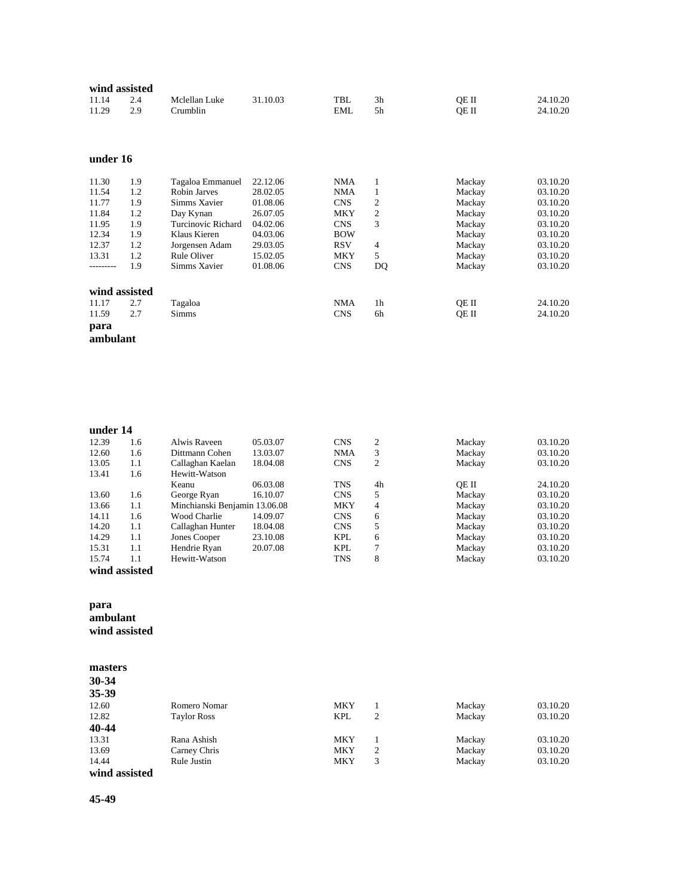**wind assisted**

| | | | | | | | |
|---|---|---|---|---|---|---|---|
| 11.14 | 2.4 | Mclellan Luke | 31.10.03 | TBL | 3h | QE II | 24.10.20 |
| 11.29 | 2.9 | Crumblin | | EML | 5h | QE II | 24.10.20 |

**under 16**

| | | | | | | | |
|---|---|---|---|---|---|---|---|
| 11.30 | 1.9 | Tagaloa Emmanuel | 22.12.06 | NMA | 1 | Mackay | 03.10.20 |
| 11.54 | 1.2 | Robin Jarves | 28.02.05 | NMA | 1 | Mackay | 03.10.20 |
| 11.77 | 1.9 | Simms Xavier | 01.08.06 | CNS | 2 | Mackay | 03.10.20 |
| 11.84 | 1.2 | Day Kynan | 26.07.05 | MKY | 2 | Mackay | 03.10.20 |
| 11.95 | 1.9 | Turcinovic Richard | 04.02.06 | CNS | 3 | Mackay | 03.10.20 |
| 12.34 | 1.9 | Klaus Kieren | 04.03.06 | BOW | | Mackay | 03.10.20 |
| 12.37 | 1.2 | Jorgensen Adam | 29.03.05 | RSV | 4 | Mackay | 03.10.20 |
| 13.31 | 1.2 | Rule Oliver | 15.02.05 | MKY | 5 | Mackay | 03.10.20 |
| --------- | 1.9 | Simms Xavier | 01.08.06 | CNS | DQ | Mackay | 03.10.20 |

**wind assisted**

| | | | | | | | |
|---|---|---|---|---|---|---|---|
| 11.17 | 2.7 | Tagaloa | | NMA | 1h | QE II | 24.10.20 |
| 11.59 | 2.7 | Simms | | CNS | 6h | QE II | 24.10.20 |

**para**
**ambulant**

**under 14**

| | | | | | | | |
|---|---|---|---|---|---|---|---|
| 12.39 | 1.6 | Alwis Raveen | 05.03.07 | CNS | 2 | Mackay | 03.10.20 |
| 12.60 | 1.6 | Dittmann Cohen | 13.03.07 | NMA | 3 | Mackay | 03.10.20 |
| 13.05 | 1.1 | Callaghan Kaelan | 18.04.08 | CNS | 2 | Mackay | 03.10.20 |
| 13.41 | 1.6 | Hewitt-Watson Keanu | 06.03.08 | TNS | 4h | QE II | 24.10.20 |
| 13.60 | 1.6 | George Ryan | 16.10.07 | CNS | 5 | Mackay | 03.10.20 |
| 13.66 | 1.1 | Minchianski Benjamin | 13.06.08 | MKY | 4 | Mackay | 03.10.20 |
| 14.11 | 1.6 | Wood Charlie | 14.09.07 | CNS | 6 | Mackay | 03.10.20 |
| 14.20 | 1.1 | Callaghan Hunter | 18.04.08 | CNS | 5 | Mackay | 03.10.20 |
| 14.29 | 1.1 | Jones Cooper | 23.10.08 | KPL | 6 | Mackay | 03.10.20 |
| 15.31 | 1.1 | Hendrie Ryan | 20.07.08 | KPL | 7 | Mackay | 03.10.20 |
| 15.74 | 1.1 | Hewitt-Watson | | TNS | 8 | Mackay | 03.10.20 |

**wind assisted**

**para**
**ambulant**
**wind assisted**

**masters**
**30-34**
**35-39**

| | | | | | |
|---|---|---|---|---|---|
| 12.60 | Romero Nomar | MKY | 1 | Mackay | 03.10.20 |
| 12.82 | Taylor Ross | KPL | 2 | Mackay | 03.10.20 |

**40-44**

| | | | | | |
|---|---|---|---|---|---|
| 13.31 | Rana Ashish | MKY | 1 | Mackay | 03.10.20 |
| 13.69 | Carney Chris | MKY | 2 | Mackay | 03.10.20 |
| 14.44 | Rule Justin | MKY | 3 | Mackay | 03.10.20 |

**wind assisted**

**45-49**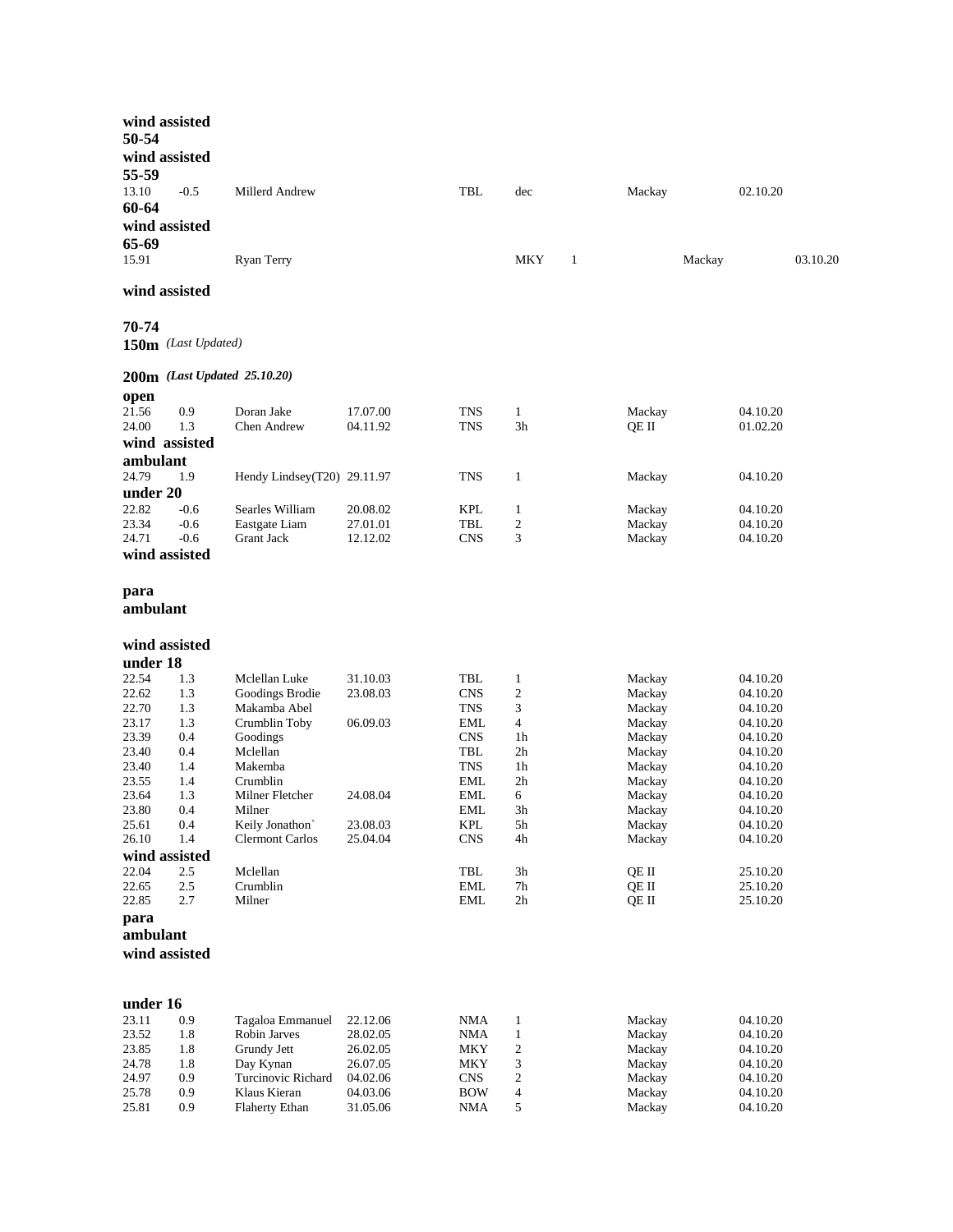**wind assisted**

**50-54**

**wind assisted**

**55-59**

| | | | | | | | |
|---|---|---|---|---|---|---|---|
| 13.10 | -0.5 | Millerd Andrew | | TBL | dec | Mackay | 02.10.20 |

**60-64**

**wind assisted**

**65-69**

| | | | | | | | |
|---|---|---|---|---|---|---|---|
| 15.91 | | Ryan Terry | | MKY | 1 | Mackay | 03.10.20 |

**wind assisted**

**70-74**

## 150m *(Last Updated)*

## 200m *(Last Updated 25.10.20)*

**open**

| | | | | | | | |
|---|---|---|---|---|---|---|---|
| 21.56 | 0.9 | Doran Jake | 17.07.00 | TNS | 1 | Mackay | 04.10.20 |
| 24.00 | 1.3 | Chen Andrew | 04.11.92 | TNS | 3h | QE II | 01.02.20 |

**wind assisted**

**ambulant**

| | | | | | | | |
|---|---|---|---|---|---|---|---|
| 24.79 | 1.9 | Hendy Lindsey(T20) | 29.11.97 | TNS | 1 | Mackay | 04.10.20 |

**under 20**

| | | | | | | | |
|---|---|---|---|---|---|---|---|
| 22.82 | -0.6 | Searles William | 20.08.02 | KPL | 1 | Mackay | 04.10.20 |
| 23.34 | -0.6 | Eastgate Liam | 27.01.01 | TBL | 2 | Mackay | 04.10.20 |
| 24.71 | -0.6 | Grant Jack | 12.12.02 | CNS | 3 | Mackay | 04.10.20 |

**wind assisted**

**para**

**ambulant**

**wind assisted**

**under 18**

| | | | | | | | |
|---|---|---|---|---|---|---|---|
| 22.54 | 1.3 | Mclellan Luke | 31.10.03 | TBL | 1 | Mackay | 04.10.20 |
| 22.62 | 1.3 | Goodings Brodie | 23.08.03 | CNS | 2 | Mackay | 04.10.20 |
| 22.70 | 1.3 | Makamba Abel | | TNS | 3 | Mackay | 04.10.20 |
| 23.17 | 1.3 | Crumblin Toby | 06.09.03 | EML | 4 | Mackay | 04.10.20 |
| 23.39 | 0.4 | Goodings | | CNS | 1h | Mackay | 04.10.20 |
| 23.40 | 0.4 | Mclellan | | TBL | 2h | Mackay | 04.10.20 |
| 23.40 | 1.4 | Makemba | | TNS | 1h | Mackay | 04.10.20 |
| 23.55 | 1.4 | Crumblin | | EML | 2h | Mackay | 04.10.20 |
| 23.64 | 1.3 | Milner Fletcher | 24.08.04 | EML | 6 | Mackay | 04.10.20 |
| 23.80 | 0.4 | Milner | | EML | 3h | Mackay | 04.10.20 |
| 25.61 | 0.4 | Keily Jonathon` | 23.08.03 | KPL | 5h | Mackay | 04.10.20 |
| 26.10 | 1.4 | Clermont Carlos | 25.04.04 | CNS | 4h | Mackay | 04.10.20 |

**wind assisted**

| | | | | | | | |
|---|---|---|---|---|---|---|---|
| 22.04 | 2.5 | Mclellan | | TBL | 3h | QE II | 25.10.20 |
| 22.65 | 2.5 | Crumblin | | EML | 7h | QE II | 25.10.20 |
| 22.85 | 2.7 | Milner | | EML | 2h | QE II | 25.10.20 |

**para**

**ambulant**

**wind assisted**

**under 16**

| | | | | | | | |
|---|---|---|---|---|---|---|---|
| 23.11 | 0.9 | Tagaloa Emmanuel | 22.12.06 | NMA | 1 | Mackay | 04.10.20 |
| 23.52 | 1.8 | Robin Jarves | 28.02.05 | NMA | 1 | Mackay | 04.10.20 |
| 23.85 | 1.8 | Grundy Jett | 26.02.05 | MKY | 2 | Mackay | 04.10.20 |
| 24.78 | 1.8 | Day Kynan | 26.07.05 | MKY | 3 | Mackay | 04.10.20 |
| 24.97 | 0.9 | Turcinovic Richard | 04.02.06 | CNS | 2 | Mackay | 04.10.20 |
| 25.78 | 0.9 | Klaus Kieran | 04.03.06 | BOW | 4 | Mackay | 04.10.20 |
| 25.81 | 0.9 | Flaherty Ethan | 31.05.06 | NMA | 5 | Mackay | 04.10.20 |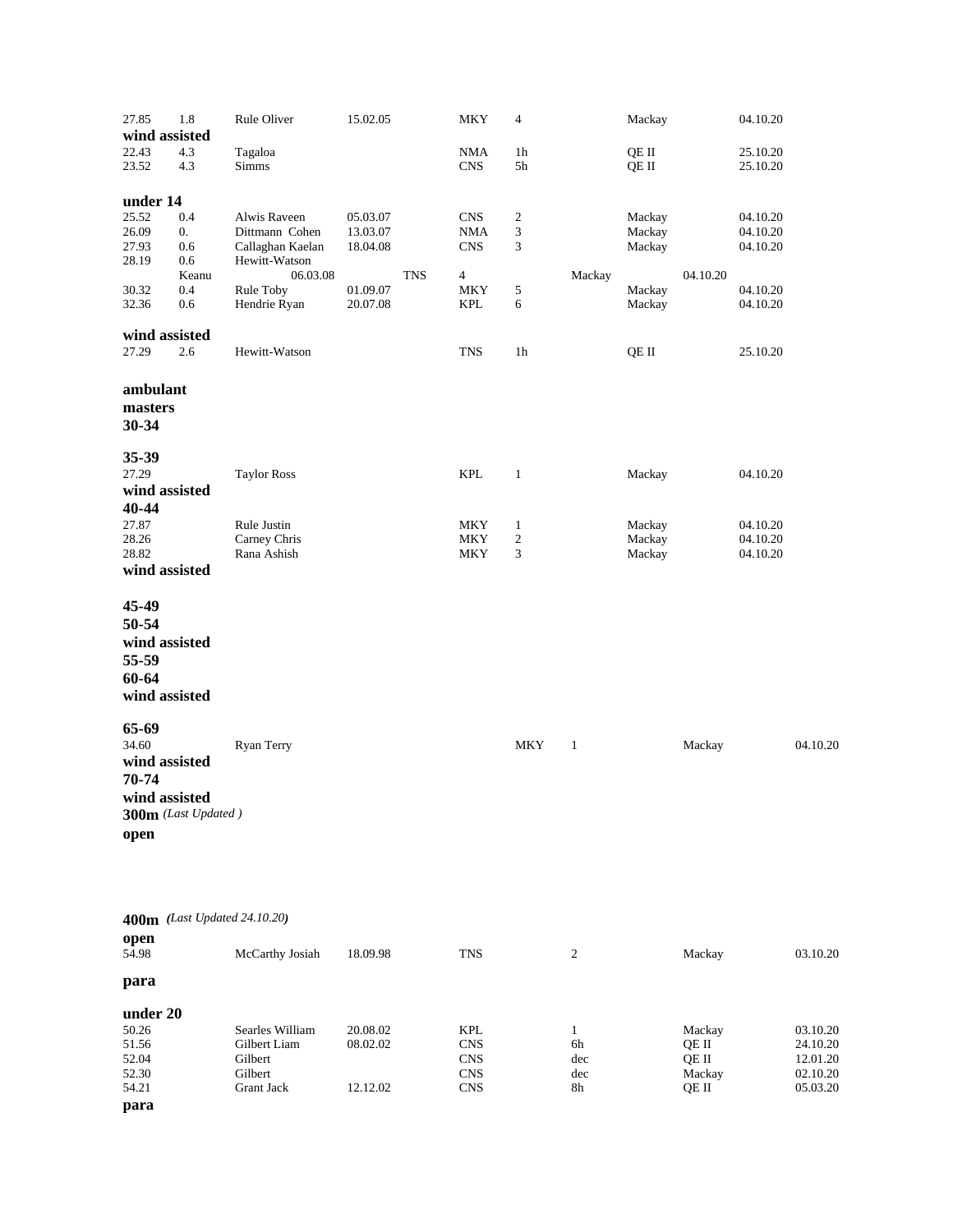| | | | | | | | | |
|---|---|---|---|---|---|---|---|---|
| 27.85 | 1.8 | Rule Oliver | 15.02.05 | MKY | 4 | Mackay | 04.10.20 |

**wind assisted**

| | | | | | | | |
|---|---|---|---|---|---|---|---|
| 22.43 | 4.3 | Tagaloa | | NMA | 1h | QE II | 25.10.20 |
| 23.52 | 4.3 | Simms | | CNS | 5h | QE II | 25.10.20 |

**under 14**

| | | | | | | | |
|---|---|---|---|---|---|---|---|
| 25.52 | 0.4 | Alwis Raveen | 05.03.07 | CNS | 2 | Mackay | 04.10.20 |
| 26.09 | 0. | Dittmann Cohen | 13.03.07 | NMA | 3 | Mackay | 04.10.20 |
| 27.93 | 0.6 | Callaghan Kaelan | 18.04.08 | CNS | 3 | Mackay | 04.10.20 |
| 28.19 | 0.6 | Hewitt-Watson Keanu | 06.03.08 | TNS | 4 | Mackay | 04.10.20 |
| 30.32 | 0.4 | Rule Toby | 01.09.07 | MKY | 5 | Mackay | 04.10.20 |
| 32.36 | 0.6 | Hendrie Ryan | 20.07.08 | KPL | 6 | Mackay | 04.10.20 |

**wind assisted**

| | | | | | | | |
|---|---|---|---|---|---|---|---|
| 27.29 | 2.6 | Hewitt-Watson | | TNS | 1h | QE II | 25.10.20 |

**ambulant**

**masters**

**30-34**

**35-39**

| | | | | | | | |
|---|---|---|---|---|---|---|---|
| 27.29 | | Taylor Ross | | KPL | 1 | Mackay | 04.10.20 |

**wind assisted**

**40-44**

| | | | | | | | |
|---|---|---|---|---|---|---|---|
| 27.87 | | Rule Justin | | MKY | 1 | Mackay | 04.10.20 |
| 28.26 | | Carney Chris | | MKY | 2 | Mackay | 04.10.20 |
| 28.82 | | Rana Ashish | | MKY | 3 | Mackay | 04.10.20 |

**wind assisted**

**45-49**

**50-54**

**wind assisted**

**55-59**

**60-64**

**wind assisted**

**65-69**

| | | | | | | | |
|---|---|---|---|---|---|---|---|
| 34.60 | | Ryan Terry | | MKY | 1 | Mackay | 04.10.20 |

**wind assisted**

**70-74**

**wind assisted**

**300m** *(Last Updated )*

**open**

**400m** *(Last Updated 24.10.20)*

**open**

| | | | | | | |
|---|---|---|---|---|---|---|
| 54.98 | McCarthy Josiah | 18.09.98 | TNS | 2 | Mackay | 03.10.20 |

**para**

**under 20**

| | | | | | | |
|---|---|---|---|---|---|---|
| 50.26 | Searles William | 20.08.02 | KPL | 1 | Mackay | 03.10.20 |
| 51.56 | Gilbert Liam | 08.02.02 | CNS | 6h | QE II | 24.10.20 |
| 52.04 | Gilbert | | CNS | dec | QE II | 12.01.20 |
| 52.30 | Gilbert | | CNS | dec | Mackay | 02.10.20 |
| 54.21 | Grant Jack | 12.12.02 | CNS | 8h | QE II | 05.03.20 |

**para**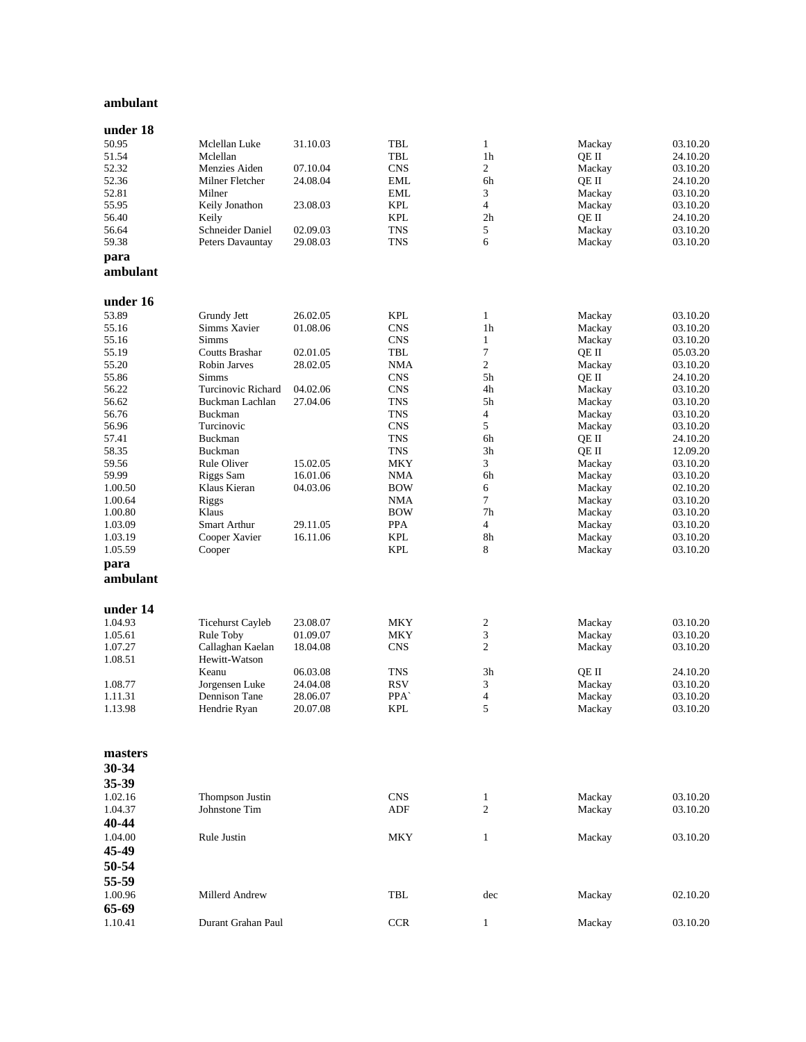**ambulant**

**under 18**

| | | | | | | |
|---|---|---|---|---|---|---|
| 50.95 | Mclellan Luke | 31.10.03 | TBL | 1 | Mackay | 03.10.20 |
| 51.54 | Mclellan | | TBL | 1h | QE II | 24.10.20 |
| 52.32 | Menzies Aiden | 07.10.04 | CNS | 2 | Mackay | 03.10.20 |
| 52.36 | Milner Fletcher | 24.08.04 | EML | 6h | QE II | 24.10.20 |
| 52.81 | Milner | | EML | 3 | Mackay | 03.10.20 |
| 55.95 | Keily Jonathon | 23.08.03 | KPL | 4 | Mackay | 03.10.20 |
| 56.40 | Keily | | KPL | 2h | QE II | 24.10.20 |
| 56.64 | Schneider Daniel | 02.09.03 | TNS | 5 | Mackay | 03.10.20 |
| 59.38 | Peters Davauntay | 29.08.03 | TNS | 6 | Mackay | 03.10.20 |

**para ambulant**

**under 16**

| | | | | | | |
|---|---|---|---|---|---|---|
| 53.89 | Grundy Jett | 26.02.05 | KPL | 1 | Mackay | 03.10.20 |
| 55.16 | Simms Xavier | 01.08.06 | CNS | 1h | Mackay | 03.10.20 |
| 55.16 | Simms | | CNS | 1 | Mackay | 03.10.20 |
| 55.19 | Coutts Brashar | 02.01.05 | TBL | 7 | QE II | 05.03.20 |
| 55.20 | Robin Jarves | 28.02.05 | NMA | 2 | Mackay | 03.10.20 |
| 55.86 | Simms | | CNS | 5h | QE II | 24.10.20 |
| 56.22 | Turcinovic Richard | 04.02.06 | CNS | 4h | Mackay | 03.10.20 |
| 56.62 | Buckman Lachlan | 27.04.06 | TNS | 5h | Mackay | 03.10.20 |
| 56.76 | Buckman | | TNS | 4 | Mackay | 03.10.20 |
| 56.96 | Turcinovic | | CNS | 5 | Mackay | 03.10.20 |
| 57.41 | Buckman | | TNS | 6h | QE II | 24.10.20 |
| 58.35 | Buckman | | TNS | 3h | QE II | 12.09.20 |
| 59.56 | Rule Oliver | 15.02.05 | MKY | 3 | Mackay | 03.10.20 |
| 59.99 | Riggs Sam | 16.01.06 | NMA | 6h | Mackay | 03.10.20 |
| 1.00.50 | Klaus Kieran | 04.03.06 | BOW | 6 | Mackay | 02.10.20 |
| 1.00.64 | Riggs | | NMA | 7 | Mackay | 03.10.20 |
| 1.00.80 | Klaus | | BOW | 7h | Mackay | 03.10.20 |
| 1.03.09 | Smart Arthur | 29.11.05 | PPA | 4 | Mackay | 03.10.20 |
| 1.03.19 | Cooper Xavier | 16.11.06 | KPL | 8h | Mackay | 03.10.20 |
| 1.05.59 | Cooper | | KPL | 8 | Mackay | 03.10.20 |

**para ambulant**

**under 14**

| | | | | | | |
|---|---|---|---|---|---|---|
| 1.04.93 | Ticehurst Cayleb | 23.08.07 | MKY | 2 | Mackay | 03.10.20 |
| 1.05.61 | Rule Toby | 01.09.07 | MKY | 3 | Mackay | 03.10.20 |
| 1.07.27 | Callaghan Kaelan | 18.04.08 | CNS | 2 | Mackay | 03.10.20 |
| 1.08.51 | Hewitt-Watson Keanu | 06.03.08 | TNS | 3h | QE II | 24.10.20 |
| 1.08.77 | Jorgensen Luke | 24.04.08 | RSV | 3 | Mackay | 03.10.20 |
| 1.11.31 | Dennison Tane | 28.06.07 | PPA` | 4 | Mackay | 03.10.20 |
| 1.13.98 | Hendrie Ryan | 20.07.08 | KPL | 5 | Mackay | 03.10.20 |

**masters**

**30-34**

**35-39**

| | | | | | | |
|---|---|---|---|---|---|---|
| 1.02.16 | Thompson Justin | | CNS | 1 | Mackay | 03.10.20 |
| 1.04.37 | Johnstone Tim | | ADF | 2 | Mackay | 03.10.20 |

**40-44**

| | | | | | | |
|---|---|---|---|---|---|---|
| 1.04.00 | Rule Justin | | MKY | 1 | Mackay | 03.10.20 |

**45-49**

**50-54**

**55-59**

| | | | | | | |
|---|---|---|---|---|---|---|
| 1.00.96 | Millerd Andrew | | TBL | dec | Mackay | 02.10.20 |

**65-69**

| | | | | | | |
|---|---|---|---|---|---|---|
| 1.10.41 | Durant Grahan Paul | | CCR | 1 | Mackay | 03.10.20 |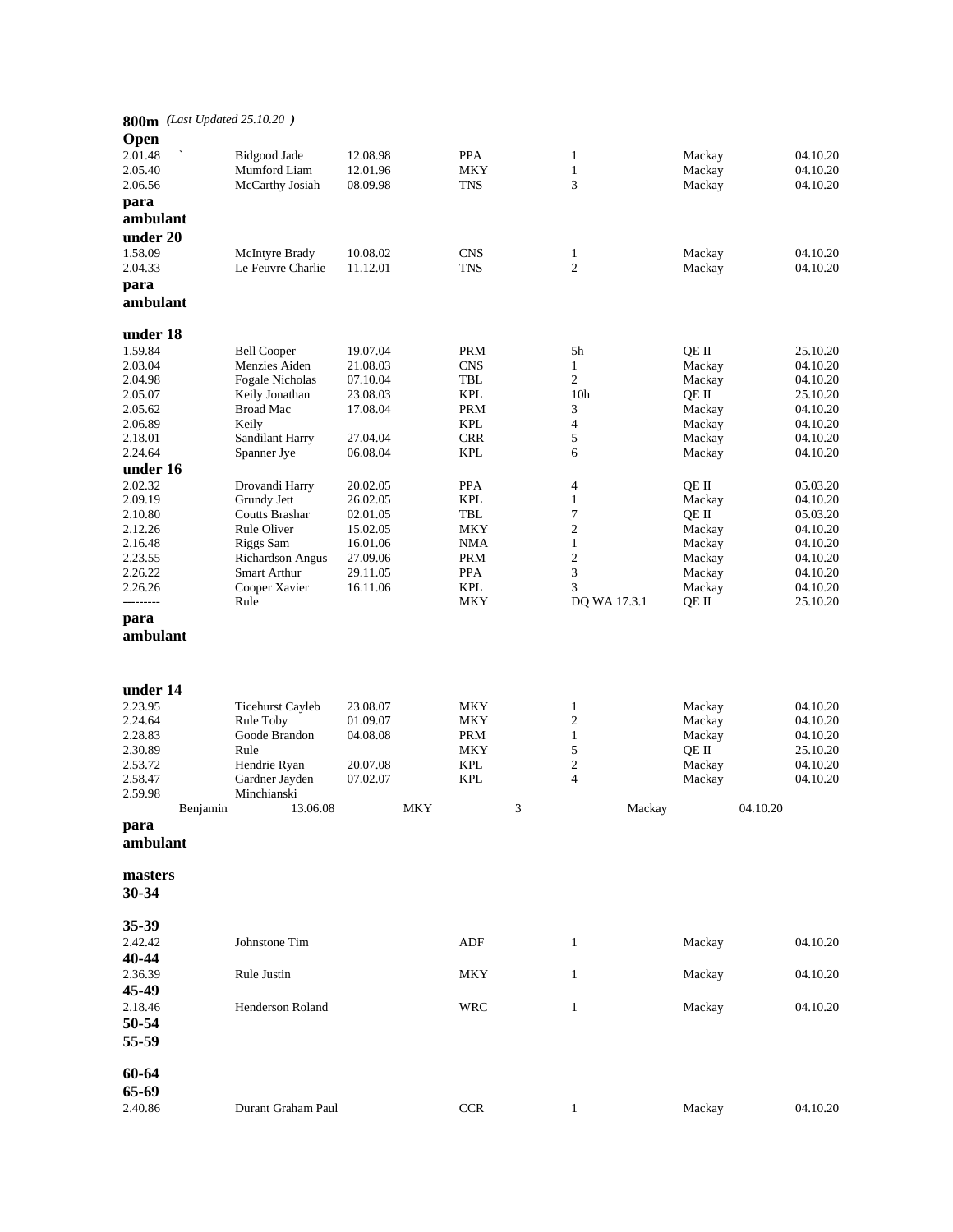**800m** *(Last Updated 25.10.20 )*

**Open**

| | | | | | | |
|---|---|---|---|---|---|---|
| 2.01.48 ` | Bidgood Jade | 12.08.98 | PPA | 1 | Mackay | 04.10.20 |
| 2.05.40 | Mumford Liam | 12.01.96 | MKY | 1 | Mackay | 04.10.20 |
| 2.06.56 | McCarthy Josiah | 08.09.98 | TNS | 3 | Mackay | 04.10.20 |

**para ambulant**

**under 20**

| | | | | | | |
|---|---|---|---|---|---|---|
| 1.58.09 | McIntyre Brady | 10.08.02 | CNS | 1 | Mackay | 04.10.20 |
| 2.04.33 | Le Feuvre Charlie | 11.12.01 | TNS | 2 | Mackay | 04.10.20 |

**para ambulant**

**under 18**

| | | | | | | |
|---|---|---|---|---|---|---|
| 1.59.84 | Bell Cooper | 19.07.04 | PRM | 5h | QE II | 25.10.20 |
| 2.03.04 | Menzies Aiden | 21.08.03 | CNS | 1 | Mackay | 04.10.20 |
| 2.04.98 | Fogale Nicholas | 07.10.04 | TBL | 2 | Mackay | 04.10.20 |
| 2.05.07 | Keily Jonathan | 23.08.03 | KPL | 10h | QE II | 25.10.20 |
| 2.05.62 | Broad Mac | 17.08.04 | PRM | 3 | Mackay | 04.10.20 |
| 2.06.89 | Keily | | KPL | 4 | Mackay | 04.10.20 |
| 2.18.01 | Sandilant Harry | 27.04.04 | CRR | 5 | Mackay | 04.10.20 |
| 2.24.64 | Spanner Jye | 06.08.04 | KPL | 6 | Mackay | 04.10.20 |

**under 16**

| | | | | | | |
|---|---|---|---|---|---|---|
| 2.02.32 | Drovandi Harry | 20.02.05 | PPA | 4 | QE II | 05.03.20 |
| 2.09.19 | Grundy Jett | 26.02.05 | KPL | 1 | Mackay | 04.10.20 |
| 2.10.80 | Coutts Brashar | 02.01.05 | TBL | 7 | QE II | 05.03.20 |
| 2.12.26 | Rule Oliver | 15.02.05 | MKY | 2 | Mackay | 04.10.20 |
| 2.16.48 | Riggs Sam | 16.01.06 | NMA | 1 | Mackay | 04.10.20 |
| 2.23.55 | Richardson Angus | 27.09.06 | PRM | 2 | Mackay | 04.10.20 |
| 2.26.22 | Smart Arthur | 29.11.05 | PPA | 3 | Mackay | 04.10.20 |
| 2.26.26 | Cooper Xavier | 16.11.06 | KPL | 3 | Mackay | 04.10.20 |
| --------- | Rule | | MKY | DQ WA 17.3.1 | QE II | 25.10.20 |

**para ambulant**

**under 14**

| | | | | | | |
|---|---|---|---|---|---|---|
| 2.23.95 | Ticehurst Cayleb | 23.08.07 | MKY | 1 | Mackay | 04.10.20 |
| 2.24.64 | Rule Toby | 01.09.07 | MKY | 2 | Mackay | 04.10.20 |
| 2.28.83 | Goode Brandon | 04.08.08 | PRM | 1 | Mackay | 04.10.20 |
| 2.30.89 | Rule | | MKY | 5 | QE II | 25.10.20 |
| 2.53.72 | Hendrie Ryan | 20.07.08 | KPL | 2 | Mackay | 04.10.20 |
| 2.58.47 | Gardner Jayden | 07.02.07 | KPL | 4 | Mackay | 04.10.20 |
| 2.59.98 | Minchianski Benjamin | 13.06.08 | MKY | 3 | Mackay | 04.10.20 |

**para ambulant**

**masters**

**30-34**

**35-39**

| | | | | | | |
|---|---|---|---|---|---|---|
| 2.42.42 | Johnstone Tim | | ADF | 1 | Mackay | 04.10.20 |

**40-44**

| | | | | | | |
|---|---|---|---|---|---|---|
| 2.36.39 | Rule Justin | | MKY | 1 | Mackay | 04.10.20 |

**45-49**

| | | | | | | |
|---|---|---|---|---|---|---|
| 2.18.46 | Henderson Roland | | WRC | 1 | Mackay | 04.10.20 |

**50-54**

**55-59**

**60-64**

**65-69**

| | | | | | | |
|---|---|---|---|---|---|---|
| 2.40.86 | Durant Graham Paul | | CCR | 1 | Mackay | 04.10.20 |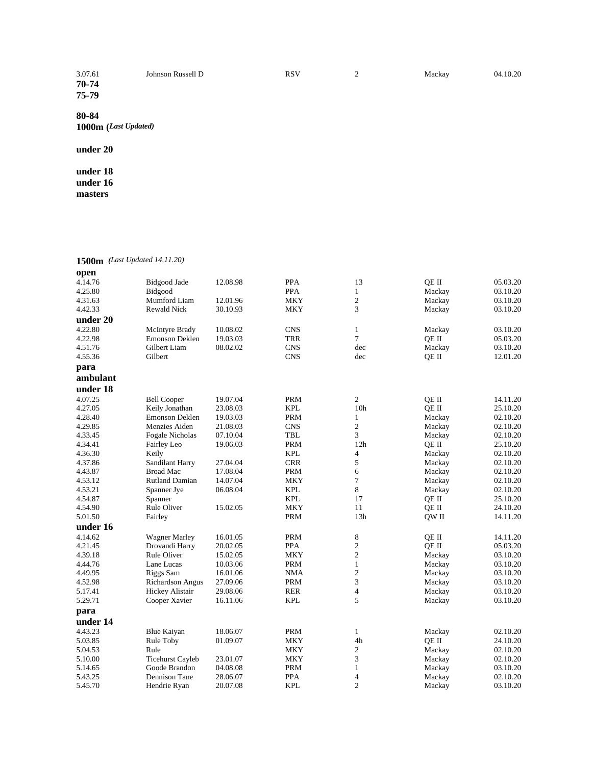| | | | | | | |
|---|---|---|---|---|---|---|
| 3.07.61 | Johnson Russell D | | RSV | 2 | Mackay | 04.10.20 |

**70-74**

**75-79**

**80-84**

**1000m (*Last Updated)***

**under 20**

**under 18**

**under 16**

**masters**

**1500m** *(Last Updated 14.11.20)*

**open**

| | | | | | | |
|---|---|---|---|---|---|---|
| 4.14.76 | Bidgood Jade | 12.08.98 | PPA | 13 | QE II | 05.03.20 |
| 4.25.80 | Bidgood | | PPA | 1 | Mackay | 03.10.20 |
| 4.31.63 | Mumford Liam | 12.01.96 | MKY | 2 | Mackay | 03.10.20 |
| 4.42.33 | Rewald Nick | 30.10.93 | MKY | 3 | Mackay | 03.10.20 |

**under 20**

| | | | | | | |
|---|---|---|---|---|---|---|
| 4.22.80 | McIntyre Brady | 10.08.02 | CNS | 1 | Mackay | 03.10.20 |
| 4.22.98 | Emonson Deklen | 19.03.03 | TRR | 7 | QE II | 05.03.20 |
| 4.51.76 | Gilbert Liam | 08.02.02 | CNS | dec | Mackay | 03.10.20 |
| 4.55.36 | Gilbert | | CNS | dec | QE II | 12.01.20 |

**para**

**ambulant**

**under 18**

| | | | | | | |
|---|---|---|---|---|---|---|
| 4.07.25 | Bell Cooper | 19.07.04 | PRM | 2 | QE II | 14.11.20 |
| 4.27.05 | Keily Jonathan | 23.08.03 | KPL | 10h | QE II | 25.10.20 |
| 4.28.40 | Emonson Deklen | 19.03.03 | PRM | 1 | Mackay | 02.10.20 |
| 4.29.85 | Menzies Aiden | 21.08.03 | CNS | 2 | Mackay | 02.10.20 |
| 4.33.45 | Fogale Nicholas | 07.10.04 | TBL | 3 | Mackay | 02.10.20 |
| 4.34.41 | Fairley Leo | 19.06.03 | PRM | 12h | QE II | 25.10.20 |
| 4.36.30 | Keily | | KPL | 4 | Mackay | 02.10.20 |
| 4.37.86 | Sandilant Harry | 27.04.04 | CRR | 5 | Mackay | 02.10.20 |
| 4.43.87 | Broad Mac | 17.08.04 | PRM | 6 | Mackay | 02.10.20 |
| 4.53.12 | Rutland Damian | 14.07.04 | MKY | 7 | Mackay | 02.10.20 |
| 4.53.21 | Spanner Jye | 06.08.04 | KPL | 8 | Mackay | 02.10.20 |
| 4.54.87 | Spanner | | KPL | 17 | QE II | 25.10.20 |
| 4.54.90 | Rule Oliver | 15.02.05 | MKY | 11 | QE II | 24.10.20 |
| 5.01.50 | Fairley | | PRM | 13h | QW II | 14.11.20 |

**under 16**

| | | | | | | |
|---|---|---|---|---|---|---|
| 4.14.62 | Wagner Marley | 16.01.05 | PRM | 8 | QE II | 14.11.20 |
| 4.21.45 | Drovandi Harry | 20.02.05 | PPA | 2 | QE II | 05.03.20 |
| 4.39.18 | Rule Oliver | 15.02.05 | MKY | 2 | Mackay | 03.10.20 |
| 4.44.76 | Lane Lucas | 10.03.06 | PRM | 1 | Mackay | 03.10.20 |
| 4.49.95 | Riggs Sam | 16.01.06 | NMA | 2 | Mackay | 03.10.20 |
| 4.52.98 | Richardson Angus | 27.09.06 | PRM | 3 | Mackay | 03.10.20 |
| 5.17.41 | Hickey Alistair | 29.08.06 | RER | 4 | Mackay | 03.10.20 |
| 5.29.71 | Cooper Xavier | 16.11.06 | KPL | 5 | Mackay | 03.10.20 |

**para**

**under 14**

| | | | | | | |
|---|---|---|---|---|---|---|
| 4.43.23 | Blue Kaiyan | 18.06.07 | PRM | 1 | Mackay | 02.10.20 |
| 5.03.85 | Rule Toby | 01.09.07 | MKY | 4h | QE II | 24.10.20 |
| 5.04.53 | Rule | | MKY | 2 | Mackay | 02.10.20 |
| 5.10.00 | Ticehurst Cayleb | 23.01.07 | MKY | 3 | Mackay | 02.10.20 |
| 5.14.65 | Goode Brandon | 04.08.08 | PRM | 1 | Mackay | 03.10.20 |
| 5.43.25 | Dennison Tane | 28.06.07 | PPA | 4 | Mackay | 02.10.20 |
| 5.45.70 | Hendrie Ryan | 20.07.08 | KPL | 2 | Mackay | 03.10.20 |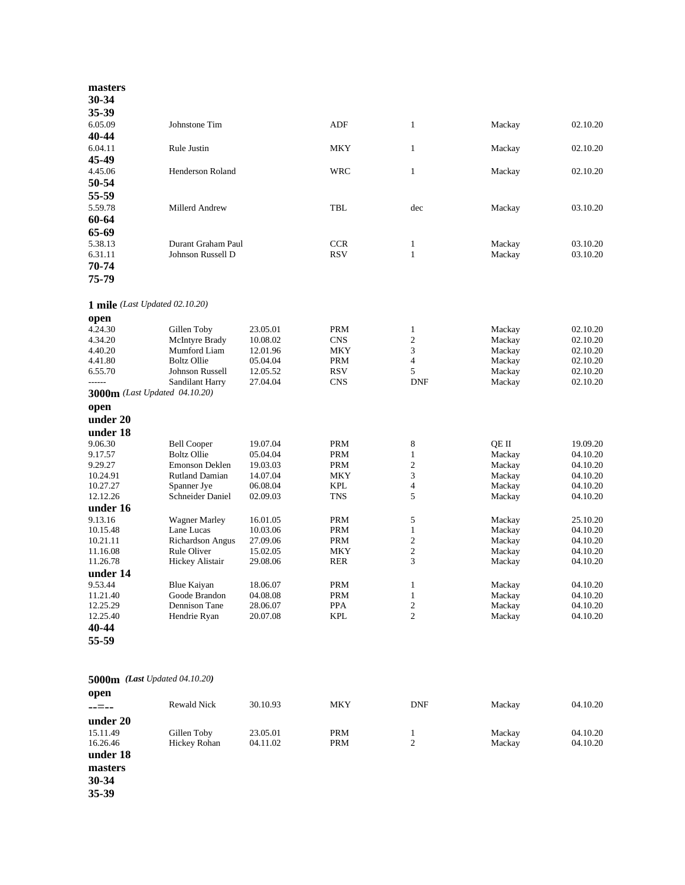**masters**

**30-34**

**35-39**

| | | | | | | |
|---|---|---|---|---|---|---|
| 6.05.09 | Johnstone Tim | | ADF | 1 | Mackay | 02.10.20 |

**40-44**

| | | | | | | |
|---|---|---|---|---|---|---|
| 6.04.11 | Rule Justin | | MKY | 1 | Mackay | 02.10.20 |

**45-49**

| | | | | | | |
|---|---|---|---|---|---|---|
| 4.45.06 | Henderson Roland | | WRC | 1 | Mackay | 02.10.20 |

**50-54**

**55-59**

| | | | | | | |
|---|---|---|---|---|---|---|
| 5.59.78 | Millerd Andrew | | TBL | dec | Mackay | 03.10.20 |

**60-64**

**65-69**

| | | | | | | |
|---|---|---|---|---|---|---|
| 5.38.13 | Durant Graham Paul | | CCR | 1 | Mackay | 03.10.20 |
| 6.31.11 | Johnson Russell D | | RSV | 1 | Mackay | 03.10.20 |

**70-74**

**75-79**

**1 mile** *(Last Updated 02.10.20)*

**open**

| | | | | | | |
|---|---|---|---|---|---|---|
| 4.24.30 | Gillen Toby | 23.05.01 | PRM | 1 | Mackay | 02.10.20 |
| 4.34.20 | McIntyre Brady | 10.08.02 | CNS | 2 | Mackay | 02.10.20 |
| 4.40.20 | Mumford Liam | 12.01.96 | MKY | 3 | Mackay | 02.10.20 |
| 4.41.80 | Boltz Ollie | 05.04.04 | PRM | 4 | Mackay | 02.10.20 |
| 6.55.70 | Johnson Russell | 12.05.52 | RSV | 5 | Mackay | 02.10.20 |
| ------ | Sandilant Harry | 27.04.04 | CNS | DNF | Mackay | 02.10.20 |

**3000m** *(Last Updated 04.10.20)*

**open**

**under 20**

**under 18**

| | | | | | | |
|---|---|---|---|---|---|---|
| 9.06.30 | Bell Cooper | 19.07.04 | PRM | 8 | QE II | 19.09.20 |
| 9.17.57 | Boltz Ollie | 05.04.04 | PRM | 1 | Mackay | 04.10.20 |
| 9.29.27 | Emonson Deklen | 19.03.03 | PRM | 2 | Mackay | 04.10.20 |
| 10.24.91 | Rutland Damian | 14.07.04 | MKY | 3 | Mackay | 04.10.20 |
| 10.27.27 | Spanner Jye | 06.08.04 | KPL | 4 | Mackay | 04.10.20 |
| 12.12.26 | Schneider Daniel | 02.09.03 | TNS | 5 | Mackay | 04.10.20 |

**under 16**

| | | | | | | |
|---|---|---|---|---|---|---|
| 9.13.16 | Wagner Marley | 16.01.05 | PRM | 5 | Mackay | 25.10.20 |
| 10.15.48 | Lane Lucas | 10.03.06 | PRM | 1 | Mackay | 04.10.20 |
| 10.21.11 | Richardson Angus | 27.09.06 | PRM | 2 | Mackay | 04.10.20 |
| 11.16.08 | Rule Oliver | 15.02.05 | MKY | 2 | Mackay | 04.10.20 |
| 11.26.78 | Hickey Alistair | 29.08.06 | RER | 3 | Mackay | 04.10.20 |

**under 14**

| | | | | | | |
|---|---|---|---|---|---|---|
| 9.53.44 | Blue Kaiyan | 18.06.07 | PRM | 1 | Mackay | 04.10.20 |
| 11.21.40 | Goode Brandon | 04.08.08 | PRM | 1 | Mackay | 04.10.20 |
| 12.25.29 | Dennison Tane | 28.06.07 | PPA | 2 | Mackay | 04.10.20 |
| 12.25.40 | Hendrie Ryan | 20.07.08 | KPL | 2 | Mackay | 04.10.20 |

**40-44**

**55-59**

**5000m** *(**Last** Updated 04.10.20)*

**open**

| | | | | | | |
|---|---|---|---|---|---|---|
| --=-- | Rewald Nick | 30.10.93 | MKY | DNF | Mackay | 04.10.20 |

**under 20**

| | | | | | | |
|---|---|---|---|---|---|---|
| 15.11.49 | Gillen Toby | 23.05.01 | PRM | 1 | Mackay | 04.10.20 |
| 16.26.46 | Hickey Rohan | 04.11.02 | PRM | 2 | Mackay | 04.10.20 |

**under 18**

**masters**

**30-34**

**35-39**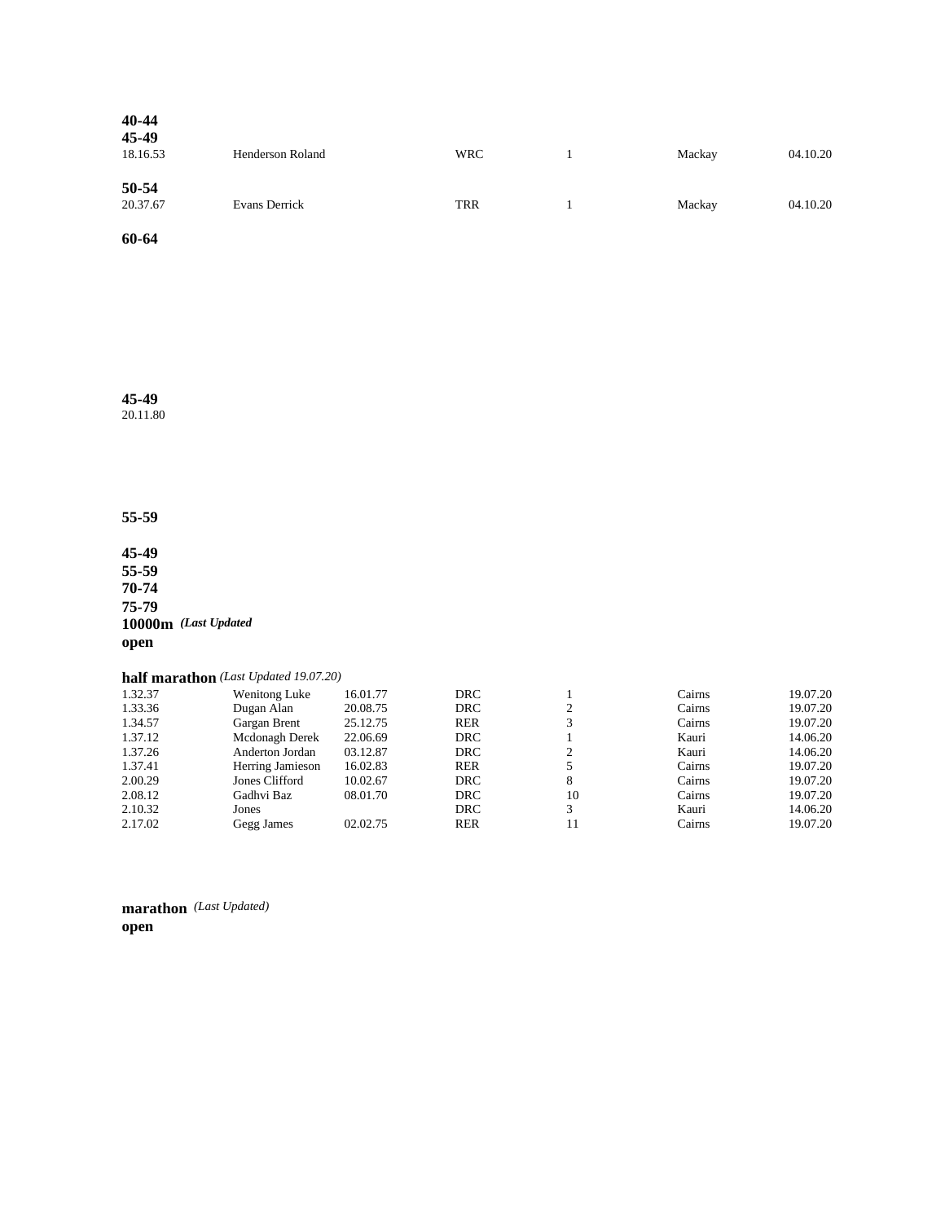**40-44**

**45-49**

| | | | | | |
|---|---|---|---|---|---|
| 18.16.53 | Henderson Roland | WRC | 1 | Mackay | 04.10.20 |

**50-54**

| | | | | | |
|---|---|---|---|---|---|
| 20.37.67 | Evans Derrick | TRR | 1 | Mackay | 04.10.20 |

**60-64**

**45-49**

20.11.80

**55-59**

**45-49**

**55-59**

**70-74**

**75-79**

**10000m** ***(Last Updated***

**open**

**half marathon** *(Last Updated 19.07.20)*

| | | | | | | |
|---|---|---|---|---|---|---|
| 1.32.37 | Wenitong Luke | 16.01.77 | DRC | 1 | Cairns | 19.07.20 |
| 1.33.36 | Dugan Alan | 20.08.75 | DRC | 2 | Cairns | 19.07.20 |
| 1.34.57 | Gargan Brent | 25.12.75 | RER | 3 | Cairns | 19.07.20 |
| 1.37.12 | Mcdonagh Derek | 22.06.69 | DRC | 1 | Kauri | 14.06.20 |
| 1.37.26 | Anderton Jordan | 03.12.87 | DRC | 2 | Kauri | 14.06.20 |
| 1.37.41 | Herring Jamieson | 16.02.83 | RER | 5 | Cairns | 19.07.20 |
| 2.00.29 | Jones Clifford | 10.02.67 | DRC | 8 | Cairns | 19.07.20 |
| 2.08.12 | Gadhvi Baz | 08.01.70 | DRC | 10 | Cairns | 19.07.20 |
| 2.10.32 | Jones | | DRC | 3 | Kauri | 14.06.20 |
| 2.17.02 | Gegg James | 02.02.75 | RER | 11 | Cairns | 19.07.20 |

**marathon** *(Last Updated)*

**open**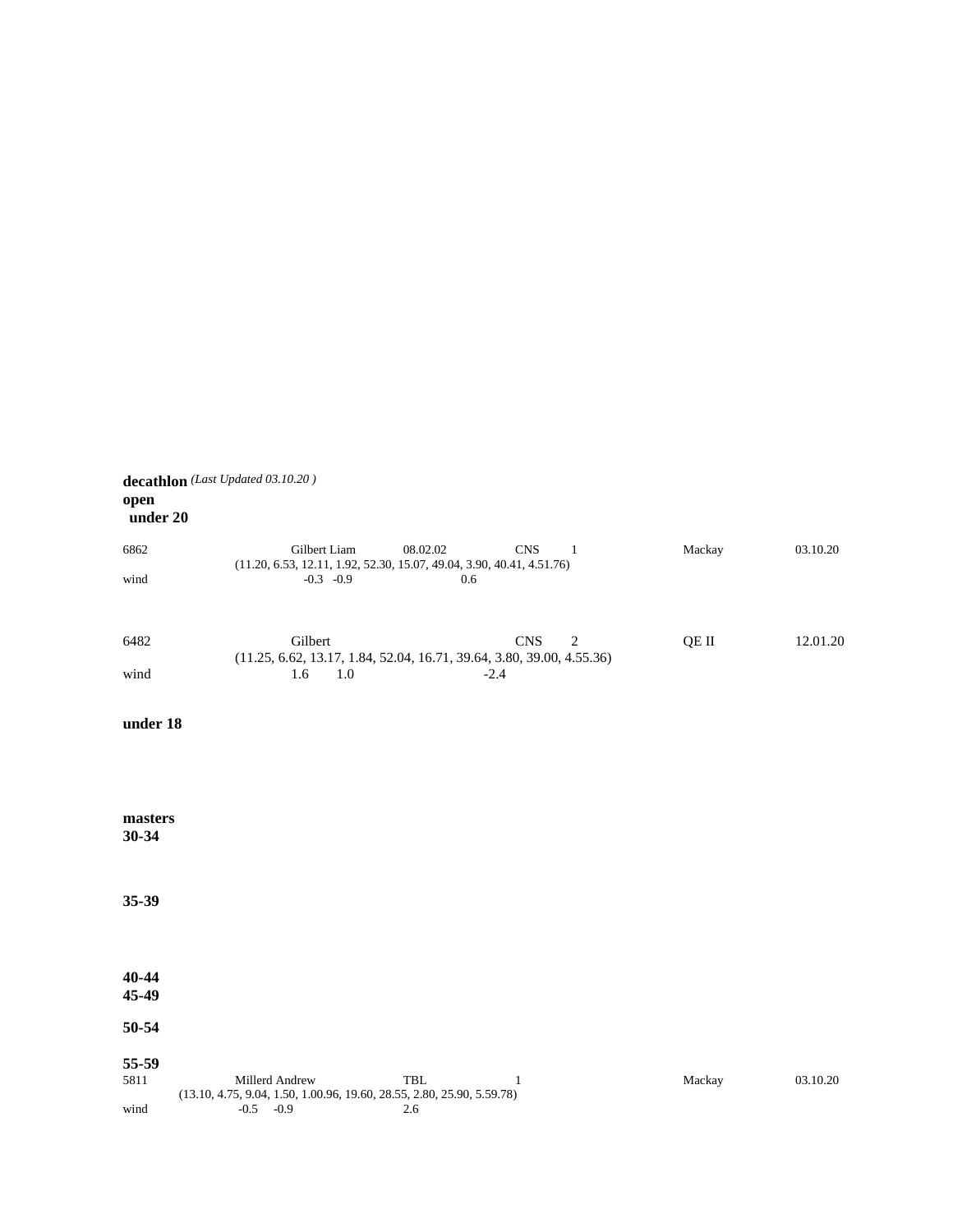**decathlon** *(Last Updated 03.10.20 )*

**open**

**under 20**

6862 Gilbert Liam 08.02.02 CNS 1 Mackay 03.10.20

(11.20, 6.53, 12.11, 1.92, 52.30, 15.07, 49.04, 3.90, 40.41, 4.51.76)

wind -0.3 -0.9 0.6

6482 Gilbert CNS 2 QE II 12.01.20

(11.25, 6.62, 13.17, 1.84, 52.04, 16.71, 39.64, 3.80, 39.00, 4.55.36)

wind 1.6 1.0 -2.4

**under 18**

**masters**

**30-34**

**35-39**

**40-44**

**45-49**

**50-54**

**55-59**

5811 Millerd Andrew TBL 1 Mackay 03.10.20

(13.10, 4.75, 9.04, 1.50, 1.00.96, 19.60, 28.55, 2.80, 25.90, 5.59.78)

wind -0.5 -0.9 2.6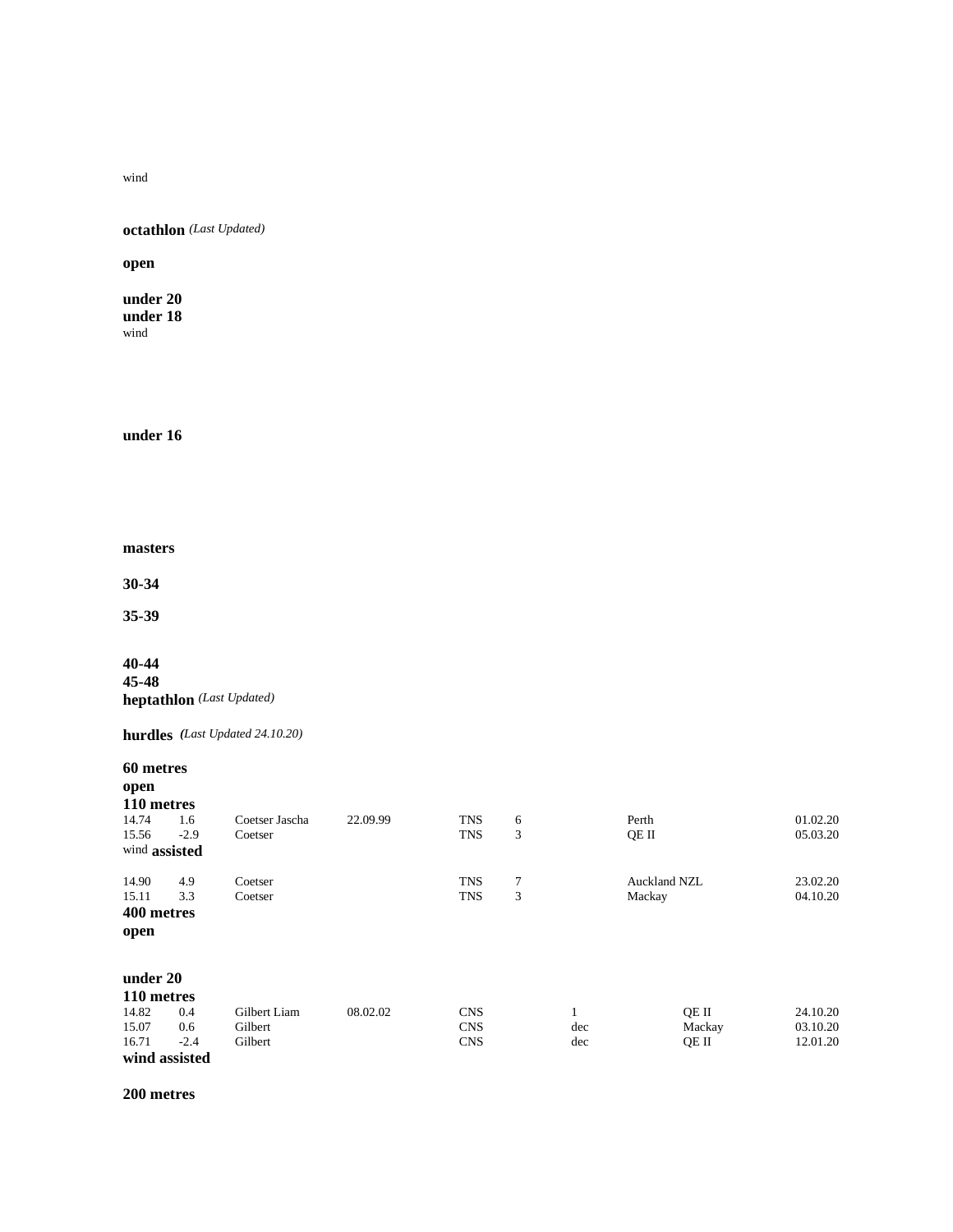wind

**octathlon** *(Last Updated)*

**open**

**under 20**
**under 18**
wind

**under 16**

**masters**

**30-34**

**35-39**

**40-44**
**45-48**
**heptathlon** *(Last Updated)*

**hurdles** *(Last Updated 24.10.20)*

**60 metres**
**open**
**110 metres**

| | | | | | | | | |
|---|---|---|---|---|---|---|---|---|
| 14.74 | 1.6 | Coetser Jascha | 22.09.99 | TNS | 6 | | Perth | 01.02.20 |
| 15.56 | -2.9 | Coetser | | TNS | 3 | | QE II | 05.03.20 |

wind **assisted**

| | | | | | | | | |
|---|---|---|---|---|---|---|---|---|
| 14.90 | 4.9 | Coetser | | TNS | 7 | | Auckland NZL | 23.02.20 |
| 15.11 | 3.3 | Coetser | | TNS | 3 | | Mackay | 04.10.20 |

**400 metres**
**open**

**under 20**
**110 metres**

| | | | | | | | | |
|---|---|---|---|---|---|---|---|---|
| 14.82 | 0.4 | Gilbert Liam | 08.02.02 | CNS | | 1 | QE II | 24.10.20 |
| 15.07 | 0.6 | Gilbert | | CNS | | dec | Mackay | 03.10.20 |
| 16.71 | -2.4 | Gilbert | | CNS | | dec | QE II | 12.01.20 |

**wind assisted**

**200 metres**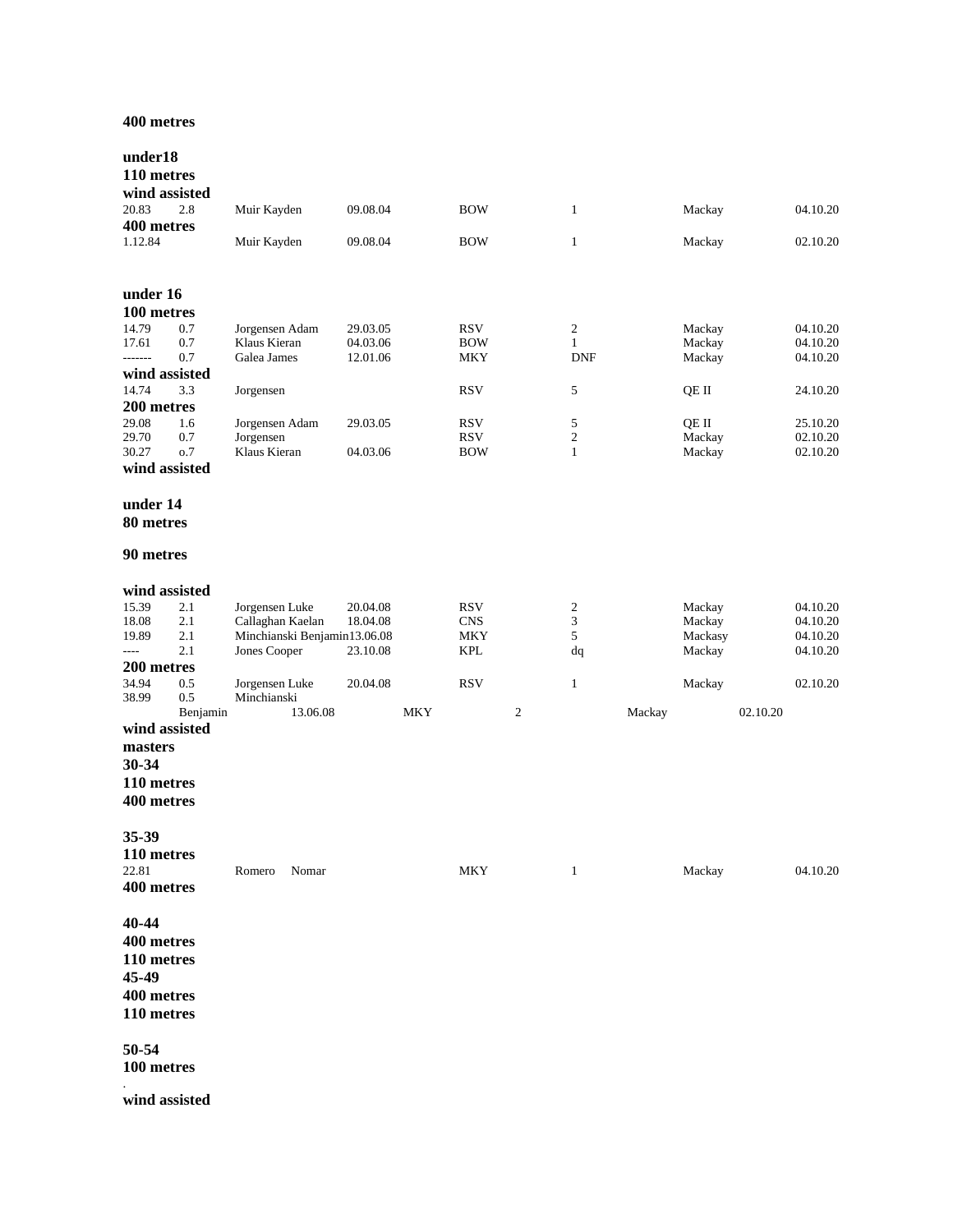**400 metres**

**under18**

**110 metres**

**wind assisted**

| | | | | | | | |
|---|---|---|---|---|---|---|---|
| 20.83 | 2.8 | Muir Kayden | 09.08.04 | BOW | 1 | Mackay | 04.10.20 |

**400 metres**

| | | | | | | | |
|---|---|---|---|---|---|---|---|
| 1.12.84 | | Muir Kayden | 09.08.04 | BOW | 1 | Mackay | 02.10.20 |

**under 16**

**100 metres**

| | | | | | | | |
|---|---|---|---|---|---|---|---|
| 14.79 | 0.7 | Jorgensen Adam | 29.03.05 | RSV | 2 | Mackay | 04.10.20 |
| 17.61 | 0.7 | Klaus Kieran | 04.03.06 | BOW | 1 | Mackay | 04.10.20 |
| ------- | 0.7 | Galea James | 12.01.06 | MKY | DNF | Mackay | 04.10.20 |

**wind assisted**

| | | | | | | | |
|---|---|---|---|---|---|---|---|
| 14.74 | 3.3 | Jorgensen | | RSV | 5 | QE II | 24.10.20 |

**200 metres**

| | | | | | | | |
|---|---|---|---|---|---|---|---|
| 29.08 | 1.6 | Jorgensen Adam | 29.03.05 | RSV | 5 | QE II | 25.10.20 |
| 29.70 | 0.7 | Jorgensen | | RSV | 2 | Mackay | 02.10.20 |
| 30.27 | o.7 | Klaus Kieran | 04.03.06 | BOW | 1 | Mackay | 02.10.20 |

**wind assisted**

**under 14**

**80 metres**

**90 metres**

**wind assisted**

| | | | | | | | |
|---|---|---|---|---|---|---|---|
| 15.39 | 2.1 | Jorgensen Luke | 20.04.08 | RSV | 2 | Mackay | 04.10.20 |
| 18.08 | 2.1 | Callaghan Kaelan | 18.04.08 | CNS | 3 | Mackay | 04.10.20 |
| 19.89 | 2.1 | Minchianski Benjamin | 13.06.08 | MKY | 5 | Mackasy | 04.10.20 |
| ---- | 2.1 | Jones Cooper | 23.10.08 | KPL | dq | Mackay | 04.10.20 |

**200 metres**

| | | | | | | | |
|---|---|---|---|---|---|---|---|
| 34.94 | 0.5 | Jorgensen Luke | 20.04.08 | RSV | 1 | Mackay | 02.10.20 |
| 38.99 | 0.5 | Minchianski Benjamin | 13.06.08 | MKY | 2 | Mackay | 02.10.20 |

**wind assisted**

**masters**

**30-34**

**110 metres**

**400 metres**

**35-39**

**110 metres**

| | | | | | | | |
|---|---|---|---|---|---|---|---|
| 22.81 | | Romero Nomar | | MKY | 1 | Mackay | 04.10.20 |

**400 metres**

**40-44**

**400 metres**

**110 metres**

**45-49**

**400 metres**

**110 metres**

**50-54**

**100 metres**

.

**wind assisted**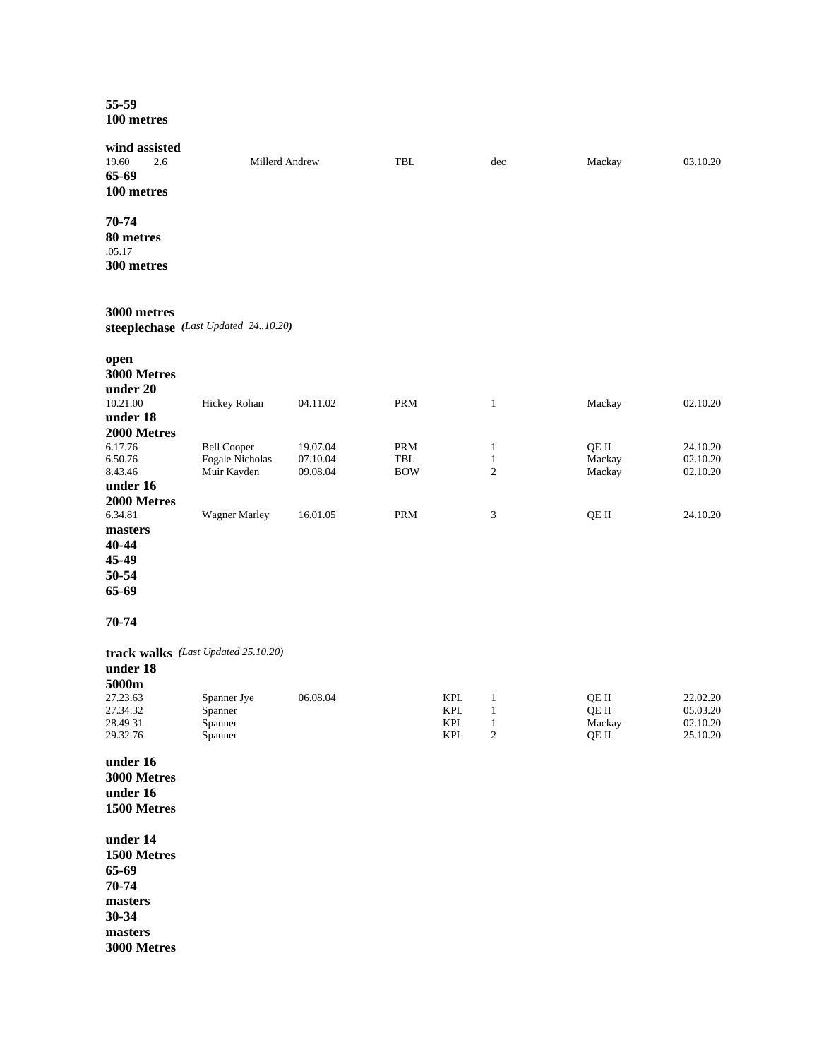**55-59**
**100 metres**

**wind assisted**

| | | | | | | |
|---|---|---|---|---|---|---|
| 19.60 | 2.6 | Millerd Andrew | TBL | dec | Mackay | 03.10.20 |

**65-69**
**100 metres**

**70-74**
**80 metres**
.05.17
**300 metres**

**3000 metres**
**steeplechase** *(Last Updated 24..10.20)*

**open**
**3000 Metres**
**under 20**

| | | | | | | |
|---|---|---|---|---|---|---|
| 10.21.00 | Hickey Rohan | 04.11.02 | PRM | 1 | Mackay | 02.10.20 |

**under 18**
**2000 Metres**

| | | | | | | |
|---|---|---|---|---|---|---|
| 6.17.76 | Bell Cooper | 19.07.04 | PRM | 1 | QE II | 24.10.20 |
| 6.50.76 | Fogale Nicholas | 07.10.04 | TBL | 1 | Mackay | 02.10.20 |
| 8.43.46 | Muir Kayden | 09.08.04 | BOW | 2 | Mackay | 02.10.20 |

**under 16**
**2000 Metres**

| | | | | | | |
|---|---|---|---|---|---|---|
| 6.34.81 | Wagner Marley | 16.01.05 | PRM | 3 | QE II | 24.10.20 |

**masters**
**40-44**
**45-49**
**50-54**
**65-69**

**70-74**

**track walks** *(Last Updated 25.10.20)*
**under 18**
**5000m**

| | | | | | | |
|---|---|---|---|---|---|---|
| 27.23.63 | Spanner Jye | 06.08.04 | KPL | 1 | QE II | 22.02.20 |
| 27.34.32 | Spanner | | KPL | 1 | QE II | 05.03.20 |
| 28.49.31 | Spanner | | KPL | 1 | Mackay | 02.10.20 |
| 29.32.76 | Spanner | | KPL | 2 | QE II | 25.10.20 |

**under 16**
**3000 Metres**
**under 16**
**1500 Metres**

**under 14**
**1500 Metres**
**65-69**
**70-74**
**masters**
**30-34**
**masters**
**3000 Metres**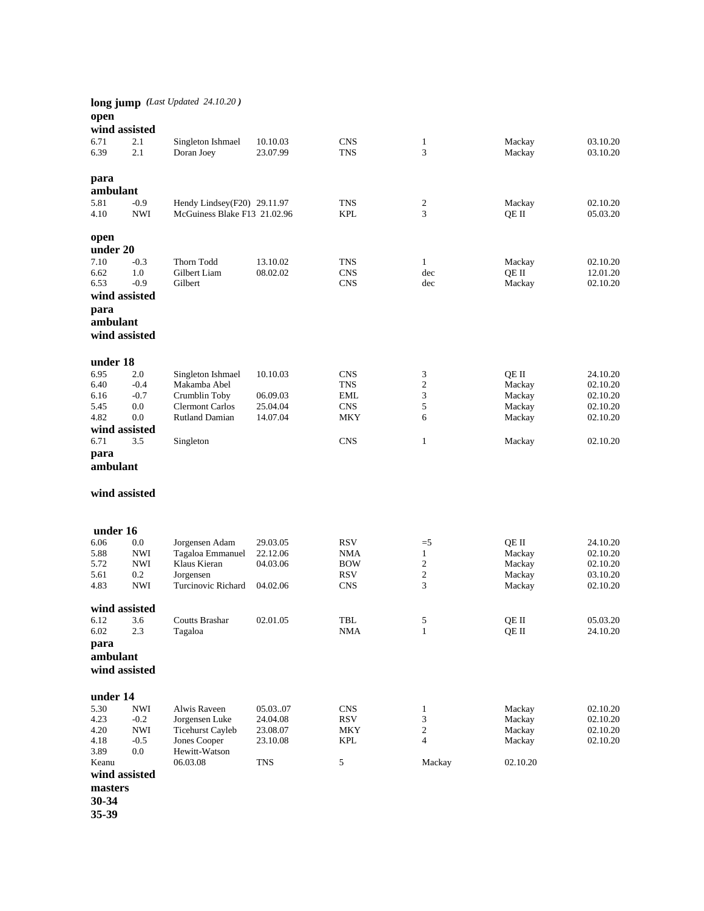**long jump** *(Last Updated 24.10.20 )*

**open**

**wind assisted**

| | | | | | | | |
|---|---|---|---|---|---|---|---|
| 6.71 | 2.1 | Singleton Ishmael | 10.10.03 | CNS | 1 | Mackay | 03.10.20 |
| 6.39 | 2.1 | Doran Joey | 23.07.99 | TNS | 3 | Mackay | 03.10.20 |

**para**

**ambulant**

| | | | | | | | |
|---|---|---|---|---|---|---|---|
| 5.81 | -0.9 | Hendy Lindsey(F20) | 29.11.97 | TNS | 2 | Mackay | 02.10.20 |
| 4.10 | NWI | McGuiness Blake F13 | 21.02.96 | KPL | 3 | QE II | 05.03.20 |

**open**

**under 20**

| | | | | | | | |
|---|---|---|---|---|---|---|---|
| 7.10 | -0.3 | Thorn Todd | 13.10.02 | TNS | 1 | Mackay | 02.10.20 |
| 6.62 | 1.0 | Gilbert Liam | 08.02.02 | CNS | dec | QE II | 12.01.20 |
| 6.53 | -0.9 | Gilbert | | CNS | dec | Mackay | 02.10.20 |

**wind assisted**

**para**

**ambulant**

**wind assisted**

**under 18**

| | | | | | | | |
|---|---|---|---|---|---|---|---|
| 6.95 | 2.0 | Singleton Ishmael | 10.10.03 | CNS | 3 | QE II | 24.10.20 |
| 6.40 | -0.4 | Makamba Abel | | TNS | 2 | Mackay | 02.10.20 |
| 6.16 | -0.7 | Crumblin Toby | 06.09.03 | EML | 3 | Mackay | 02.10.20 |
| 5.45 | 0.0 | Clermont Carlos | 25.04.04 | CNS | 5 | Mackay | 02.10.20 |
| 4.82 | 0.0 | Rutland Damian | 14.07.04 | MKY | 6 | Mackay | 02.10.20 |

**wind assisted**

| | | | | | | | |
|---|---|---|---|---|---|---|---|
| 6.71 | 3.5 | Singleton | | CNS | 1 | Mackay | 02.10.20 |

**para**

**ambulant**

**wind assisted**

**under 16**

| | | | | | | | |
|---|---|---|---|---|---|---|---|
| 6.06 | 0.0 | Jorgensen Adam | 29.03.05 | RSV | =5 | QE II | 24.10.20 |
| 5.88 | NWI | Tagaloa Emmanuel | 22.12.06 | NMA | 1 | Mackay | 02.10.20 |
| 5.72 | NWI | Klaus Kieran | 04.03.06 | BOW | 2 | Mackay | 02.10.20 |
| 5.61 | 0.2 | Jorgensen | | RSV | 2 | Mackay | 03.10.20 |
| 4.83 | NWI | Turcinovic Richard | 04.02.06 | CNS | 3 | Mackay | 02.10.20 |

**wind assisted**

| | | | | | | | |
|---|---|---|---|---|---|---|---|
| 6.12 | 3.6 | Coutts Brashar | 02.01.05 | TBL | 5 | QE II | 05.03.20 |
| 6.02 | 2.3 | Tagaloa | | NMA | 1 | QE II | 24.10.20 |

**para**

**ambulant**

**wind assisted**

**under 14**

| | | | | | | | |
|---|---|---|---|---|---|---|---|
| 5.30 | NWI | Alwis Raveen | 05.03..07 | CNS | 1 | Mackay | 02.10.20 |
| 4.23 | -0.2 | Jorgensen Luke | 24.04.08 | RSV | 3 | Mackay | 02.10.20 |
| 4.20 | NWI | Ticehurst Cayleb | 23.08.07 | MKY | 2 | Mackay | 02.10.20 |
| 4.18 | -0.5 | Jones Cooper | 23.10.08 | KPL | 4 | Mackay | 02.10.20 |
| 3.89 | 0.0 | Hewitt-Watson Keanu | 06.03.08 | TNS | 5 | Mackay | 02.10.20 |

**wind assisted**

**masters**

**30-34**

**35-39**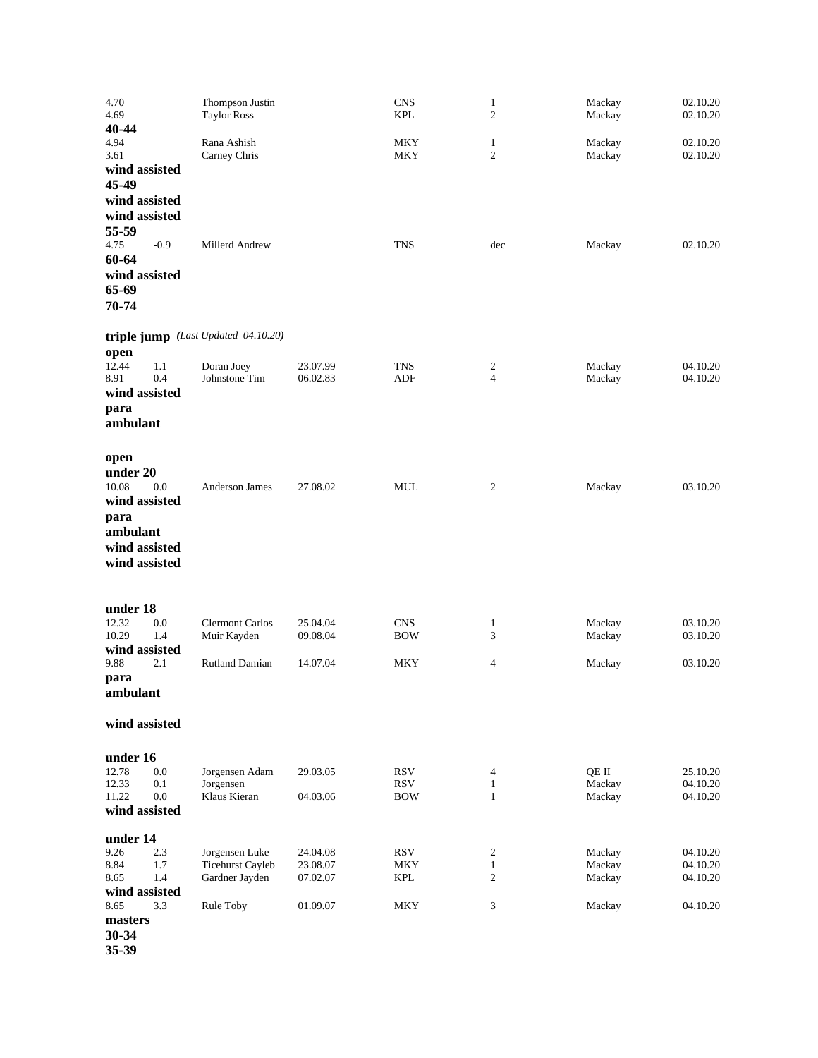| | | | | | | | |
|---|---|---|---|---|---|---|---|
| 4.70 | | Thompson Justin | | CNS | 1 | Mackay | 02.10.20 |
| 4.69 | | Taylor Ross | | KPL | 2 | Mackay | 02.10.20 |

**40-44**

| | | | | | | | |
|---|---|---|---|---|---|---|---|
| 4.94 | | Rana Ashish | | MKY | 1 | Mackay | 02.10.20 |
| 3.61 | | Carney Chris | | MKY | 2 | Mackay | 02.10.20 |

**wind assisted**

**45-49**

**wind assisted**

**wind assisted**

**55-59**

| | | | | | | | |
|---|---|---|---|---|---|---|---|
| 4.75 | -0.9 | Millerd Andrew | | TNS | dec | Mackay | 02.10.20 |

**60-64**

**wind assisted**

**65-69**

**70-74**

**triple jump** *(Last Updated 04.10.20)*

**open**

| | | | | | | | |
|---|---|---|---|---|---|---|---|
| 12.44 | 1.1 | Doran Joey | 23.07.99 | TNS | 2 | Mackay | 04.10.20 |
| 8.91 | 0.4 | Johnstone Tim | 06.02.83 | ADF | 4 | Mackay | 04.10.20 |

**wind assisted**

**para**

**ambulant**

**open**

**under 20**

| | | | | | | | |
|---|---|---|---|---|---|---|---|
| 10.08 | 0.0 | Anderson James | 27.08.02 | MUL | 2 | Mackay | 03.10.20 |

**wind assisted**

**para**

**ambulant**

**wind assisted**

**wind assisted**

**under 18**

| | | | | | | | |
|---|---|---|---|---|---|---|---|
| 12.32 | 0.0 | Clermont Carlos | 25.04.04 | CNS | 1 | Mackay | 03.10.20 |
| 10.29 | 1.4 | Muir Kayden | 09.08.04 | BOW | 3 | Mackay | 03.10.20 |

**wind assisted**

| | | | | | | | |
|---|---|---|---|---|---|---|---|
| 9.88 | 2.1 | Rutland Damian | 14.07.04 | MKY | 4 | Mackay | 03.10.20 |

**para**

**ambulant**

**wind assisted**

**under 16**

| | | | | | | | |
|---|---|---|---|---|---|---|---|
| 12.78 | 0.0 | Jorgensen Adam | 29.03.05 | RSV | 4 | QE II | 25.10.20 |
| 12.33 | 0.1 | Jorgensen | | RSV | 1 | Mackay | 04.10.20 |
| 11.22 | 0.0 | Klaus Kieran | 04.03.06 | BOW | 1 | Mackay | 04.10.20 |

**wind assisted**

**under 14**

| | | | | | | | |
|---|---|---|---|---|---|---|---|
| 9.26 | 2.3 | Jorgensen Luke | 24.04.08 | RSV | 2 | Mackay | 04.10.20 |
| 8.84 | 1.7 | Ticehurst Cayleb | 23.08.07 | MKY | 1 | Mackay | 04.10.20 |
| 8.65 | 1.4 | Gardner Jayden | 07.02.07 | KPL | 2 | Mackay | 04.10.20 |

**wind assisted**

| | | | | | | | |
|---|---|---|---|---|---|---|---|
| 8.65 | 3.3 | Rule Toby | 01.09.07 | MKY | 3 | Mackay | 04.10.20 |

**masters**

**30-34**

**35-39**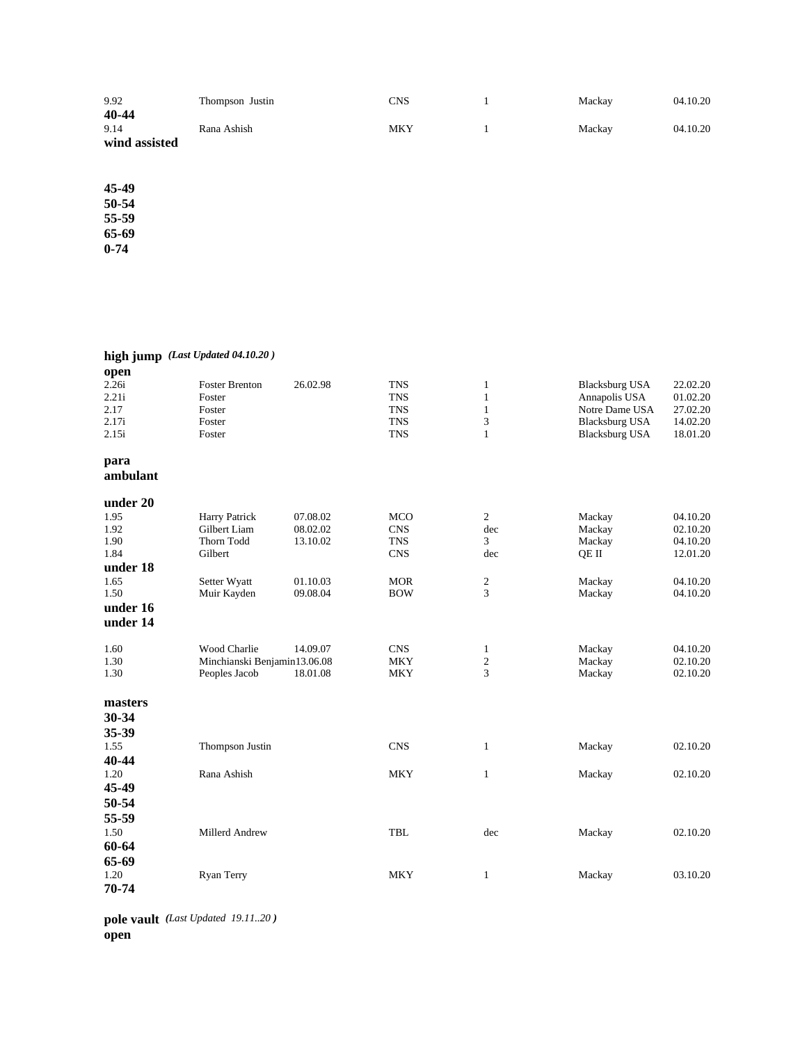| | | | | | | |
|---|---|---|---|---|---|---|
| 9.92 | Thompson Justin | | CNS | 1 | Mackay | 04.10.20 |

**40-44**

| | | | | | | |
|---|---|---|---|---|---|---|
| 9.14 | Rana Ashish | | MKY | 1 | Mackay | 04.10.20 |

**wind assisted**

**45-49**
**50-54**
**55-59**
**65-69**
**0-74**

## high jump *(Last Updated 04.10.20 )*

**open**

| | | | | | | |
|---|---|---|---|---|---|---|
| 2.26i | Foster Brenton | 26.02.98 | TNS | 1 | Blacksburg USA | 22.02.20 |
| 2.21i | Foster | | TNS | 1 | Annapolis USA | 01.02.20 |
| 2.17 | Foster | | TNS | 1 | Notre Dame USA | 27.02.20 |
| 2.17i | Foster | | TNS | 3 | Blacksburg USA | 14.02.20 |
| 2.15i | Foster | | TNS | 1 | Blacksburg USA | 18.01.20 |

**para**
**ambulant**

**under 20**

| | | | | | | |
|---|---|---|---|---|---|---|
| 1.95 | Harry Patrick | 07.08.02 | MCO | 2 | Mackay | 04.10.20 |
| 1.92 | Gilbert Liam | 08.02.02 | CNS | dec | Mackay | 02.10.20 |
| 1.90 | Thorn Todd | 13.10.02 | TNS | 3 | Mackay | 04.10.20 |
| 1.84 | Gilbert | | CNS | dec | QE II | 12.01.20 |

**under 18**

| | | | | | | |
|---|---|---|---|---|---|---|
| 1.65 | Setter Wyatt | 01.10.03 | MOR | 2 | Mackay | 04.10.20 |
| 1.50 | Muir Kayden | 09.08.04 | BOW | 3 | Mackay | 04.10.20 |

**under 16**
**under 14**

| | | | | | | |
|---|---|---|---|---|---|---|
| 1.60 | Wood Charlie | 14.09.07 | CNS | 1 | Mackay | 04.10.20 |
| 1.30 | Minchianski Benjamin | 13.06.08 | MKY | 2 | Mackay | 02.10.20 |
| 1.30 | Peoples Jacob | 18.01.08 | MKY | 3 | Mackay | 02.10.20 |

**masters**
**30-34**
**35-39**

| | | | | | | |
|---|---|---|---|---|---|---|
| 1.55 | Thompson Justin | | CNS | 1 | Mackay | 02.10.20 |

**40-44**

| | | | | | | |
|---|---|---|---|---|---|---|
| 1.20 | Rana Ashish | | MKY | 1 | Mackay | 02.10.20 |

**45-49**
**50-54**
**55-59**

| | | | | | | |
|---|---|---|---|---|---|---|
| 1.50 | Millerd Andrew | | TBL | dec | Mackay | 02.10.20 |

**60-64**
**65-69**

| | | | | | | |
|---|---|---|---|---|---|---|
| 1.20 | Ryan Terry | | MKY | 1 | Mackay | 03.10.20 |

**70-74**

## pole vault *(Last Updated 19.11..20 )*

**open**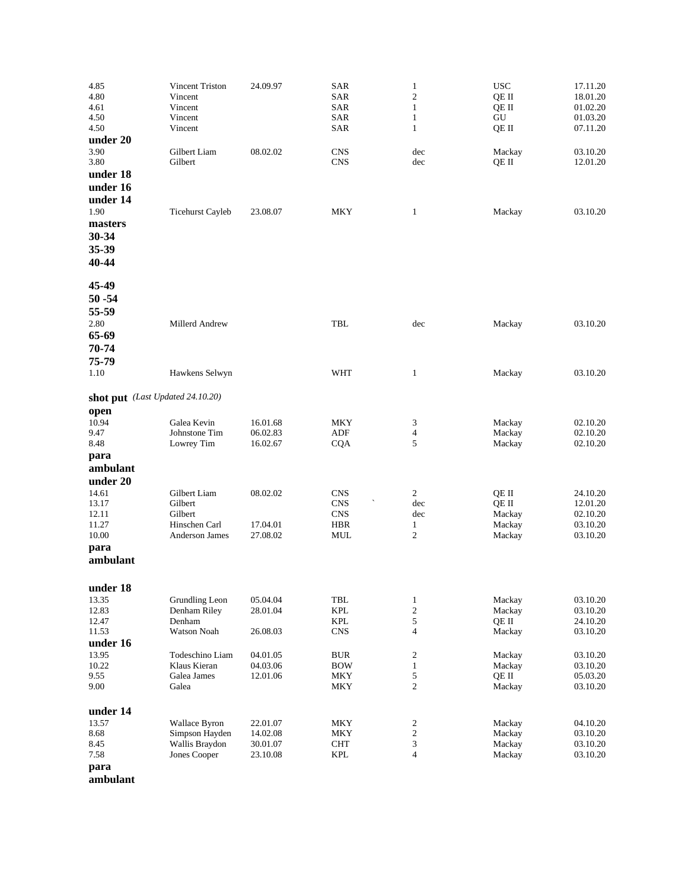| | | | | | | |
|---|---|---|---|---|---|---|
| 4.85 | Vincent Triston | 24.09.97 | SAR | 1 | USC | 17.11.20 |
| 4.80 | Vincent | | SAR | 2 | QE II | 18.01.20 |
| 4.61 | Vincent | | SAR | 1 | QE II | 01.02.20 |
| 4.50 | Vincent | | SAR | 1 | GU | 01.03.20 |
| 4.50 | Vincent | | SAR | 1 | QE II | 07.11.20 |

**under 20**

| | | | | | | |
|---|---|---|---|---|---|---|
| 3.90 | Gilbert Liam | 08.02.02 | CNS | dec | Mackay | 03.10.20 |
| 3.80 | Gilbert | | CNS | dec | QE II | 12.01.20 |

**under 18**

**under 16**

**under 14**

| | | | | | | |
|---|---|---|---|---|---|---|
| 1.90 | Ticehurst Cayleb | 23.08.07 | MKY | 1 | Mackay | 03.10.20 |

**masters**

**30-34**

**35-39**

**40-44**

**45-49**

**50 -54**

**55-59**

| | | | | | | |
|---|---|---|---|---|---|---|
| 2.80 | Millerd Andrew | | TBL | dec | Mackay | 03.10.20 |

**65-69**

**70-74**

**75-79**

| | | | | | | |
|---|---|---|---|---|---|---|
| 1.10 | Hawkens Selwyn | | WHT | 1 | Mackay | 03.10.20 |

**shot put** *(Last Updated 24.10.20)*

**open**

| | | | | | | |
|---|---|---|---|---|---|---|
| 10.94 | Galea Kevin | 16.01.68 | MKY | 3 | Mackay | 02.10.20 |
| 9.47 | Johnstone Tim | 06.02.83 | ADF | 4 | Mackay | 02.10.20 |
| 8.48 | Lowrey Tim | 16.02.67 | CQA | 5 | Mackay | 02.10.20 |

**para ambulant**

**under 20**

| | | | | | | |
|---|---|---|---|---|---|---|
| 14.61 | Gilbert Liam | 08.02.02 | CNS | 2 | QE II | 24.10.20 |
| 13.17 | Gilbert | | CNS ` | dec | QE II | 12.01.20 |
| 12.11 | Gilbert | | CNS | dec | Mackay | 02.10.20 |
| 11.27 | Hinschen Carl | 17.04.01 | HBR | 1 | Mackay | 03.10.20 |
| 10.00 | Anderson James | 27.08.02 | MUL | 2 | Mackay | 03.10.20 |

**para ambulant**

**under 18**

| | | | | | | |
|---|---|---|---|---|---|---|
| 13.35 | Grundling Leon | 05.04.04 | TBL | 1 | Mackay | 03.10.20 |
| 12.83 | Denham Riley | 28.01.04 | KPL | 2 | Mackay | 03.10.20 |
| 12.47 | Denham | | KPL | 5 | QE II | 24.10.20 |
| 11.53 | Watson Noah | 26.08.03 | CNS | 4 | Mackay | 03.10.20 |

**under 16**

| | | | | | | |
|---|---|---|---|---|---|---|
| 13.95 | Todeschino Liam | 04.01.05 | BUR | 2 | Mackay | 03.10.20 |
| 10.22 | Klaus Kieran | 04.03.06 | BOW | 1 | Mackay | 03.10.20 |
| 9.55 | Galea James | 12.01.06 | MKY | 5 | QE II | 05.03.20 |
| 9.00 | Galea | | MKY | 2 | Mackay | 03.10.20 |

**under 14**

| | | | | | | |
|---|---|---|---|---|---|---|
| 13.57 | Wallace Byron | 22.01.07 | MKY | 2 | Mackay | 04.10.20 |
| 8.68 | Simpson Hayden | 14.02.08 | MKY | 2 | Mackay | 03.10.20 |
| 8.45 | Wallis Braydon | 30.01.07 | CHT | 3 | Mackay | 03.10.20 |
| 7.58 | Jones Cooper | 23.10.08 | KPL | 4 | Mackay | 03.10.20 |

**para ambulant**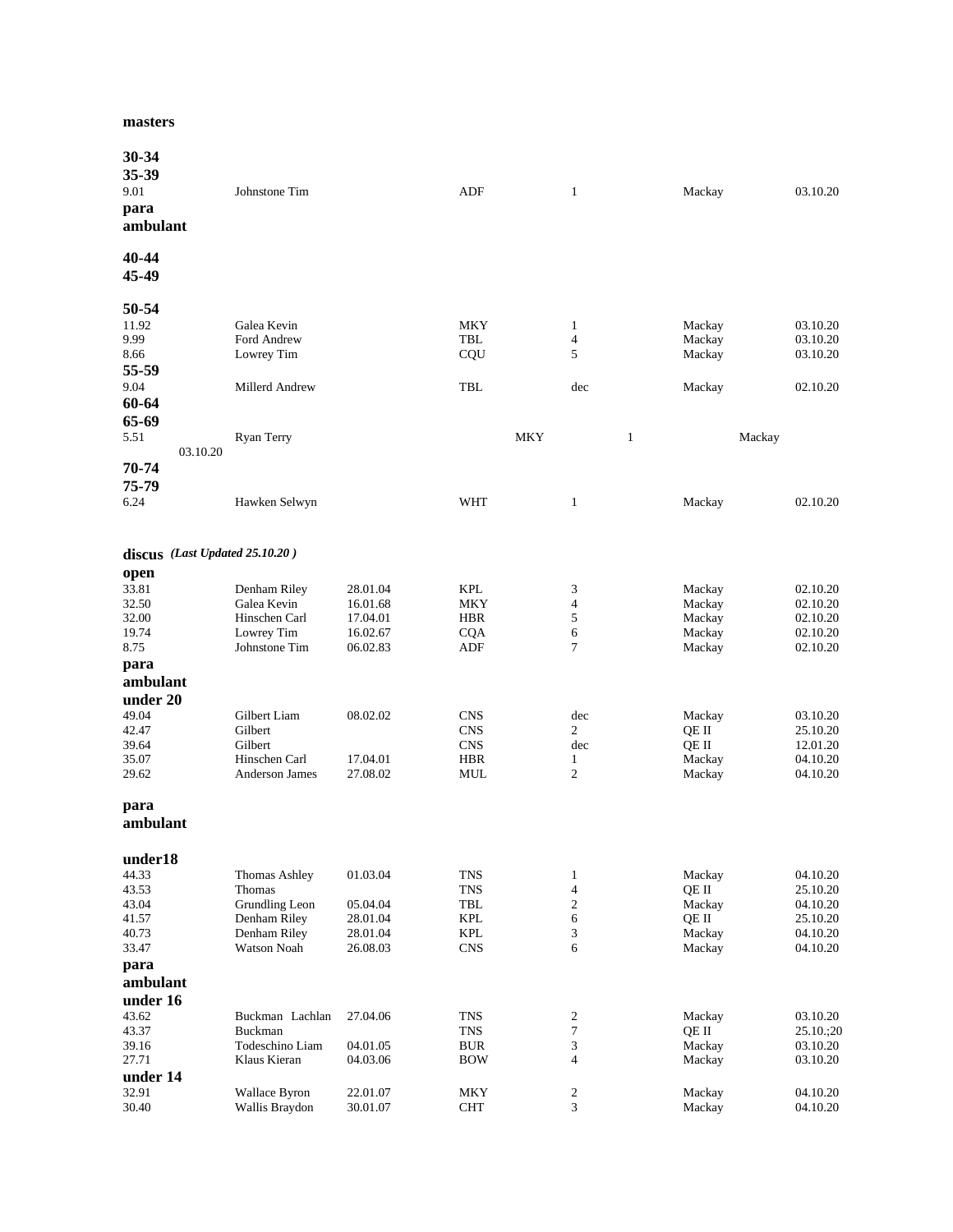**masters**

**30-34**

**35-39**

| | | | | | | |
|---|---|---|---|---|---|---|
| 9.01 | Johnstone Tim | | ADF | 1 | Mackay | 03.10.20 |

**para ambulant**

**40-44**

**45-49**

**50-54**

| | | | | | | |
|---|---|---|---|---|---|---|
| 11.92 | Galea Kevin | | MKY | 1 | Mackay | 03.10.20 |
| 9.99 | Ford Andrew | | TBL | 4 | Mackay | 03.10.20 |
| 8.66 | Lowrey Tim | | CQU | 5 | Mackay | 03.10.20 |

**55-59**

| | | | | | | |
|---|---|---|---|---|---|---|
| 9.04 | Millerd Andrew | | TBL | dec | Mackay | 02.10.20 |

**60-64**

**65-69**

| | | | | | | |
|---|---|---|---|---|---|---|
| 5.51 | Ryan Terry | | MKY | 1 | Mackay | 03.10.20 |

**70-74**

**75-79**

| | | | | | | |
|---|---|---|---|---|---|---|
| 6.24 | Hawken Selwyn | | WHT | 1 | Mackay | 02.10.20 |

**discus** ***(Last Updated 25.10.20 )***

**open**

| | | | | | | |
|---|---|---|---|---|---|---|
| 33.81 | Denham Riley | 28.01.04 | KPL | 3 | Mackay | 02.10.20 |
| 32.50 | Galea Kevin | 16.01.68 | MKY | 4 | Mackay | 02.10.20 |
| 32.00 | Hinschen Carl | 17.04.01 | HBR | 5 | Mackay | 02.10.20 |
| 19.74 | Lowrey Tim | 16.02.67 | CQA | 6 | Mackay | 02.10.20 |
| 8.75 | Johnstone Tim | 06.02.83 | ADF | 7 | Mackay | 02.10.20 |

**para ambulant**

**under 20**

| | | | | | | |
|---|---|---|---|---|---|---|
| 49.04 | Gilbert Liam | 08.02.02 | CNS | dec | Mackay | 03.10.20 |
| 42.47 | Gilbert | | CNS | 2 | QE II | 25.10.20 |
| 39.64 | Gilbert | | CNS | dec | QE II | 12.01.20 |
| 35.07 | Hinschen Carl | 17.04.01 | HBR | 1 | Mackay | 04.10.20 |
| 29.62 | Anderson James | 27.08.02 | MUL | 2 | Mackay | 04.10.20 |

**para ambulant**

**under18**

| | | | | | | |
|---|---|---|---|---|---|---|
| 44.33 | Thomas Ashley | 01.03.04 | TNS | 1 | Mackay | 04.10.20 |
| 43.53 | Thomas | | TNS | 4 | QE II | 25.10.20 |
| 43.04 | Grundling Leon | 05.04.04 | TBL | 2 | Mackay | 04.10.20 |
| 41.57 | Denham Riley | 28.01.04 | KPL | 6 | QE II | 25.10.20 |
| 40.73 | Denham Riley | 28.01.04 | KPL | 3 | Mackay | 04.10.20 |
| 33.47 | Watson Noah | 26.08.03 | CNS | 6 | Mackay | 04.10.20 |

**para ambulant**

**under 16**

| | | | | | | |
|---|---|---|---|---|---|---|
| 43.62 | Buckman Lachlan | 27.04.06 | TNS | 2 | Mackay | 03.10.20 |
| 43.37 | Buckman | | TNS | 7 | QE II | 25.10.;20 |
| 39.16 | Todeschino Liam | 04.01.05 | BUR | 3 | Mackay | 03.10.20 |
| 27.71 | Klaus Kieran | 04.03.06 | BOW | 4 | Mackay | 03.10.20 |

**under 14**

| | | | | | | |
|---|---|---|---|---|---|---|
| 32.91 | Wallace Byron | 22.01.07 | MKY | 2 | Mackay | 04.10.20 |
| 30.40 | Wallis Braydon | 30.01.07 | CHT | 3 | Mackay | 04.10.20 |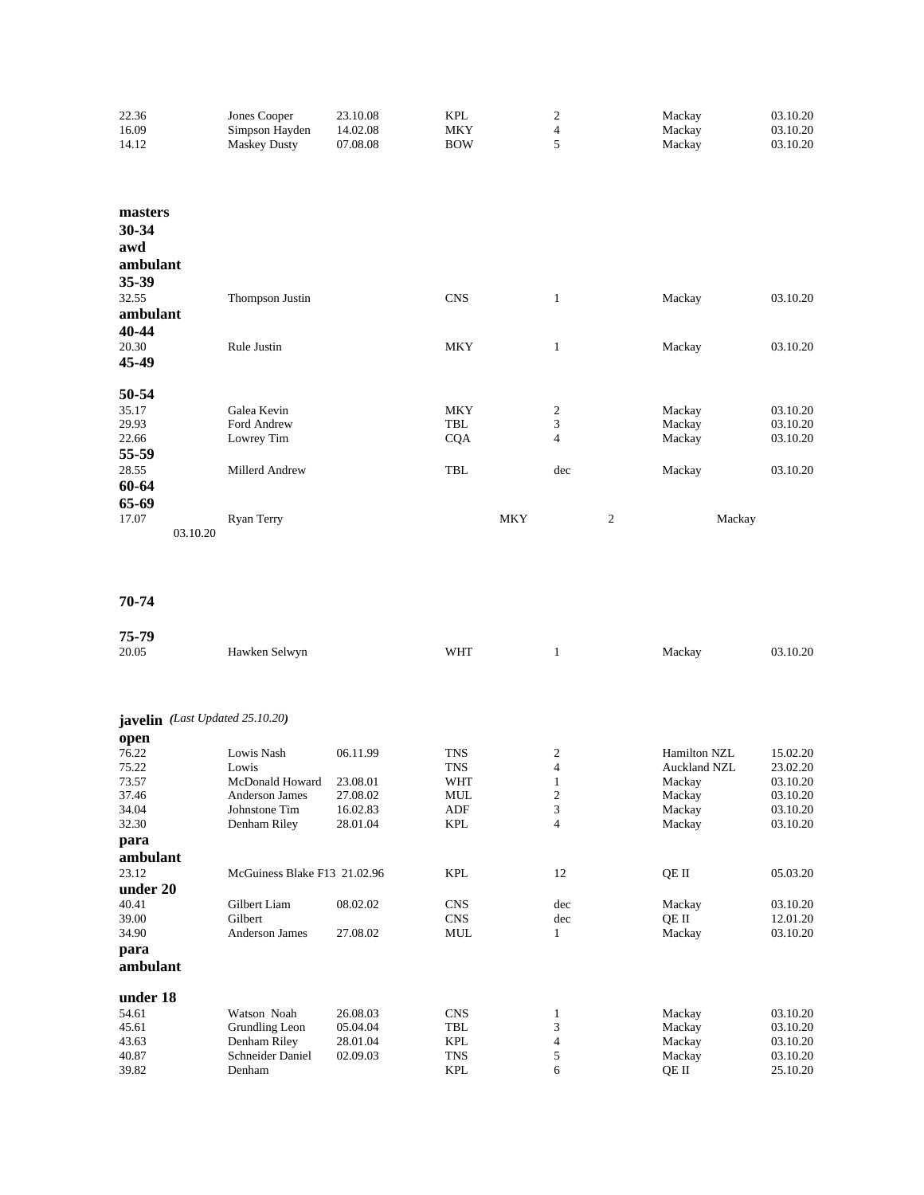| | | | | | | |
|---|---|---|---|---|---|---|
| 22.36 | Jones Cooper | 23.10.08 | KPL | 2 | Mackay | 03.10.20 |
| 16.09 | Simpson Hayden | 14.02.08 | MKY | 4 | Mackay | 03.10.20 |
| 14.12 | Maskey Dusty | 07.08.08 | BOW | 5 | Mackay | 03.10.20 |

**masters**

**30-34**

**awd**

**ambulant**

**35-39**

| | | | | | | |
|---|---|---|---|---|---|---|
| 32.55 | Thompson Justin | | CNS | 1 | Mackay | 03.10.20 |

**ambulant**

**40-44**

| | | | | | | |
|---|---|---|---|---|---|---|
| 20.30 | Rule Justin | | MKY | 1 | Mackay | 03.10.20 |

**45-49**

**50-54**

| | | | | | | |
|---|---|---|---|---|---|---|
| 35.17 | Galea Kevin | | MKY | 2 | Mackay | 03.10.20 |
| 29.93 | Ford Andrew | | TBL | 3 | Mackay | 03.10.20 |
| 22.66 | Lowrey Tim | | CQA | 4 | Mackay | 03.10.20 |

**55-59**

| | | | | | | |
|---|---|---|---|---|---|---|
| 28.55 | Millerd Andrew | | TBL | dec | Mackay | 03.10.20 |

**60-64**

**65-69**

| | | | | | | |
|---|---|---|---|---|---|---|
| 17.07 | Ryan Terry | | MKY | 2 | Mackay | 03.10.20 |

**70-74**

**75-79**

| | | | | | | |
|---|---|---|---|---|---|---|
| 20.05 | Hawken Selwyn | | WHT | 1 | Mackay | 03.10.20 |

**javelin** ***(Last Updated 25.10.20)***

**open**

| | | | | | | |
|---|---|---|---|---|---|---|
| 76.22 | Lowis Nash | 06.11.99 | TNS | 2 | Hamilton NZL | 15.02.20 |
| 75.22 | Lowis | | TNS | 4 | Auckland NZL | 23.02.20 |
| 73.57 | McDonald Howard | 23.08.01 | WHT | 1 | Mackay | 03.10.20 |
| 37.46 | Anderson James | 27.08.02 | MUL | 2 | Mackay | 03.10.20 |
| 34.04 | Johnstone Tim | 16.02.83 | ADF | 3 | Mackay | 03.10.20 |
| 32.30 | Denham Riley | 28.01.04 | KPL | 4 | Mackay | 03.10.20 |

**para**

**ambulant**

| | | | | | | |
|---|---|---|---|---|---|---|
| 23.12 | McGuiness Blake F13 | 21.02.96 | KPL | 12 | QE II | 05.03.20 |

**under 20**

| | | | | | | |
|---|---|---|---|---|---|---|
| 40.41 | Gilbert Liam | 08.02.02 | CNS | dec | Mackay | 03.10.20 |
| 39.00 | Gilbert | | CNS | dec | QE II | 12.01.20 |
| 34.90 | Anderson James | 27.08.02 | MUL | 1 | Mackay | 03.10.20 |

**para**

**ambulant**

**under 18**

| | | | | | | |
|---|---|---|---|---|---|---|
| 54.61 | Watson Noah | 26.08.03 | CNS | 1 | Mackay | 03.10.20 |
| 45.61 | Grundling Leon | 05.04.04 | TBL | 3 | Mackay | 03.10.20 |
| 43.63 | Denham Riley | 28.01.04 | KPL | 4 | Mackay | 03.10.20 |
| 40.87 | Schneider Daniel | 02.09.03 | TNS | 5 | Mackay | 03.10.20 |
| 39.82 | Denham | | KPL | 6 | QE II | 25.10.20 |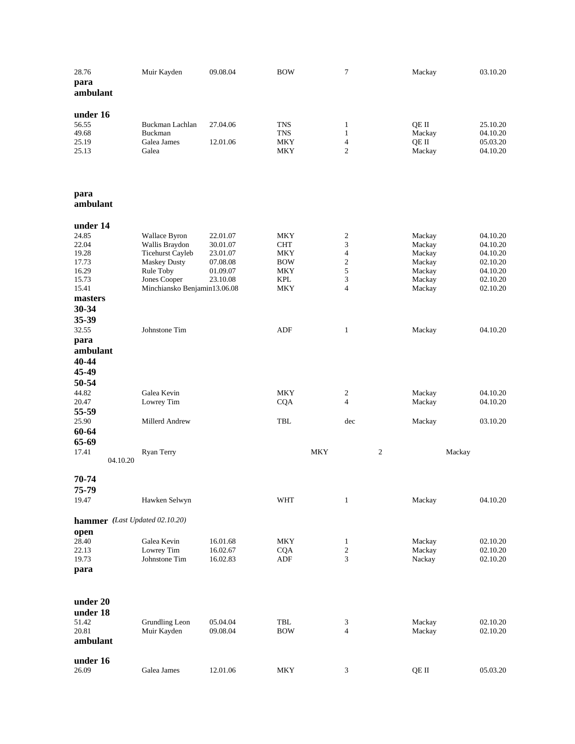| | | | | | | |
|---|---|---|---|---|---|---|
| 28.76 | Muir Kayden | 09.08.04 | BOW | 7 | Mackay | 03.10.20 |

**para**
**ambulant**

**under 16**

| | | | | | | |
|---|---|---|---|---|---|---|
| 56.55 | Buckman Lachlan | 27.04.06 | TNS | 1 | QE II | 25.10.20 |
| 49.68 | Buckman | | TNS | 1 | Mackay | 04.10.20 |
| 25.19 | Galea James | 12.01.06 | MKY | 4 | QE II | 05.03.20 |
| 25.13 | Galea | | MKY | 2 | Mackay | 04.10.20 |

**para**
**ambulant**

**under 14**

| | | | | | | |
|---|---|---|---|---|---|---|
| 24.85 | Wallace Byron | 22.01.07 | MKY | 2 | Mackay | 04.10.20 |
| 22.04 | Wallis Braydon | 30.01.07 | CHT | 3 | Mackay | 04.10.20 |
| 19.28 | Ticehurst Cayleb | 23.01.07 | MKY | 4 | Mackay | 04.10.20 |
| 17.73 | Maskey Dusty | 07.08.08 | BOW | 2 | Mackay | 02.10.20 |
| 16.29 | Rule Toby | 01.09.07 | MKY | 5 | Mackay | 04.10.20 |
| 15.73 | Jones Cooper | 23.10.08 | KPL | 3 | Mackay | 02.10.20 |
| 15.41 | Minchiansko Benjamin | 13.06.08 | MKY | 4 | Mackay | 02.10.20 |

**masters**

**30-34**

**35-39**

| | | | | | | |
|---|---|---|---|---|---|---|
| 32.55 | Johnstone Tim | | ADF | 1 | Mackay | 04.10.20 |

**para**
**ambulant**

**40-44**

**45-49**

**50-54**

| | | | | | | |
|---|---|---|---|---|---|---|
| 44.82 | Galea Kevin | | MKY | 2 | Mackay | 04.10.20 |
| 20.47 | Lowrey Tim | | CQA | 4 | Mackay | 04.10.20 |

**55-59**

| | | | | | | |
|---|---|---|---|---|---|---|
| 25.90 | Millerd Andrew | | TBL | dec | Mackay | 03.10.20 |

**60-64**

**65-69**

| | | | | | | |
|---|---|---|---|---|---|---|
| 17.41 | Ryan Terry | | MKY | 2 | Mackay | 04.10.20 |

**70-74**

**75-79**

| | | | | | | |
|---|---|---|---|---|---|---|
| 19.47 | Hawken Selwyn | | WHT | 1 | Mackay | 04.10.20 |

**hammer** *(Last Updated 02.10.20)*

**open**

| | | | | | | |
|---|---|---|---|---|---|---|
| 28.40 | Galea Kevin | 16.01.68 | MKY | 1 | Mackay | 02.10.20 |
| 22.13 | Lowrey Tim | 16.02.67 | CQA | 2 | Mackay | 02.10.20 |
| 19.73 | Johnstone Tim | 16.02.83 | ADF | 3 | Nackay | 02.10.20 |

**para**

**under 20**

**under 18**

| | | | | | | |
|---|---|---|---|---|---|---|
| 51.42 | Grundling Leon | 05.04.04 | TBL | 3 | Mackay | 02.10.20 |
| 20.81 | Muir Kayden | 09.08.04 | BOW | 4 | Mackay | 02.10.20 |

**ambulant**

**under 16**

| | | | | | | |
|---|---|---|---|---|---|---|
| 26.09 | Galea James | 12.01.06 | MKY | 3 | QE II | 05.03.20 |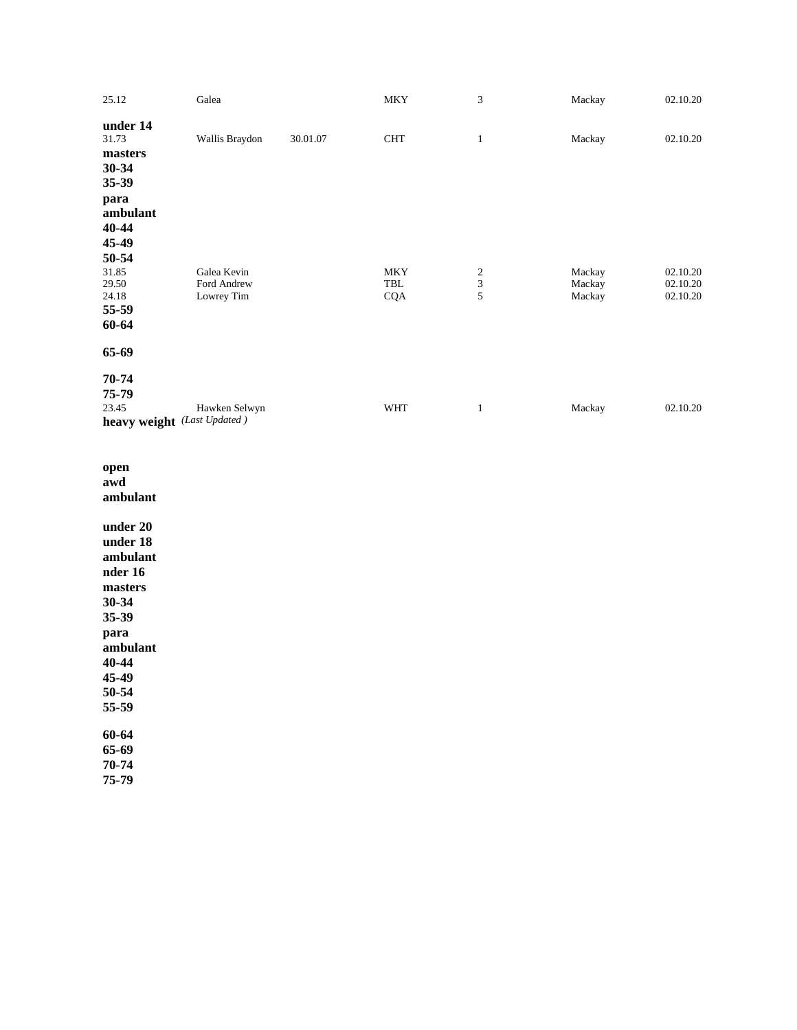| | | | | | | |
|---|---|---|---|---|---|---|
| 25.12 | Galea | | MKY | 3 | Mackay | 02.10.20 |

**under 14**

| | | | | | | |
|---|---|---|---|---|---|---|
| 31.73 | Wallis Braydon | 30.01.07 | CHT | 1 | Mackay | 02.10.20 |

**masters**

**30-34**

**35-39**

**para**

**ambulant**

**40-44**

**45-49**

**50-54**

| | | | | | | |
|---|---|---|---|---|---|---|
| 31.85 | Galea Kevin | | MKY | 2 | Mackay | 02.10.20 |
| 29.50 | Ford Andrew | | TBL | 3 | Mackay | 02.10.20 |
| 24.18 | Lowrey Tim | | CQA | 5 | Mackay | 02.10.20 |

**55-59**

**60-64**

**65-69**

**70-74**

**75-79**

| | | | | | | |
|---|---|---|---|---|---|---|
| 23.45 | Hawken Selwyn | | WHT | 1 | Mackay | 02.10.20 |

**heavy weight** *(Last Updated )*

**open**

**awd**

**ambulant**

**under 20**

**under 18**

**ambulant**

**nder 16**

**masters**

**30-34**

**35-39**

**para**

**ambulant**

**40-44**

**45-49**

**50-54**

**55-59**

**60-64**

**65-69**

**70-74**

**75-79**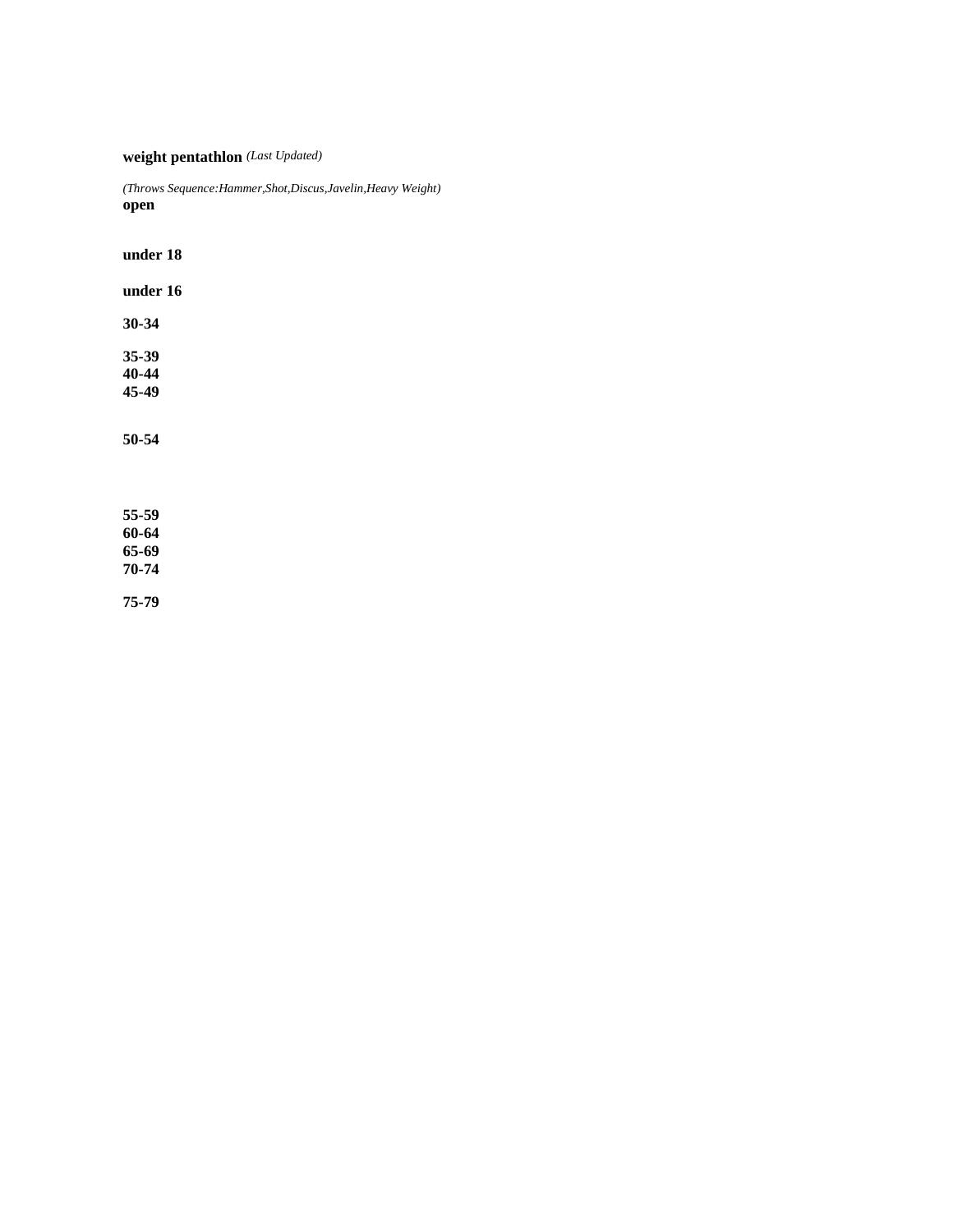**weight pentathlon** *(Last Updated)*

*(Throws Sequence:Hammer,Shot,Discus,Javelin,Heavy Weight)*

**open**

**under 18**

**under 16**

**30-34**

**35-39**

**40-44**

**45-49**

**50-54**

**55-59**

**60-64**

**65-69**

**70-74**

**75-79**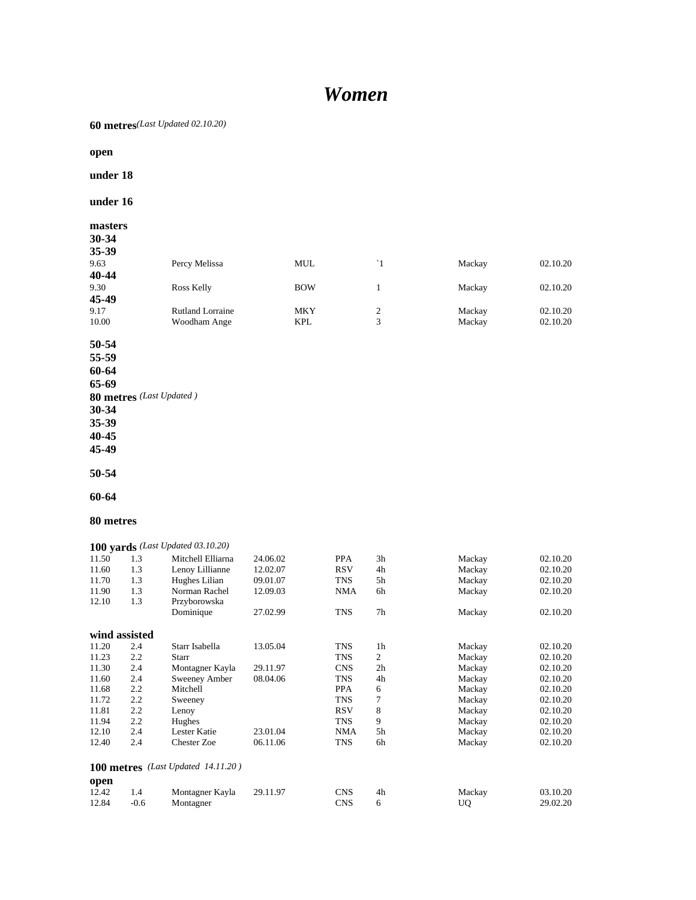# *Women*

**60 metres** *(Last Updated 02.10.20)*

**open**

**under 18**

**under 16**

**masters**

**30-34**

**35-39**

| | | | | | |
|---|---|---|---|---|---|
| 9.63 | Percy Melissa | MUL | `1 | Mackay | 02.10.20 |

**40-44**

| | | | | | |
|---|---|---|---|---|---|
| 9.30 | Ross Kelly | BOW | 1 | Mackay | 02.10.20 |

**45-49**

| | | | | | |
|---|---|---|---|---|---|
| 9.17 | Rutland Lorraine | MKY | 2 | Mackay | 02.10.20 |
| 10.00 | Woodham Ange | KPL | 3 | Mackay | 02.10.20 |

**50-54**

**55-59**

**60-64**

**65-69**

**80 metres** *(Last Updated )*

**30-34**

**35-39**

**40-45**

**45-49**

**50-54**

**60-64**

**80 metres**

**100 yards** *(Last Updated 03.10.20)*

| | | | | | | | |
|---|---|---|---|---|---|---|---|
| 11.50 | 1.3 | Mitchell Elliarna | 24.06.02 | PPA | 3h | Mackay | 02.10.20 |
| 11.60 | 1.3 | Lenoy Lillianne | 12.02.07 | RSV | 4h | Mackay | 02.10.20 |
| 11.70 | 1.3 | Hughes Lilian | 09.01.07 | TNS | 5h | Mackay | 02.10.20 |
| 11.90 | 1.3 | Norman Rachel | 12.09.03 | NMA | 6h | Mackay | 02.10.20 |
| 12.10 | 1.3 | Przyborowska Dominique | 27.02.99 | TNS | 7h | Mackay | 02.10.20 |

**wind assisted**

| | | | | | | | |
|---|---|---|---|---|---|---|---|
| 11.20 | 2.4 | Starr Isabella | 13.05.04 | TNS | 1h | Mackay | 02.10.20 |
| 11.23 | 2.2 | Starr | | TNS | 2 | Mackay | 02.10.20 |
| 11.30 | 2.4 | Montagner Kayla | 29.11.97 | CNS | 2h | Mackay | 02.10.20 |
| 11.60 | 2.4 | Sweeney Amber | 08.04.06 | TNS | 4h | Mackay | 02.10.20 |
| 11.68 | 2.2 | Mitchell | | PPA | 6 | Mackay | 02.10.20 |
| 11.72 | 2.2 | Sweeney | | TNS | 7 | Mackay | 02.10.20 |
| 11.81 | 2.2 | Lenoy | | RSV | 8 | Mackay | 02.10.20 |
| 11.94 | 2.2 | Hughes | | TNS | 9 | Mackay | 02.10.20 |
| 12.10 | 2.4 | Lester Katie | 23.01.04 | NMA | 5h | Mackay | 02.10.20 |
| 12.40 | 2.4 | Chester Zoe | 06.11.06 | TNS | 6h | Mackay | 02.10.20 |

**100 metres** *(Last Updated 14.11.20 )*

**open**

| | | | | | | | |
|---|---|---|---|---|---|---|---|
| 12.42 | 1.4 | Montagner Kayla | 29.11.97 | CNS | 4h | Mackay | 03.10.20 |
| 12.84 | -0.6 | Montagner | | CNS | 6 | UQ | 29.02.20 |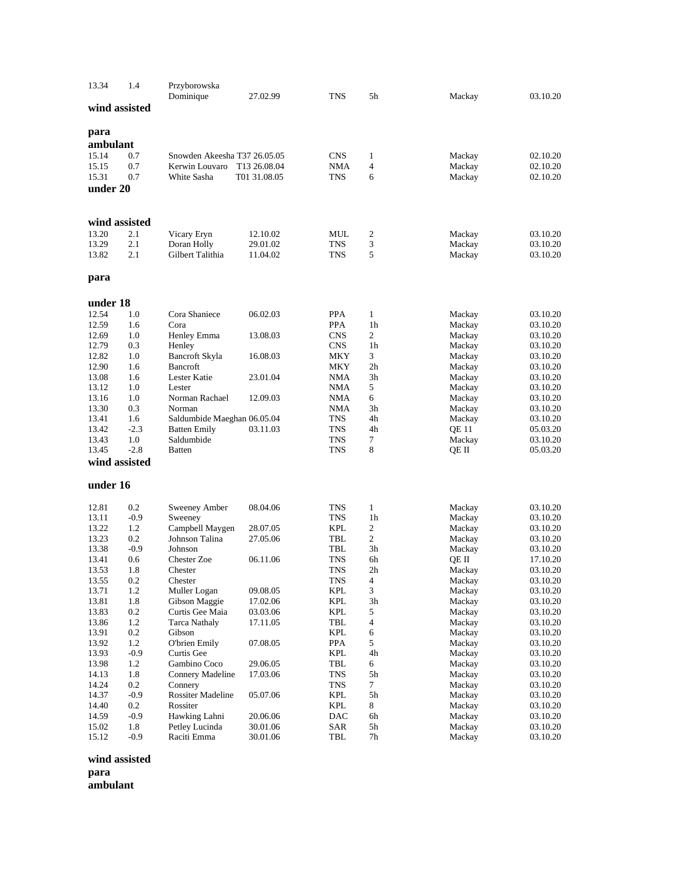| | | | | | | | |
|---|---|---|---|---|---|---|---|
| 13.34 | 1.4 | Przyborowska Dominique | 27.02.99 | TNS | 5h | Mackay | 03.10.20 |

**wind assisted**

**para**

**ambulant**

| | | | | | | | |
|---|---|---|---|---|---|---|---|
| 15.14 | 0.7 | Snowden Akeesha T37 | 26.05.05 | CNS | 1 | Mackay | 02.10.20 |
| 15.15 | 0.7 | Kerwin Louvaro T13 | 26.08.04 | NMA | 4 | Mackay | 02.10.20 |
| 15.31 | 0.7 | White Sasha T01 | 31.08.05 | TNS | 6 | Mackay | 02.10.20 |

**under 20**

**wind assisted**

| | | | | | | | |
|---|---|---|---|---|---|---|---|
| 13.20 | 2.1 | Vicary Eryn | 12.10.02 | MUL | 2 | Mackay | 03.10.20 |
| 13.29 | 2.1 | Doran Holly | 29.01.02 | TNS | 3 | Mackay | 03.10.20 |
| 13.82 | 2.1 | Gilbert Talithia | 11.04.02 | TNS | 5 | Mackay | 03.10.20 |

**para**

**under 18**

| | | | | | | | |
|---|---|---|---|---|---|---|---|
| 12.54 | 1.0 | Cora Shaniece | 06.02.03 | PPA | 1 | Mackay | 03.10.20 |
| 12.59 | 1.6 | Cora | | PPA | 1h | Mackay | 03.10.20 |
| 12.69 | 1.0 | Henley Emma | 13.08.03 | CNS | 2 | Mackay | 03.10.20 |
| 12.79 | 0.3 | Henley | | CNS | 1h | Mackay | 03.10.20 |
| 12.82 | 1.0 | Bancroft Skyla | 16.08.03 | MKY | 3 | Mackay | 03.10.20 |
| 12.90 | 1.6 | Bancroft | | MKY | 2h | Mackay | 03.10.20 |
| 13.08 | 1.6 | Lester Katie | 23.01.04 | NMA | 3h | Mackay | 03.10.20 |
| 13.12 | 1.0 | Lester | | NMA | 5 | Mackay | 03.10.20 |
| 13.16 | 1.0 | Norman Rachael | 12.09.03 | NMA | 6 | Mackay | 03.10.20 |
| 13.30 | 0.3 | Norman | | NMA | 3h | Mackay | 03.10.20 |
| 13.41 | 1.6 | Saldumbide Maeghan | 06.05.04 | TNS | 4h | Mackay | 03.10.20 |
| 13.42 | -2.3 | Batten Emily | 03.11.03 | TNS | 4h | QE 11 | 05.03.20 |
| 13.43 | 1.0 | Saldumbide | | TNS | 7 | Mackay | 03.10.20 |
| 13.45 | -2.8 | Batten | | TNS | 8 | QE II | 05.03.20 |

**wind assisted**

**under 16**

| | | | | | | | |
|---|---|---|---|---|---|---|---|
| 12.81 | 0.2 | Sweeney Amber | 08.04.06 | TNS | 1 | Mackay | 03.10.20 |
| 13.11 | -0.9 | Sweeney | | TNS | 1h | Mackay | 03.10.20 |
| 13.22 | 1.2 | Campbell Maygen | 28.07.05 | KPL | 2 | Mackay | 03.10.20 |
| 13.23 | 0.2 | Johnson Talina | 27.05.06 | TBL | 2 | Mackay | 03.10.20 |
| 13.38 | -0.9 | Johnson | | TBL | 3h | Mackay | 03.10.20 |
| 13.41 | 0.6 | Chester Zoe | 06.11.06 | TNS | 6h | QE II | 17.10.20 |
| 13.53 | 1.8 | Chester | | TNS | 2h | Mackay | 03.10.20 |
| 13.55 | 0.2 | Chester | | TNS | 4 | Mackay | 03.10.20 |
| 13.71 | 1.2 | Muller Logan | 09.08.05 | KPL | 3 | Mackay | 03.10.20 |
| 13.81 | 1.8 | Gibson Maggie | 17.02.06 | KPL | 3h | Mackay | 03.10.20 |
| 13.83 | 0.2 | Curtis Gee Maia | 03.03.06 | KPL | 5 | Mackay | 03.10.20 |
| 13.86 | 1.2 | Tarca Nathaly | 17.11.05 | TBL | 4 | Mackay | 03.10.20 |
| 13.91 | 0.2 | Gibson | | KPL | 6 | Mackay | 03.10.20 |
| 13.92 | 1.2 | O'brien Emily | 07.08.05 | PPA | 5 | Mackay | 03.10.20 |
| 13.93 | -0.9 | Curtis Gee | | KPL | 4h | Mackay | 03.10.20 |
| 13.98 | 1.2 | Gambino Coco | 29.06.05 | TBL | 6 | Mackay | 03.10.20 |
| 14.13 | 1.8 | Connery Madeline | 17.03.06 | TNS | 5h | Mackay | 03.10.20 |
| 14.24 | 0.2 | Connery | | TNS | 7 | Mackay | 03.10.20 |
| 14.37 | -0.9 | Rossiter Madeline | 05.07.06 | KPL | 5h | Mackay | 03.10.20 |
| 14.40 | 0.2 | Rossiter | | KPL | 8 | Mackay | 03.10.20 |
| 14.59 | -0.9 | Hawking Lahni | 20.06.06 | DAC | 6h | Mackay | 03.10.20 |
| 15.02 | 1.8 | Petley Lucinda | 30.01.06 | SAR | 5h | Mackay | 03.10.20 |
| 15.12 | -0.9 | Raciti Emma | 30.01.06 | TBL | 7h | Mackay | 03.10.20 |

**wind assisted**

**para**

**ambulant**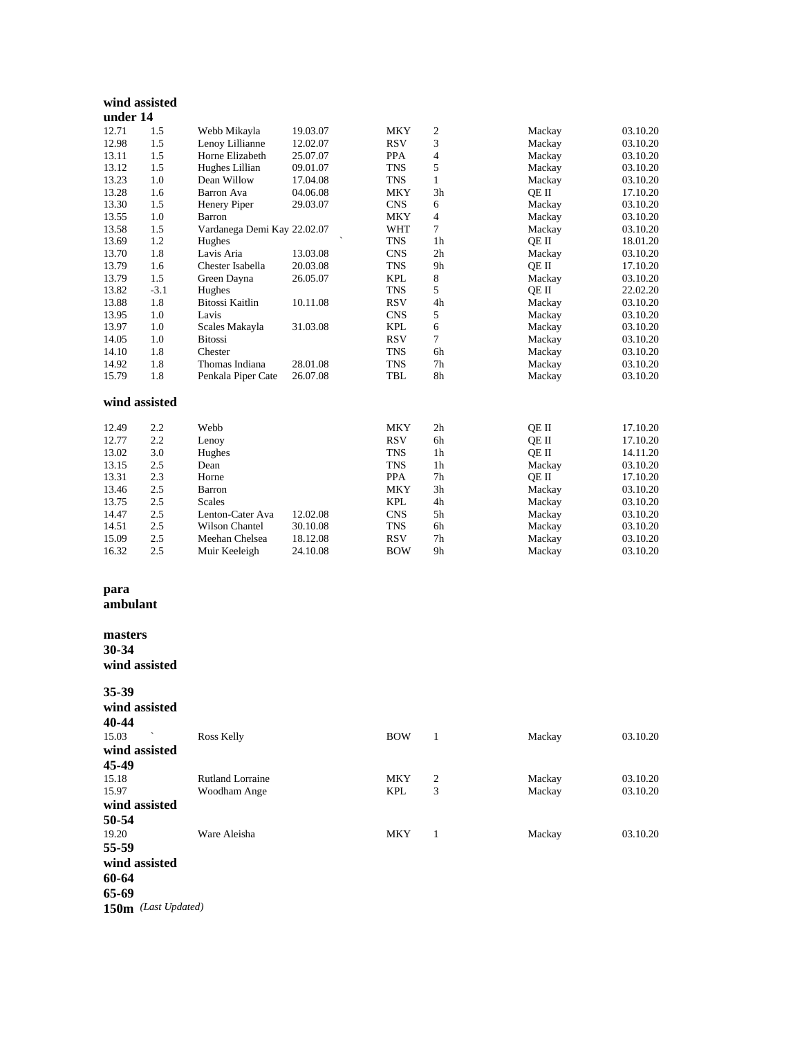**wind assisted**

**under 14**

| | | | | | | | |
|---|---|---|---|---|---|---|---|
| 12.71 | 1.5 | Webb Mikayla | 19.03.07 | MKY | 2 | Mackay | 03.10.20 |
| 12.98 | 1.5 | Lenoy Lillianne | 12.02.07 | RSV | 3 | Mackay | 03.10.20 |
| 13.11 | 1.5 | Horne Elizabeth | 25.07.07 | PPA | 4 | Mackay | 03.10.20 |
| 13.12 | 1.5 | Hughes Lillian | 09.01.07 | TNS | 5 | Mackay | 03.10.20 |
| 13.23 | 1.0 | Dean Willow | 17.04.08 | TNS | 1 | Mackay | 03.10.20 |
| 13.28 | 1.6 | Barron Ava | 04.06.08 | MKY | 3h | QE II | 17.10.20 |
| 13.30 | 1.5 | Henery Piper | 29.03.07 | CNS | 6 | Mackay | 03.10.20 |
| 13.55 | 1.0 | Barron | | MKY | 4 | Mackay | 03.10.20 |
| 13.58 | 1.5 | Vardanega Demi Kay | 22.02.07 | WHT | 7 | Mackay | 03.10.20 |
| 13.69 | 1.2 | Hughes | ` | TNS | 1h | QE II | 18.01.20 |
| 13.70 | 1.8 | Lavis Aria | 13.03.08 | CNS | 2h | Mackay | 03.10.20 |
| 13.79 | 1.6 | Chester Isabella | 20.03.08 | TNS | 9h | QE II | 17.10.20 |
| 13.79 | 1.5 | Green Dayna | 26.05.07 | KPL | 8 | Mackay | 03.10.20 |
| 13.82 | -3.1 | Hughes | | TNS | 5 | QE II | 22.02.20 |
| 13.88 | 1.8 | Bitossi Kaitlin | 10.11.08 | RSV | 4h | Mackay | 03.10.20 |
| 13.95 | 1.0 | Lavis | | CNS | 5 | Mackay | 03.10.20 |
| 13.97 | 1.0 | Scales Makayla | 31.03.08 | KPL | 6 | Mackay | 03.10.20 |
| 14.05 | 1.0 | Bitossi | | RSV | 7 | Mackay | 03.10.20 |
| 14.10 | 1.8 | Chester | | TNS | 6h | Mackay | 03.10.20 |
| 14.92 | 1.8 | Thomas Indiana | 28.01.08 | TNS | 7h | Mackay | 03.10.20 |
| 15.79 | 1.8 | Penkala Piper Cate | 26.07.08 | TBL | 8h | Mackay | 03.10.20 |

**wind assisted**

| | | | | | | | |
|---|---|---|---|---|---|---|---|
| 12.49 | 2.2 | Webb | | MKY | 2h | QE II | 17.10.20 |
| 12.77 | 2.2 | Lenoy | | RSV | 6h | QE II | 17.10.20 |
| 13.02 | 3.0 | Hughes | | TNS | 1h | QE II | 14.11.20 |
| 13.15 | 2.5 | Dean | | TNS | 1h | Mackay | 03.10.20 |
| 13.31 | 2.3 | Horne | | PPA | 7h | QE II | 17.10.20 |
| 13.46 | 2.5 | Barron | | MKY | 3h | Mackay | 03.10.20 |
| 13.75 | 2.5 | Scales | | KPL | 4h | Mackay | 03.10.20 |
| 14.47 | 2.5 | Lenton-Cater Ava | 12.02.08 | CNS | 5h | Mackay | 03.10.20 |
| 14.51 | 2.5 | Wilson Chantel | 30.10.08 | TNS | 6h | Mackay | 03.10.20 |
| 15.09 | 2.5 | Meehan Chelsea | 18.12.08 | RSV | 7h | Mackay | 03.10.20 |
| 16.32 | 2.5 | Muir Keeleigh | 24.10.08 | BOW | 9h | Mackay | 03.10.20 |

**para**

**ambulant**

**masters**

**30-34**

**wind assisted**

**35-39**

**wind assisted**

**40-44**

| | | | | | | | |
|---|---|---|---|---|---|---|---|
| 15.03 | ` | Ross Kelly | | BOW | 1 | Mackay | 03.10.20 |

**wind assisted**

**45-49**

| | | | | | | | |
|---|---|---|---|---|---|---|---|
| 15.18 | | Rutland Lorraine | | MKY | 2 | Mackay | 03.10.20 |
| 15.97 | | Woodham Ange | | KPL | 3 | Mackay | 03.10.20 |

**wind assisted**

**50-54**

| | | | | | | | |
|---|---|---|---|---|---|---|---|
| 19.20 | | Ware Aleisha | | MKY | 1 | Mackay | 03.10.20 |

**55-59**

**wind assisted**

**60-64**

**65-69**

**150m** *(Last Updated)*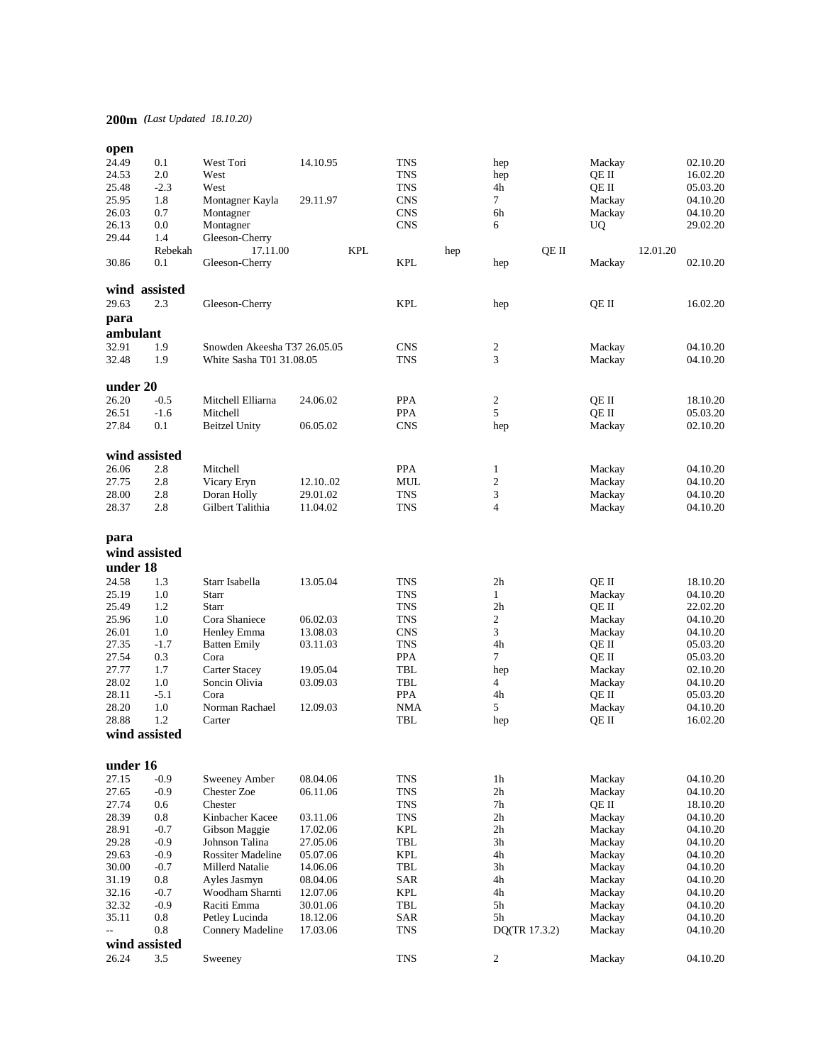**200m** *(Last Updated 18.10.20)*

**open**

| | | | | | | | |
|---|---|---|---|---|---|---|---|
| 24.49 | 0.1 | West Tori | 14.10.95 | TNS | hep | Mackay | 02.10.20 |
| 24.53 | 2.0 | West | | TNS | hep | QE II | 16.02.20 |
| 25.48 | -2.3 | West | | TNS | 4h | QE II | 05.03.20 |
| 25.95 | 1.8 | Montagner Kayla | 29.11.97 | CNS | 7 | Mackay | 04.10.20 |
| 26.03 | 0.7 | Montagner | | CNS | 6h | Mackay | 04.10.20 |
| 26.13 | 0.0 | Montagner | | CNS | 6 | UQ | 29.02.20 |
| 29.44 | 1.4 | Gleeson-Cherry Rebekah | 17.11.00 | KPL | hep | QE II | 12.01.20 |
| 30.86 | 0.1 | Gleeson-Cherry | | KPL | hep | Mackay | 02.10.20 |

**wind assisted**

| | | | | | | | |
|---|---|---|---|---|---|---|---|
| 29.63 | 2.3 | Gleeson-Cherry | | KPL | hep | QE II | 16.02.20 |

**para**

**ambulant**

| | | | | | | | |
|---|---|---|---|---|---|---|---|
| 32.91 | 1.9 | Snowden Akeesha T37 26.05.05 | | CNS | 2 | Mackay | 04.10.20 |
| 32.48 | 1.9 | White Sasha T01 31.08.05 | | TNS | 3 | Mackay | 04.10.20 |

**under 20**

| | | | | | | | |
|---|---|---|---|---|---|---|---|
| 26.20 | -0.5 | Mitchell Elliarna | 24.06.02 | PPA | 2 | QE II | 18.10.20 |
| 26.51 | -1.6 | Mitchell | | PPA | 5 | QE II | 05.03.20 |
| 27.84 | 0.1 | Beitzel Unity | 06.05.02 | CNS | hep | Mackay | 02.10.20 |

**wind assisted**

| | | | | | | | |
|---|---|---|---|---|---|---|---|
| 26.06 | 2.8 | Mitchell | | PPA | 1 | Mackay | 04.10.20 |
| 27.75 | 2.8 | Vicary Eryn | 12.10..02 | MUL | 2 | Mackay | 04.10.20 |
| 28.00 | 2.8 | Doran Holly | 29.01.02 | TNS | 3 | Mackay | 04.10.20 |
| 28.37 | 2.8 | Gilbert Talithia | 11.04.02 | TNS | 4 | Mackay | 04.10.20 |

**para**

**wind assisted**

**under 18**

| | | | | | | | |
|---|---|---|---|---|---|---|---|
| 24.58 | 1.3 | Starr Isabella | 13.05.04 | TNS | 2h | QE II | 18.10.20 |
| 25.19 | 1.0 | Starr | | TNS | 1 | Mackay | 04.10.20 |
| 25.49 | 1.2 | Starr | | TNS | 2h | QE II | 22.02.20 |
| 25.96 | 1.0 | Cora Shaniece | 06.02.03 | TNS | 2 | Mackay | 04.10.20 |
| 26.01 | 1.0 | Henley Emma | 13.08.03 | CNS | 3 | Mackay | 04.10.20 |
| 27.35 | -1.7 | Batten Emily | 03.11.03 | TNS | 4h | QE II | 05.03.20 |
| 27.54 | 0.3 | Cora | | PPA | 7 | QE II | 05.03.20 |
| 27.77 | 1.7 | Carter Stacey | 19.05.04 | TBL | hep | Mackay | 02.10.20 |
| 28.02 | 1.0 | Soncin Olivia | 03.09.03 | TBL | 4 | Mackay | 04.10.20 |
| 28.11 | -5.1 | Cora | | PPA | 4h | QE II | 05.03.20 |
| 28.20 | 1.0 | Norman Rachael | 12.09.03 | NMA | 5 | Mackay | 04.10.20 |
| 28.88 | 1.2 | Carter | | TBL | hep | QE II | 16.02.20 |

**wind assisted**

**under 16**

| | | | | | | | |
|---|---|---|---|---|---|---|---|
| 27.15 | -0.9 | Sweeney Amber | 08.04.06 | TNS | 1h | Mackay | 04.10.20 |
| 27.65 | -0.9 | Chester Zoe | 06.11.06 | TNS | 2h | Mackay | 04.10.20 |
| 27.74 | 0.6 | Chester | | TNS | 7h | QE II | 18.10.20 |
| 28.39 | 0.8 | Kinbacher Kacee | 03.11.06 | TNS | 2h | Mackay | 04.10.20 |
| 28.91 | -0.7 | Gibson Maggie | 17.02.06 | KPL | 2h | Mackay | 04.10.20 |
| 29.28 | -0.9 | Johnson Talina | 27.05.06 | TBL | 3h | Mackay | 04.10.20 |
| 29.63 | -0.9 | Rossiter Madeline | 05.07.06 | KPL | 4h | Mackay | 04.10.20 |
| 30.00 | -0.7 | Millerd Natalie | 14.06.06 | TBL | 3h | Mackay | 04.10.20 |
| 31.19 | 0.8 | Ayles Jasmyn | 08.04.06 | SAR | 4h | Mackay | 04.10.20 |
| 32.16 | -0.7 | Woodham Sharnti | 12.07.06 | KPL | 4h | Mackay | 04.10.20 |
| 32.32 | -0.9 | Raciti Emma | 30.01.06 | TBL | 5h | Mackay | 04.10.20 |
| 35.11 | 0.8 | Petley Lucinda | 18.12.06 | SAR | 5h | Mackay | 04.10.20 |
| -- | 0.8 | Connery Madeline | 17.03.06 | TNS | DQ(TR 17.3.2) | Mackay | 04.10.20 |

**wind assisted**

| | | | | | | | |
|---|---|---|---|---|---|---|---|
| 26.24 | 3.5 | Sweeney | | TNS | 2 | Mackay | 04.10.20 |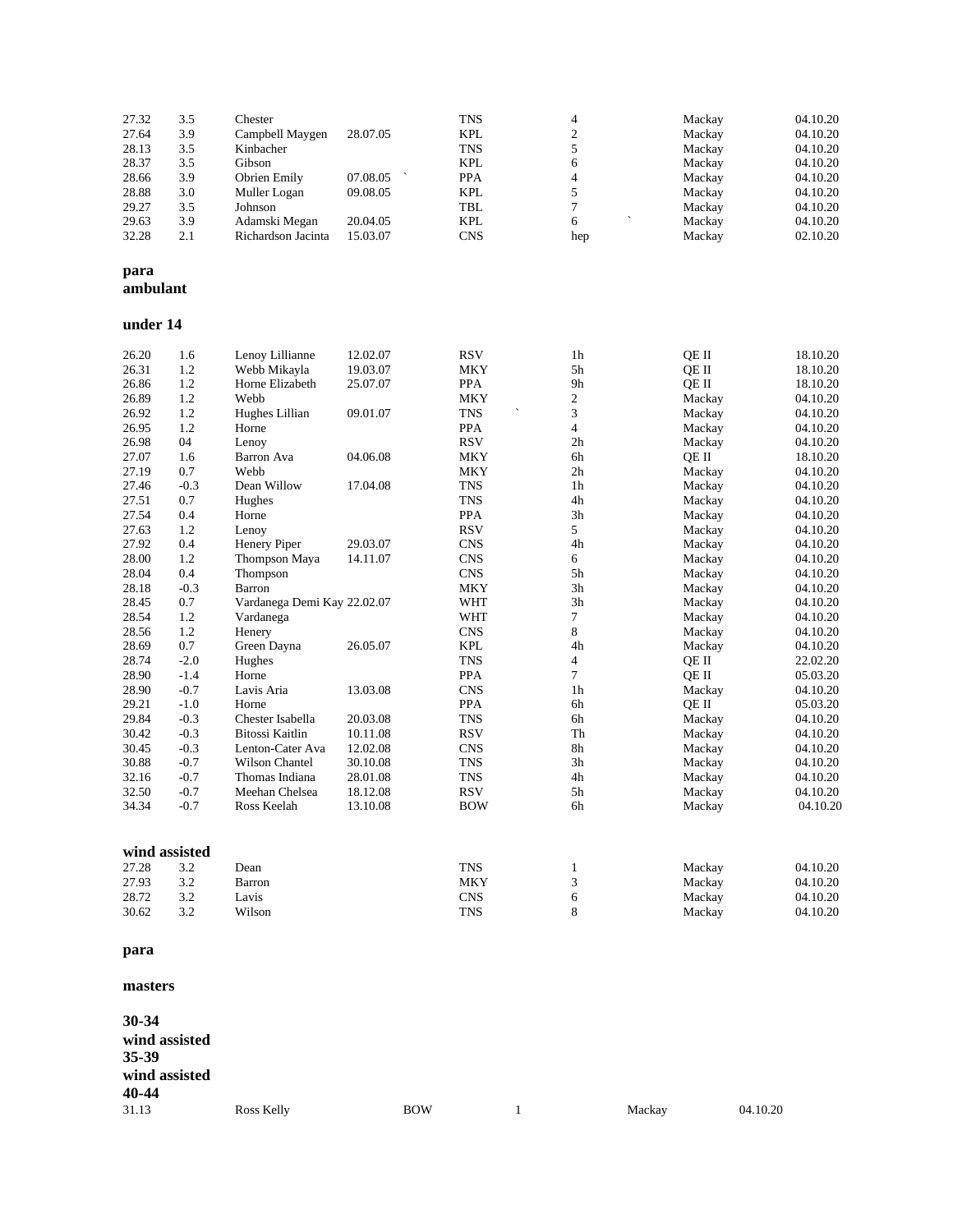| | | | | | | | | |
|---|---|---|---|---|---|---|---|---|
| 27.32 | 3.5 | Chester | | TNS | 4 | | Mackay | 04.10.20 |
| 27.64 | 3.9 | Campbell Maygen | 28.07.05 | KPL | 2 | | Mackay | 04.10.20 |
| 28.13 | 3.5 | Kinbacher | | TNS | 5 | | Mackay | 04.10.20 |
| 28.37 | 3.5 | Gibson | | KPL | 6 | | Mackay | 04.10.20 |
| 28.66 | 3.9 | Obrien Emily | 07.08.05 ` | PPA | 4 | | Mackay | 04.10.20 |
| 28.88 | 3.0 | Muller Logan | 09.08.05 | KPL | 5 | | Mackay | 04.10.20 |
| 29.27 | 3.5 | Johnson | | TBL | 7 | | Mackay | 04.10.20 |
| 29.63 | 3.9 | Adamski Megan | 20.04.05 | KPL | 6 | ` | Mackay | 04.10.20 |
| 32.28 | 2.1 | Richardson Jacinta | 15.03.07 | CNS | hep | | Mackay | 02.10.20 |

**para ambulant**

**under 14**

| | | | | | | | |
|---|---|---|---|---|---|---|---|
| 26.20 | 1.6 | Lenoy Lillianne | 12.02.07 | RSV | 1h | QE II | 18.10.20 |
| 26.31 | 1.2 | Webb Mikayla | 19.03.07 | MKY | 5h | QE II | 18.10.20 |
| 26.86 | 1.2 | Horne Elizabeth | 25.07.07 | PPA | 9h | QE II | 18.10.20 |
| 26.89 | 1.2 | Webb | | MKY | 2 | Mackay | 04.10.20 |
| 26.92 | 1.2 | Hughes Lillian | 09.01.07 | TNS ` | 3 | Mackay | 04.10.20 |
| 26.95 | 1.2 | Horne | | PPA | 4 | Mackay | 04.10.20 |
| 26.98 | 04 | Lenoy | | RSV | 2h | Mackay | 04.10.20 |
| 27.07 | 1.6 | Barron Ava | 04.06.08 | MKY | 6h | QE II | 18.10.20 |
| 27.19 | 0.7 | Webb | | MKY | 2h | Mackay | 04.10.20 |
| 27.46 | -0.3 | Dean Willow | 17.04.08 | TNS | 1h | Mackay | 04.10.20 |
| 27.51 | 0.7 | Hughes | | TNS | 4h | Mackay | 04.10.20 |
| 27.54 | 0.4 | Horne | | PPA | 3h | Mackay | 04.10.20 |
| 27.63 | 1.2 | Lenoy | | RSV | 5 | Mackay | 04.10.20 |
| 27.92 | 0.4 | Henery Piper | 29.03.07 | CNS | 4h | Mackay | 04.10.20 |
| 28.00 | 1.2 | Thompson Maya | 14.11.07 | CNS | 6 | Mackay | 04.10.20 |
| 28.04 | 0.4 | Thompson | | CNS | 5h | Mackay | 04.10.20 |
| 28.18 | -0.3 | Barron | | MKY | 3h | Mackay | 04.10.20 |
| 28.45 | 0.7 | Vardanega Demi Kay | 22.02.07 | WHT | 3h | Mackay | 04.10.20 |
| 28.54 | 1.2 | Vardanega | | WHT | 7 | Mackay | 04.10.20 |
| 28.56 | 1.2 | Henery | | CNS | 8 | Mackay | 04.10.20 |
| 28.69 | 0.7 | Green Dayna | 26.05.07 | KPL | 4h | Mackay | 04.10.20 |
| 28.74 | -2.0 | Hughes | | TNS | 4 | QE II | 22.02.20 |
| 28.90 | -1.4 | Horne | | PPA | 7 | QE II | 05.03.20 |
| 28.90 | -0.7 | Lavis Aria | 13.03.08 | CNS | 1h | Mackay | 04.10.20 |
| 29.21 | -1.0 | Horne | | PPA | 6h | QE II | 05.03.20 |
| 29.84 | -0.3 | Chester Isabella | 20.03.08 | TNS | 6h | Mackay | 04.10.20 |
| 30.42 | -0.3 | Bitossi Kaitlin | 10.11.08 | RSV | Th | Mackay | 04.10.20 |
| 30.45 | -0.3 | Lenton-Cater Ava | 12.02.08 | CNS | 8h | Mackay | 04.10.20 |
| 30.88 | -0.7 | Wilson Chantel | 30.10.08 | TNS | 3h | Mackay | 04.10.20 |
| 32.16 | -0.7 | Thomas Indiana | 28.01.08 | TNS | 4h | Mackay | 04.10.20 |
| 32.50 | -0.7 | Meehan Chelsea | 18.12.08 | RSV | 5h | Mackay | 04.10.20 |
| 34.34 | -0.7 | Ross Keelah | 13.10.08 | BOW | 6h | Mackay | 04.10.20 |

**wind assisted**

| | | | | | | |
|---|---|---|---|---|---|---|
| 27.28 | 3.2 | Dean | TNS | 1 | Mackay | 04.10.20 |
| 27.93 | 3.2 | Barron | MKY | 3 | Mackay | 04.10.20 |
| 28.72 | 3.2 | Lavis | CNS | 6 | Mackay | 04.10.20 |
| 30.62 | 3.2 | Wilson | TNS | 8 | Mackay | 04.10.20 |

**para**

**masters**

**30-34**

**wind assisted**

**35-39**

**wind assisted**

**40-44**

| | | | | | |
|---|---|---|---|---|---|
| 31.13 | Ross Kelly | BOW | 1 | Mackay | 04.10.20 |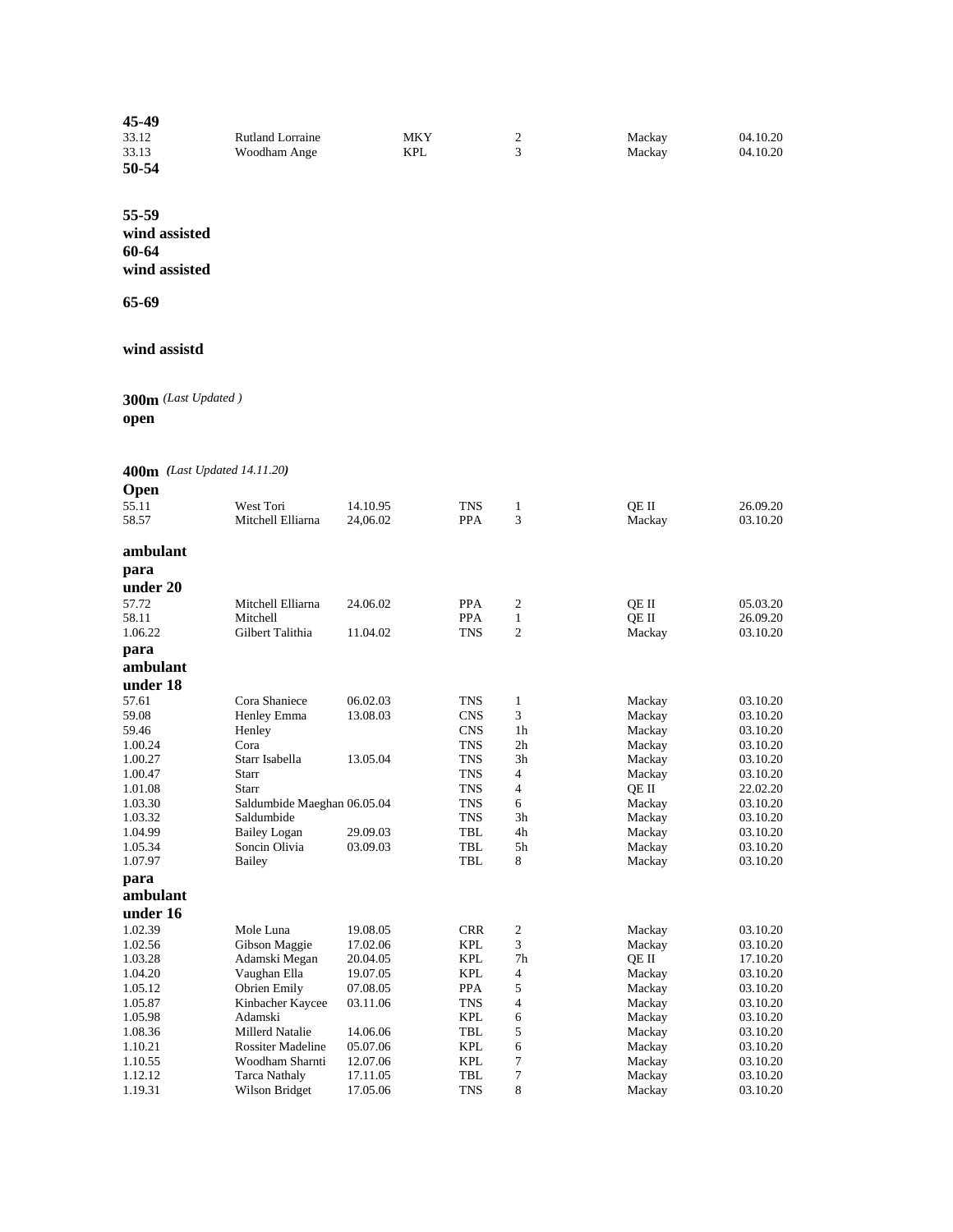**45-49**

| | | | | | | |
|---|---|---|---|---|---|---|
| 33.12 | Rutland Lorraine | | MKY | 2 | Mackay | 04.10.20 |
| 33.13 | Woodham Ange | | KPL | 3 | Mackay | 04.10.20 |

**50-54**

**55-59**

**wind assisted**

**60-64**

**wind assisted**

**65-69**

**wind assistd**

**300m** *(Last Updated )*

**open**

**400m** *(Last Updated 14.11.20)*

**Open**

| | | | | | | |
|---|---|---|---|---|---|---|
| 55.11 | West Tori | 14.10.95 | TNS | 1 | QE II | 26.09.20 |
| 58.57 | Mitchell Elliarna | 24,06.02 | PPA | 3 | Mackay | 03.10.20 |

**ambulant**

**para**

**under 20**

| | | | | | | |
|---|---|---|---|---|---|---|
| 57.72 | Mitchell Elliarna | 24.06.02 | PPA | 2 | QE II | 05.03.20 |
| 58.11 | Mitchell | | PPA | 1 | QE II | 26.09.20 |
| 1.06.22 | Gilbert Talithia | 11.04.02 | TNS | 2 | Mackay | 03.10.20 |

**para**

**ambulant**

**under 18**

| | | | | | | |
|---|---|---|---|---|---|---|
| 57.61 | Cora Shaniece | 06.02.03 | TNS | 1 | Mackay | 03.10.20 |
| 59.08 | Henley Emma | 13.08.03 | CNS | 3 | Mackay | 03.10.20 |
| 59.46 | Henley | | CNS | 1h | Mackay | 03.10.20 |
| 1.00.24 | Cora | | TNS | 2h | Mackay | 03.10.20 |
| 1.00.27 | Starr Isabella | 13.05.04 | TNS | 3h | Mackay | 03.10.20 |
| 1.00.47 | Starr | | TNS | 4 | Mackay | 03.10.20 |
| 1.01.08 | Starr | | TNS | 4 | QE II | 22.02.20 |
| 1.03.30 | Saldumbide Maeghan | 06.05.04 | TNS | 6 | Mackay | 03.10.20 |
| 1.03.32 | Saldumbide | | TNS | 3h | Mackay | 03.10.20 |
| 1.04.99 | Bailey Logan | 29.09.03 | TBL | 4h | Mackay | 03.10.20 |
| 1.05.34 | Soncin Olivia | 03.09.03 | TBL | 5h | Mackay | 03.10.20 |
| 1.07.97 | Bailey | | TBL | 8 | Mackay | 03.10.20 |

**para**

**ambulant**

**under 16**

| | | | | | | |
|---|---|---|---|---|---|---|
| 1.02.39 | Mole Luna | 19.08.05 | CRR | 2 | Mackay | 03.10.20 |
| 1.02.56 | Gibson Maggie | 17.02.06 | KPL | 3 | Mackay | 03.10.20 |
| 1.03.28 | Adamski Megan | 20.04.05 | KPL | 7h | QE II | 17.10.20 |
| 1.04.20 | Vaughan Ella | 19.07.05 | KPL | 4 | Mackay | 03.10.20 |
| 1.05.12 | Obrien Emily | 07.08.05 | PPA | 5 | Mackay | 03.10.20 |
| 1.05.87 | Kinbacher Kaycee | 03.11.06 | TNS | 4 | Mackay | 03.10.20 |
| 1.05.98 | Adamski | | KPL | 6 | Mackay | 03.10.20 |
| 1.08.36 | Millerd Natalie | 14.06.06 | TBL | 5 | Mackay | 03.10.20 |
| 1.10.21 | Rossiter Madeline | 05.07.06 | KPL | 6 | Mackay | 03.10.20 |
| 1.10.55 | Woodham Sharnti | 12.07.06 | KPL | 7 | Mackay | 03.10.20 |
| 1.12.12 | Tarca Nathaly | 17.11.05 | TBL | 7 | Mackay | 03.10.20 |
| 1.19.31 | Wilson Bridget | 17.05.06 | TNS | 8 | Mackay | 03.10.20 |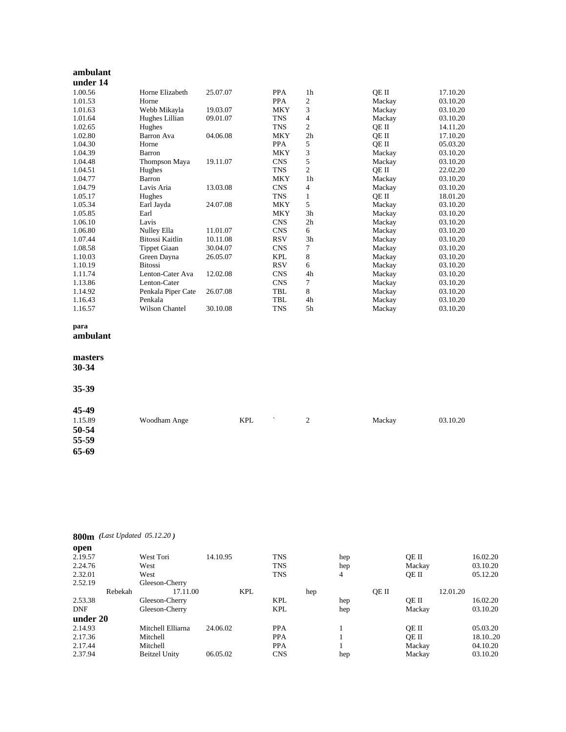**ambulant**
**under 14**

| | | | | | | |
|---|---|---|---|---|---|---|
| 1.00.56 | Horne Elizabeth | 25.07.07 | PPA | 1h | QE II | 17.10.20 |
| 1.01.53 | Horne | | PPA | 2 | Mackay | 03.10.20 |
| 1.01.63 | Webb Mikayla | 19.03.07 | MKY | 3 | Mackay | 03.10.20 |
| 1.01.64 | Hughes Lillian | 09.01.07 | TNS | 4 | Mackay | 03.10.20 |
| 1.02.65 | Hughes | | TNS | 2 | QE II | 14.11.20 |
| 1.02.80 | Barron Ava | 04.06.08 | MKY | 2h | QE II | 17.10.20 |
| 1.04.30 | Horne | | PPA | 5 | QE II | 05.03.20 |
| 1.04.39 | Barron | | MKY | 3 | Mackay | 03.10.20 |
| 1.04.48 | Thompson Maya | 19.11.07 | CNS | 5 | Mackay | 03.10.20 |
| 1.04.51 | Hughes | | TNS | 2 | QE II | 22.02.20 |
| 1.04.77 | Barron | | MKY | 1h | Mackay | 03.10.20 |
| 1.04.79 | Lavis Aria | 13.03.08 | CNS | 4 | Mackay | 03.10.20 |
| 1.05.17 | Hughes | | TNS | 1 | QE II | 18.01.20 |
| 1.05.34 | Earl Jayda | 24.07.08 | MKY | 5 | Mackay | 03.10.20 |
| 1.05.85 | Earl | | MKY | 3h | Mackay | 03.10.20 |
| 1.06.10 | Lavis | | CNS | 2h | Mackay | 03.10.20 |
| 1.06.80 | Nulley Ella | 11.01.07 | CNS | 6 | Mackay | 03.10.20 |
| 1.07.44 | Bitossi Kaitlin | 10.11.08 | RSV | 3h | Mackay | 03.10.20 |
| 1.08.58 | Tippet Giaan | 30.04.07 | CNS | 7 | Mackay | 03.10.20 |
| 1.10.03 | Green Dayna | 26.05.07 | KPL | 8 | Mackay | 03.10.20 |
| 1.10.19 | Bitossi | | RSV | 6 | Mackay | 03.10.20 |
| 1.11.74 | Lenton-Cater Ava | 12.02.08 | CNS | 4h | Mackay | 03.10.20 |
| 1.13.86 | Lenton-Cater | | CNS | 7 | Mackay | 03.10.20 |
| 1.14.92 | Penkala Piper Cate | 26.07.08 | TBL | 8 | Mackay | 03.10.20 |
| 1.16.43 | Penkala | | TBL | 4h | Mackay | 03.10.20 |
| 1.16.57 | Wilson Chantel | 30.10.08 | TNS | 5h | Mackay | 03.10.20 |

**para**
**ambulant**

**masters**
**30-34**

**35-39**

**45-49**

| | | | | | | |
|---|---|---|---|---|---|---|
| 1.15.89 | Woodham Ange | | KPL | ` 2 | Mackay | 03.10.20 |

**50-54**
**55-59**
**65-69**

**800m** *(Last Updated 05.12.20 )*

**open**

| | | | | | | |
|---|---|---|---|---|---|---|
| 2.19.57 | West Tori | 14.10.95 | TNS | hep | QE II | 16.02.20 |
| 2.24.76 | West | | TNS | hep | Mackay | 03.10.20 |
| 2.32.01 | West | | TNS | 4 | QE II | 05.12.20 |
| 2.52.19 | Gleeson-Cherry Rebekah | 17.11.00 | KPL | hep | QE II | 12.01.20 |
| 2.53.38 | Gleeson-Cherry | | KPL | hep | QE II | 16.02.20 |
| DNF | Gleeson-Cherry | | KPL | hep | Mackay | 03.10.20 |

**under 20**

| | | | | | | |
|---|---|---|---|---|---|---|
| 2.14.93 | Mitchell Elliarna | 24.06.02 | PPA | 1 | QE II | 05.03.20 |
| 2.17.36 | Mitchell | | PPA | 1 | QE II | 18.10..20 |
| 2.17.44 | Mitchell | | PPA | 1 | Mackay | 04.10.20 |
| 2.37.94 | Beitzel Unity | 06.05.02 | CNS | hep | Mackay | 03.10.20 |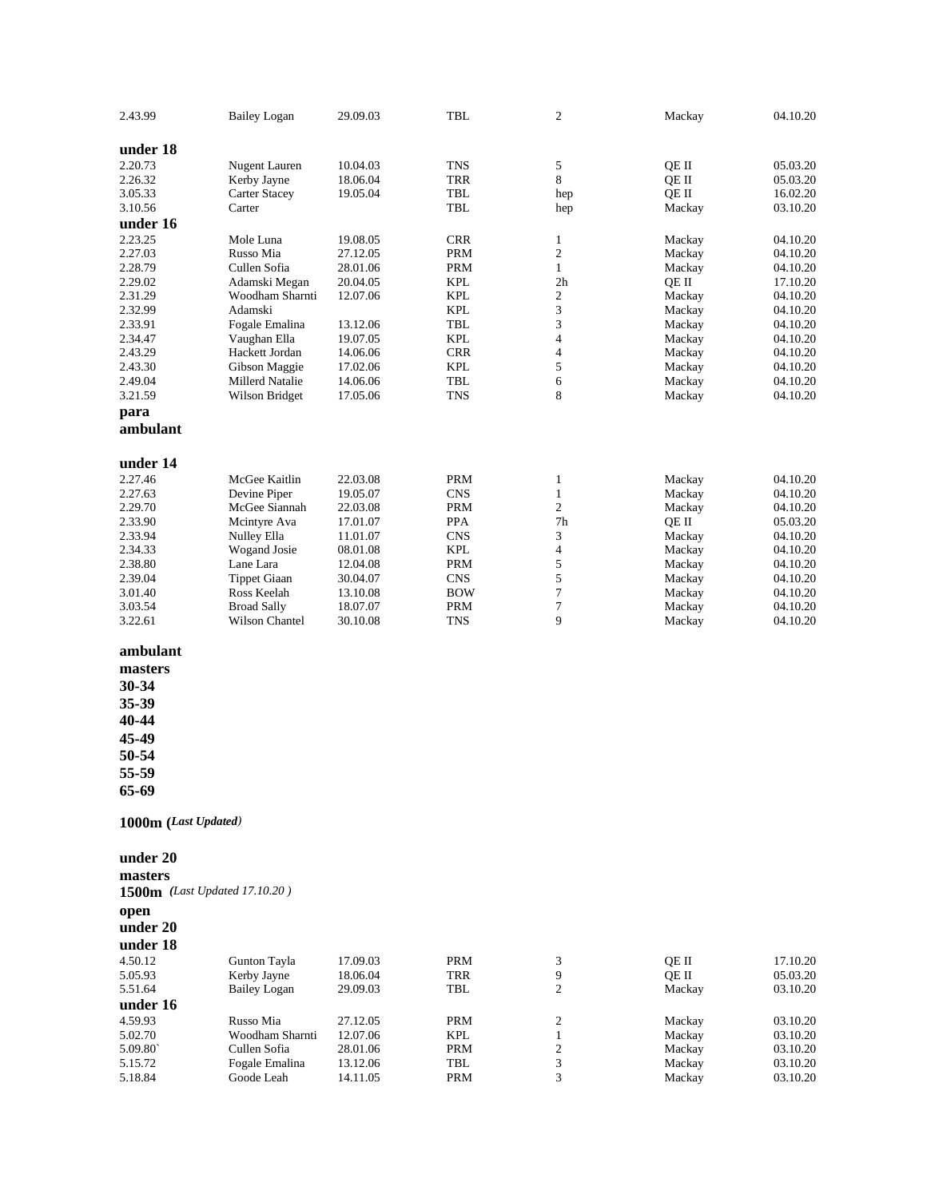| | | | | | | |
|---|---|---|---|---|---|---|
| 2.43.99 | Bailey Logan | 29.09.03 | TBL | 2 | Mackay | 04.10.20 |

**under 18**

| | | | | | | |
|---|---|---|---|---|---|---|
| 2.20.73 | Nugent Lauren | 10.04.03 | TNS | 5 | QE II | 05.03.20 |
| 2.26.32 | Kerby Jayne | 18.06.04 | TRR | 8 | QE II | 05.03.20 |
| 3.05.33 | Carter Stacey | 19.05.04 | TBL | hep | QE II | 16.02.20 |
| 3.10.56 | Carter | | TBL | hep | Mackay | 03.10.20 |

**under 16**

| | | | | | | |
|---|---|---|---|---|---|---|
| 2.23.25 | Mole Luna | 19.08.05 | CRR | 1 | Mackay | 04.10.20 |
| 2.27.03 | Russo Mia | 27.12.05 | PRM | 2 | Mackay | 04.10.20 |
| 2.28.79 | Cullen Sofia | 28.01.06 | PRM | 1 | Mackay | 04.10.20 |
| 2.29.02 | Adamski Megan | 20.04.05 | KPL | 2h | QE II | 17.10.20 |
| 2.31.29 | Woodham Sharnti | 12.07.06 | KPL | 2 | Mackay | 04.10.20 |
| 2.32.99 | Adamski | | KPL | 3 | Mackay | 04.10.20 |
| 2.33.91 | Fogale Emalina | 13.12.06 | TBL | 3 | Mackay | 04.10.20 |
| 2.34.47 | Vaughan Ella | 19.07.05 | KPL | 4 | Mackay | 04.10.20 |
| 2.43.29 | Hackett Jordan | 14.06.06 | CRR | 4 | Mackay | 04.10.20 |
| 2.43.30 | Gibson Maggie | 17.02.06 | KPL | 5 | Mackay | 04.10.20 |
| 2.49.04 | Millerd Natalie | 14.06.06 | TBL | 6 | Mackay | 04.10.20 |
| 3.21.59 | Wilson Bridget | 17.05.06 | TNS | 8 | Mackay | 04.10.20 |

**para ambulant**

**under 14**

| | | | | | | |
|---|---|---|---|---|---|---|
| 2.27.46 | McGee Kaitlin | 22.03.08 | PRM | 1 | Mackay | 04.10.20 |
| 2.27.63 | Devine Piper | 19.05.07 | CNS | 1 | Mackay | 04.10.20 |
| 2.29.70 | McGee Siannah | 22.03.08 | PRM | 2 | Mackay | 04.10.20 |
| 2.33.90 | Mcintyre Ava | 17.01.07 | PPA | 7h | QE II | 05.03.20 |
| 2.33.94 | Nulley Ella | 11.01.07 | CNS | 3 | Mackay | 04.10.20 |
| 2.34.33 | Wogand Josie | 08.01.08 | KPL | 4 | Mackay | 04.10.20 |
| 2.38.80 | Lane Lara | 12.04.08 | PRM | 5 | Mackay | 04.10.20 |
| 2.39.04 | Tippet Giaan | 30.04.07 | CNS | 5 | Mackay | 04.10.20 |
| 3.01.40 | Ross Keelah | 13.10.08 | BOW | 7 | Mackay | 04.10.20 |
| 3.03.54 | Broad Sally | 18.07.07 | PRM | 7 | Mackay | 04.10.20 |
| 3.22.61 | Wilson Chantel | 30.10.08 | TNS | 9 | Mackay | 04.10.20 |

**ambulant**

**masters**

**30-34**

**35-39**

**40-44**

**45-49**

**50-54**

**55-59**

**65-69**

**1000m (*Last Updated*)**

**under 20**

**masters**

**1500m** *(Last Updated 17.10.20 )*

**open**

**under 20**

**under 18**

| | | | | | | |
|---|---|---|---|---|---|---|
| 4.50.12 | Gunton Tayla | 17.09.03 | PRM | 3 | QE II | 17.10.20 |
| 5.05.93 | Kerby Jayne | 18.06.04 | TRR | 9 | QE II | 05.03.20 |
| 5.51.64 | Bailey Logan | 29.09.03 | TBL | 2 | Mackay | 03.10.20 |

**under 16**

| | | | | | | |
|---|---|---|---|---|---|---|
| 4.59.93 | Russo Mia | 27.12.05 | PRM | 2 | Mackay | 03.10.20 |
| 5.02.70 | Woodham Sharnti | 12.07.06 | KPL | 1 | Mackay | 03.10.20 |
| 5.09.80` | Cullen Sofia | 28.01.06 | PRM | 2 | Mackay | 03.10.20 |
| 5.15.72 | Fogale Emalina | 13.12.06 | TBL | 3 | Mackay | 03.10.20 |
| 5.18.84 | Goode Leah | 14.11.05 | PRM | 3 | Mackay | 03.10.20 |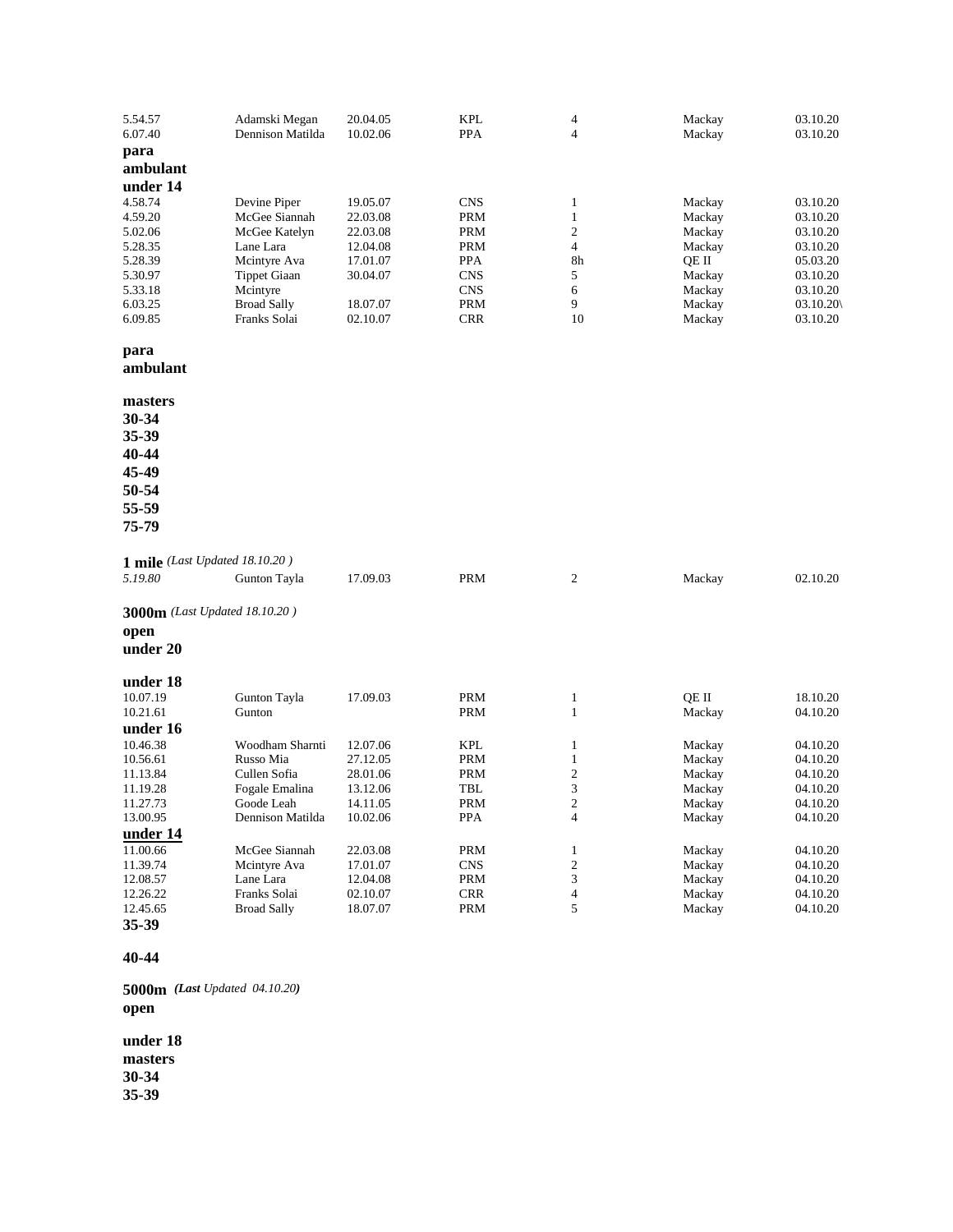| | | | | | | |
|---|---|---|---|---|---|---|
| 5.54.57 | Adamski Megan | 20.04.05 | KPL | 4 | Mackay | 03.10.20 |
| 6.07.40 | Dennison Matilda | 10.02.06 | PPA | 4 | Mackay | 03.10.20 |

**para**
**ambulant**
**under 14**

| | | | | | | |
|---|---|---|---|---|---|---|
| 4.58.74 | Devine Piper | 19.05.07 | CNS | 1 | Mackay | 03.10.20 |
| 4.59.20 | McGee Siannah | 22.03.08 | PRM | 1 | Mackay | 03.10.20 |
| 5.02.06 | McGee Katelyn | 22.03.08 | PRM | 2 | Mackay | 03.10.20 |
| 5.28.35 | Lane Lara | 12.04.08 | PRM | 4 | Mackay | 03.10.20 |
| 5.28.39 | Mcintyre Ava | 17.01.07 | PPA | 8h | QE II | 05.03.20 |
| 5.30.97 | Tippet Giaan | 30.04.07 | CNS | 5 | Mackay | 03.10.20 |
| 5.33.18 | Mcintyre | | CNS | 6 | Mackay | 03.10.20 |
| 6.03.25 | Broad Sally | 18.07.07 | PRM | 9 | Mackay | 03.10.20\ |
| 6.09.85 | Franks Solai | 02.10.07 | CRR | 10 | Mackay | 03.10.20 |

**para**
**ambulant**

**masters**
**30-34**
**35-39**
**40-44**
**45-49**
**50-54**
**55-59**
**75-79**

**1 mile** *(Last Updated 18.10.20 )*

| | | | | | | |
|---|---|---|---|---|---|---|
| *5.19.80* | Gunton Tayla | 17.09.03 | PRM | 2 | Mackay | 02.10.20 |

**3000m** *(Last Updated 18.10.20 )*

**open**
**under 20**

**under 18**

| | | | | | | |
|---|---|---|---|---|---|---|
| 10.07.19 | Gunton Tayla | 17.09.03 | PRM | 1 | QE II | 18.10.20 |
| 10.21.61 | Gunton | | PRM | 1 | Mackay | 04.10.20 |

**under 16**

| | | | | | | |
|---|---|---|---|---|---|---|
| 10.46.38 | Woodham Sharnti | 12.07.06 | KPL | 1 | Mackay | 04.10.20 |
| 10.56.61 | Russo Mia | 27.12.05 | PRM | 1 | Mackay | 04.10.20 |
| 11.13.84 | Cullen Sofia | 28.01.06 | PRM | 2 | Mackay | 04.10.20 |
| 11.19.28 | Fogale Emalina | 13.12.06 | TBL | 3 | Mackay | 04.10.20 |
| 11.27.73 | Goode Leah | 14.11.05 | PRM | 2 | Mackay | 04.10.20 |
| 13.00.95 | Dennison Matilda | 10.02.06 | PPA | 4 | Mackay | 04.10.20 |

**<u>under 14</u>**

| | | | | | | |
|---|---|---|---|---|---|---|
| 11.00.66 | McGee Siannah | 22.03.08 | PRM | 1 | Mackay | 04.10.20 |
| 11.39.74 | Mcintyre Ava | 17.01.07 | CNS | 2 | Mackay | 04.10.20 |
| 12.08.57 | Lane Lara | 12.04.08 | PRM | 3 | Mackay | 04.10.20 |
| 12.26.22 | Franks Solai | 02.10.07 | CRR | 4 | Mackay | 04.10.20 |
| 12.45.65 | Broad Sally | 18.07.07 | PRM | 5 | Mackay | 04.10.20 |

**35-39**

**40-44**

**5000m** ***(Last** *Updated 04.10.20)***

**open**

**under 18**
**masters**
**30-34**
**35-39**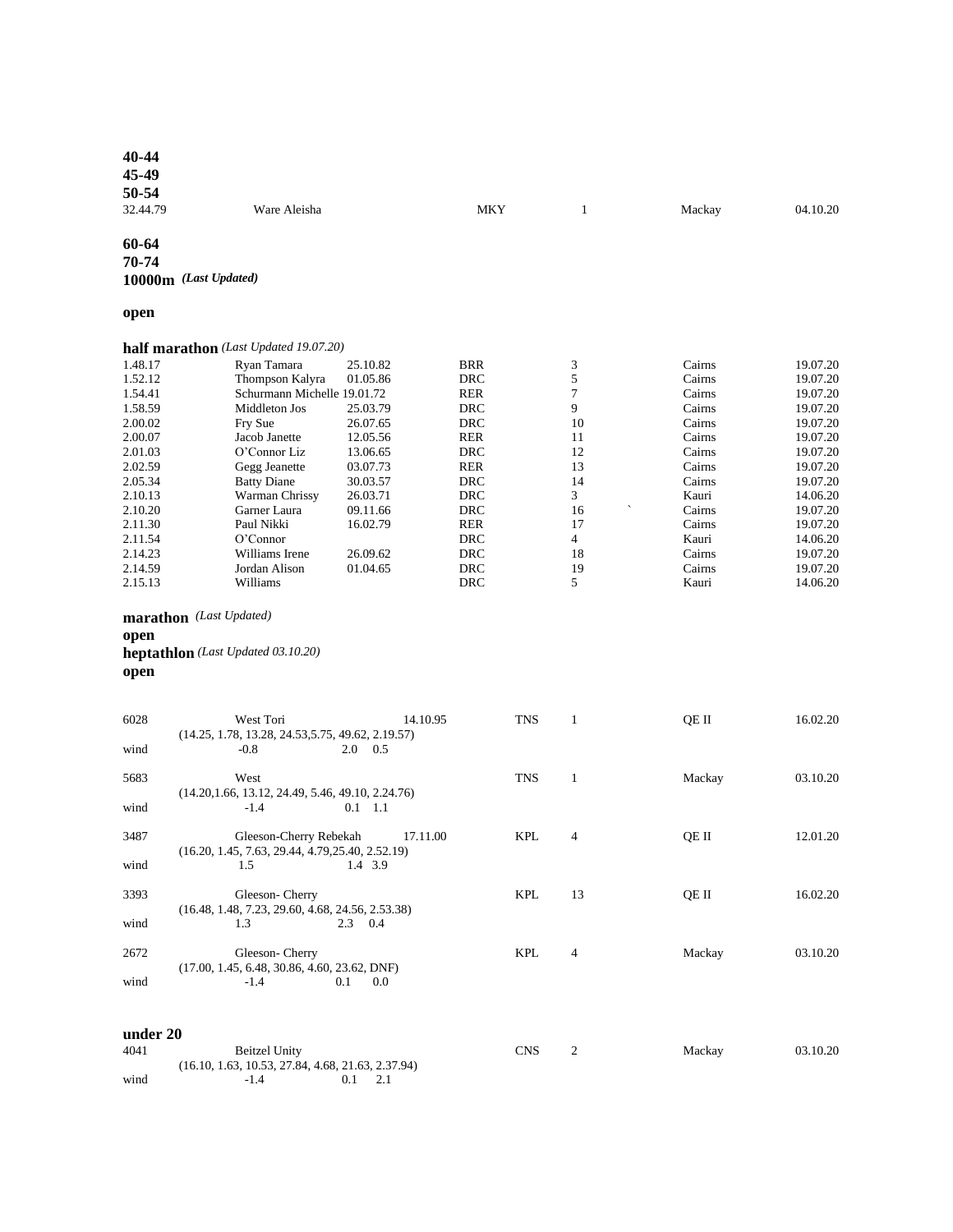**40-44**

**45-49**

**50-54**

| | | | | | | |
|---|---|---|---|---|---|---|
| 32.44.79 | Ware Aleisha | | MKY | 1 | Mackay | 04.10.20 |

**60-64**

**70-74**

**10000m** ***(Last Updated)***

**open**

**half marathon** *(Last Updated 19.07.20)*

| | | | | | | |
|---|---|---|---|---|---|---|
| 1.48.17 | Ryan Tamara | 25.10.82 | BRR | 3 | Cairns | 19.07.20 |
| 1.52.12 | Thompson Kalyra | 01.05.86 | DRC | 5 | Cairns | 19.07.20 |
| 1.54.41 | Schurmann Michelle 19.01.72 | | RER | 7 | Cairns | 19.07.20 |
| 1.58.59 | Middleton Jos | 25.03.79 | DRC | 9 | Cairns | 19.07.20 |
| 2.00.02 | Fry Sue | 26.07.65 | DRC | 10 | Cairns | 19.07.20 |
| 2.00.07 | Jacob Janette | 12.05.56 | RER | 11 | Cairns | 19.07.20 |
| 2.01.03 | O'Connor Liz | 13.06.65 | DRC | 12 | Cairns | 19.07.20 |
| 2.02.59 | Gegg Jeanette | 03.07.73 | RER | 13 | Cairns | 19.07.20 |
| 2.05.34 | Batty Diane | 30.03.57 | DRC | 14 | Cairns | 19.07.20 |
| 2.10.13 | Warman Chrissy | 26.03.71 | DRC | 3 | Kauri | 14.06.20 |
| 2.10.20 | Garner Laura | 09.11.66 | DRC | 16 ` | Cairns | 19.07.20 |
| 2.11.30 | Paul Nikki | 16.02.79 | RER | 17 | Cairns | 19.07.20 |
| 2.11.54 | O'Connor | | DRC | 4 | Kauri | 14.06.20 |
| 2.14.23 | Williams Irene | 26.09.62 | DRC | 18 | Cairns | 19.07.20 |
| 2.14.59 | Jordan Alison | 01.04.65 | DRC | 19 | Cairns | 19.07.20 |
| 2.15.13 | Williams | | DRC | 5 | Kauri | 14.06.20 |

**marathon** *(Last Updated)*

**open**

**heptathlon** *(Last Updated 03.10.20)*

**open**

| | | | | | | |
|---|---|---|---|---|---|---|
| 6028 | West Tori | 14.10.95 | TNS | 1 | QE II | 16.02.20 |
| | (14.25, 1.78, 13.28, 24.53,5.75, 49.62, 2.19.57) | | | | | |
| wind | -0.8 | 2.0 0.5 | | | | |
| 5683 | West | | TNS | 1 | Mackay | 03.10.20 |
| | (14.20,1.66, 13.12, 24.49, 5.46, 49.10, 2.24.76) | | | | | |
| wind | -1.4 | 0.1 1.1 | | | | |
| 3487 | Gleeson-Cherry Rebekah | 17.11.00 | KPL | 4 | QE II | 12.01.20 |
| | (16.20, 1.45, 7.63, 29.44, 4.79,25.40, 2.52.19) | | | | | |
| wind | 1.5 | 1.4 3.9 | | | | |
| 3393 | Gleeson- Cherry | | KPL | 13 | QE II | 16.02.20 |
| | (16.48, 1.48, 7.23, 29.60, 4.68, 24.56, 2.53.38) | | | | | |
| wind | 1.3 | 2.3 0.4 | | | | |
| 2672 | Gleeson- Cherry | | KPL | 4 | Mackay | 03.10.20 |
| | (17.00, 1.45, 6.48, 30.86, 4.60, 23.62, DNF) | | | | | |
| wind | -1.4 | 0.1 0.0 | | | | |

**under 20**

| | | | | | | |
|---|---|---|---|---|---|---|
| 4041 | Beitzel Unity | | CNS | 2 | Mackay | 03.10.20 |
| | (16.10, 1.63, 10.53, 27.84, 4.68, 21.63, 2.37.94) | | | | | |
| wind | -1.4 | 0.1 2.1 | | | | |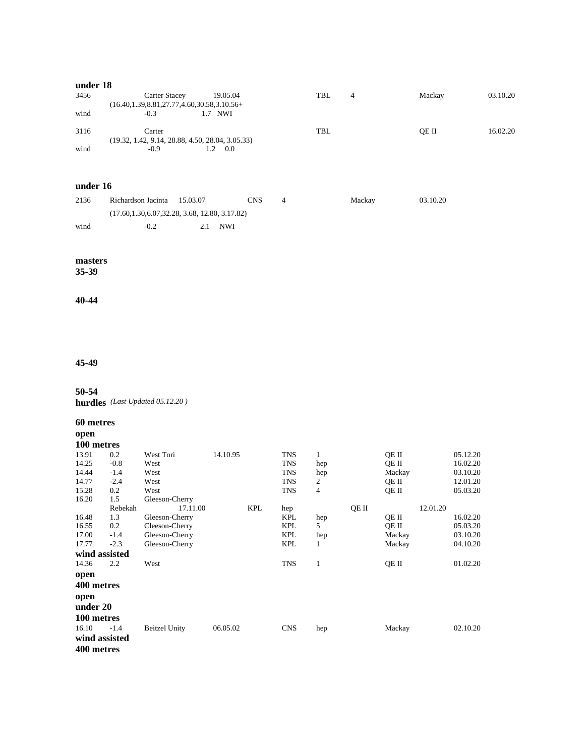**under 18**

| | | | | | | |
|---|---|---|---|---|---|---|
| 3456 | Carter Stacey | 19.05.04 | TBL | 4 | Mackay | 03.10.20 |
| | (16.40,1.39,8.81,27.77,4.60,30.58,3.10.56+ | | | | | |
| wind | -0.3 | 1.7 NWI | | | | |
| 3116 | Carter | | TBL | | QE II | 16.02.20 |
| | (19.32, 1.42, 9.14, 28.88, 4.50, 28.04, 3.05.33) | | | | | |
| wind | -0.9 | 1.2 0.0 | | | | |

**under 16**

| | | | | | | |
|---|---|---|---|---|---|---|
| 2136 | Richardson Jacinta | 15.03.07 | CNS | 4 | Mackay | 03.10.20 |
| | (17.60,1.30,6.07,32.28, 3.68, 12.80, 3.17.82) | | | | | |
| wind | -0.2 | 2.1 NWI | | | | |

**masters**

**35-39**

**40-44**

**45-49**

**50-54**

**hurdles** *(Last Updated 05.12.20 )*

**60 metres**

**open**

**100 metres**

| | | | | | | | |
|---|---|---|---|---|---|---|---|
| 13.91 | 0.2 | West Tori | 14.10.95 | TNS | 1 | QE II | 05.12.20 |
| 14.25 | -0.8 | West | | TNS | hep | QE II | 16.02.20 |
| 14.44 | -1.4 | West | | TNS | hep | Mackay | 03.10.20 |
| 14.77 | -2.4 | West | | TNS | 2 | QE II | 12.01.20 |
| 15.28 | 0.2 | West | | TNS | 4 | QE II | 05.03.20 |
| 16.20 | 1.5 | Gleeson-Cherry Rebekah | 17.11.00 | KPL | hep | QE II | 12.01.20 |
| 16.48 | 1.3 | Gleeson-Cherry | | KPL | hep | QE II | 16.02.20 |
| 16.55 | 0.2 | Gleeson-Cherry | | KPL | 5 | QE II | 05.03.20 |
| 17.00 | -1.4 | Gleeson-Cherry | | KPL | hep | Mackay | 03.10.20 |
| 17.77 | -2.3 | Gleeson-Cherry | | KPL | 1 | Mackay | 04.10.20 |

**wind assisted**

| | | | | | | | |
|---|---|---|---|---|---|---|---|
| 14.36 | 2.2 | West | | TNS | 1 | QE II | 01.02.20 |

**open**

**400 metres**

**open**

**under 20**

**100 metres**

| | | | | | | | |
|---|---|---|---|---|---|---|---|
| 16.10 | -1.4 | Beitzel Unity | 06.05.02 | CNS | hep | Mackay | 02.10.20 |

**wind assisted**

**400 metres**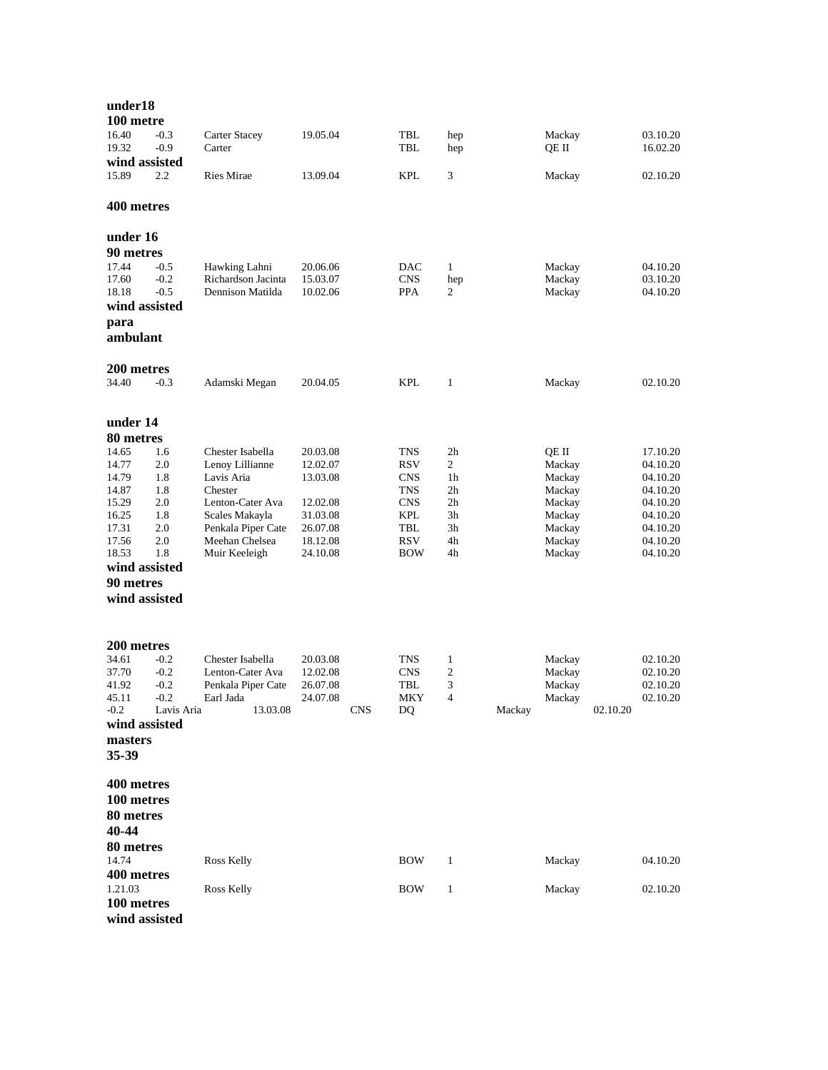**under18**

**100 metre**

| | | | | | | | | |
|---|---|---|---|---|---|---|---|---|
| 16.40 | -0.3 | Carter Stacey | 19.05.04 | | TBL | hep | Mackay | 03.10.20 |
| 19.32 | -0.9 | Carter | | | TBL | hep | QE II | 16.02.20 |

**wind assisted**

| | | | | | | | | |
|---|---|---|---|---|---|---|---|---|
| 15.89 | 2.2 | Ries Mirae | 13.09.04 | | KPL | 3 | Mackay | 02.10.20 |

**400 metres**

**under 16**

**90 metres**

| | | | | | | | | |
|---|---|---|---|---|---|---|---|---|
| 17.44 | -0.5 | Hawking Lahni | 20.06.06 | | DAC | 1 | Mackay | 04.10.20 |
| 17.60 | -0.2 | Richardson Jacinta | 15.03.07 | | CNS | hep | Mackay | 03.10.20 |
| 18.18 | -0.5 | Dennison Matilda | 10.02.06 | | PPA | 2 | Mackay | 04.10.20 |

**wind assisted**

**para**

**ambulant**

**200 metres**

| | | | | | | | | |
|---|---|---|---|---|---|---|---|---|
| 34.40 | -0.3 | Adamski Megan | 20.04.05 | | KPL | 1 | Mackay | 02.10.20 |

**under 14**

**80 metres**

| | | | | | | | | |
|---|---|---|---|---|---|---|---|---|
| 14.65 | 1.6 | Chester Isabella | 20.03.08 | | TNS | 2h | QE II | 17.10.20 |
| 14.77 | 2.0 | Lenoy Lillianne | 12.02.07 | | RSV | 2 | Mackay | 04.10.20 |
| 14.79 | 1.8 | Lavis Aria | 13.03.08 | | CNS | 1h | Mackay | 04.10.20 |
| 14.87 | 1.8 | Chester | | | TNS | 2h | Mackay | 04.10.20 |
| 15.29 | 2.0 | Lenton-Cater Ava | 12.02.08 | | CNS | 2h | Mackay | 04.10.20 |
| 16.25 | 1.8 | Scales Makayla | 31.03.08 | | KPL | 3h | Mackay | 04.10.20 |
| 17.31 | 2.0 | Penkala Piper Cate | 26.07.08 | | TBL | 3h | Mackay | 04.10.20 |
| 17.56 | 2.0 | Meehan Chelsea | 18.12.08 | | RSV | 4h | Mackay | 04.10.20 |
| 18.53 | 1.8 | Muir Keeleigh | 24.10.08 | | BOW | 4h | Mackay | 04.10.20 |

**wind assisted**

**90 metres**

**wind assisted**

**200 metres**

| | | | | | | | | |
|---|---|---|---|---|---|---|---|---|
| 34.61 | -0.2 | Chester Isabella | 20.03.08 | | TNS | 1 | Mackay | 02.10.20 |
| 37.70 | -0.2 | Lenton-Cater Ava | 12.02.08 | | CNS | 2 | Mackay | 02.10.20 |
| 41.92 | -0.2 | Penkala Piper Cate | 26.07.08 | | TBL | 3 | Mackay | 02.10.20 |
| 45.11 | -0.2 | Earl Jada | 24.07.08 | | MKY | 4 | Mackay | 02.10.20 |
| -0.2 | Lavis Aria | 13.03.08 | CNS | DQ | | Mackay | 02.10.20 | |

**wind assisted**

**masters**

**35-39**

**400 metres**

**100 metres**

**80 metres**

**40-44**

**80 metres**

| | | | | | | | | |
|---|---|---|---|---|---|---|---|---|
| 14.74 | | Ross Kelly | | | BOW | 1 | Mackay | 04.10.20 |

**400 metres**

| | | | | | | | | |
|---|---|---|---|---|---|---|---|---|
| 1.21.03 | | Ross Kelly | | | BOW | 1 | Mackay | 02.10.20 |

**100 metres**

**wind assisted**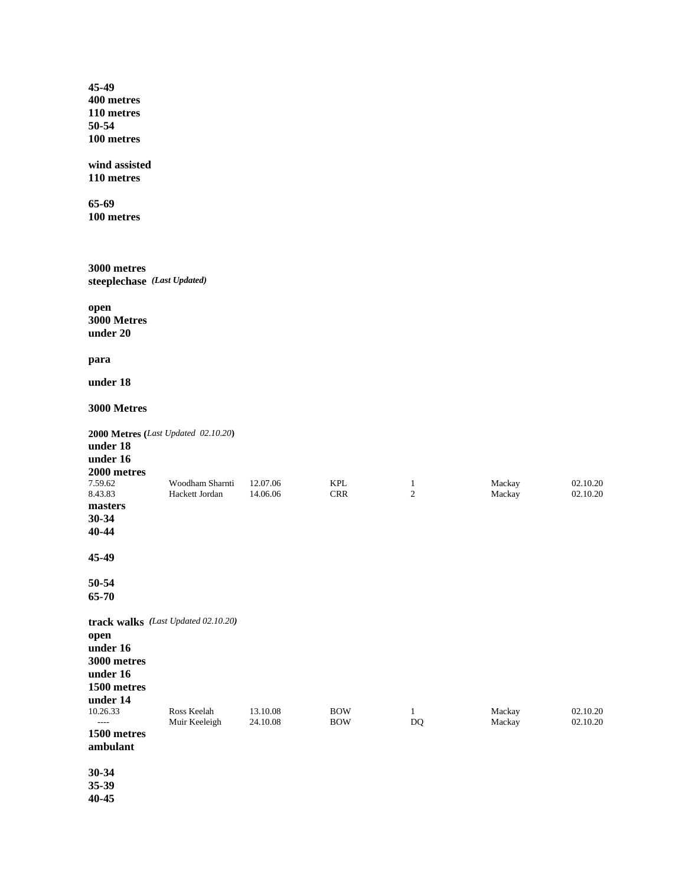**45-49**
**400 metres**
**110 metres**
**50-54**
**100 metres**

**wind assisted**
**110 metres**

**65-69**
**100 metres**

**3000 metres**
**steeplechase** ***(Last Updated)***

**open**
**3000 Metres**
**under 20**

**para**

**under 18**

**3000 Metres**

**2000 Metres (*Last Updated 02.10.20*)**
**under 18**
**under 16**
**2000 metres**

| | | | | | | |
|---|---|---|---|---|---|---|
| 7.59.62 | Woodham Sharnti | 12.07.06 | KPL | 1 | Mackay | 02.10.20 |
| 8.43.83 | Hackett Jordan | 14.06.06 | CRR | 2 | Mackay | 02.10.20 |

**masters**
**30-34**
**40-44**

**45-49**

**50-54**
**65-70**

**track walks** ***(Last Updated 02.10.20)***
**open**
**under 16**
**3000 metres**
**under 16**
**1500 metres**
**under 14**

| | | | | | | |
|---|---|---|---|---|---|---|
| 10.26.33 | Ross Keelah | 13.10.08 | BOW | 1 | Mackay | 02.10.20 |
| ---- | Muir Keeleigh | 24.10.08 | BOW | DQ | Mackay | 02.10.20 |

**1500 metres**
**ambulant**

**30-34**
**35-39**
**40-45**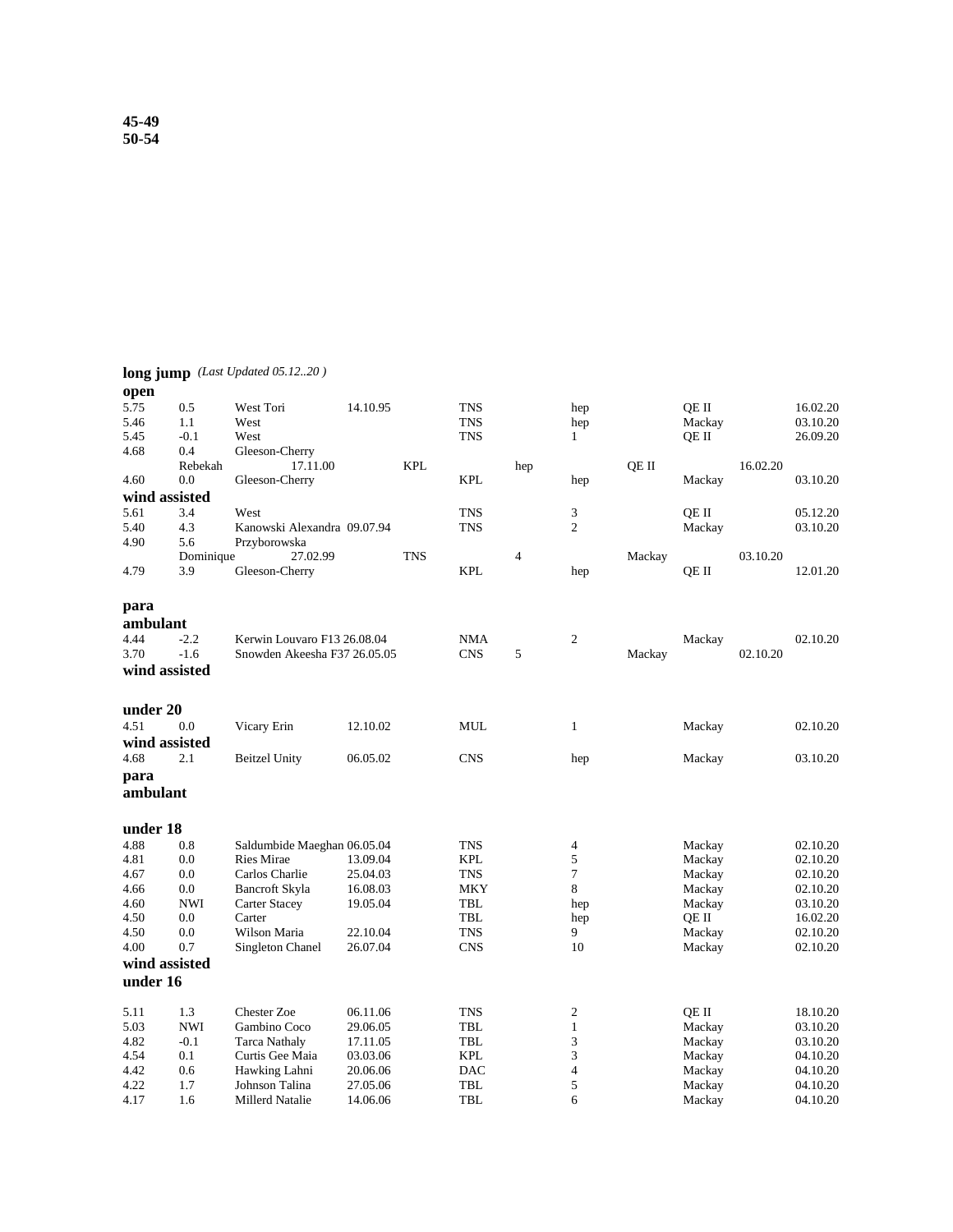**45-49**
**50-54**

**long jump** *(Last Updated 05.12..20 )*

**open**

| | | | | | | | |
|---|---|---|---|---|---|---|---|
| 5.75 | 0.5 | West Tori | 14.10.95 | TNS | hep | QE II | 16.02.20 |
| 5.46 | 1.1 | West | | TNS | hep | Mackay | 03.10.20 |
| 5.45 | -0.1 | West | | TNS | 1 | QE II | 26.09.20 |
| 4.68 | 0.4 | Gleeson-Cherry Rebekah | 17.11.00 | KPL | hep | QE II | 16.02.20 |
| 4.60 | 0.0 | Gleeson-Cherry | | KPL | hep | Mackay | 03.10.20 |

**wind assisted**

| | | | | | | | |
|---|---|---|---|---|---|---|---|
| 5.61 | 3.4 | West | | TNS | 3 | QE II | 05.12.20 |
| 5.40 | 4.3 | Kanowski Alexandra | 09.07.94 | TNS | 2 | Mackay | 03.10.20 |
| 4.90 | 5.6 | Przyborowska Dominique | 27.02.99 | TNS | 4 | Mackay | 03.10.20 |
| 4.79 | 3.9 | Gleeson-Cherry | | KPL | hep | QE II | 12.01.20 |

**para**
**ambulant**

| | | | | | | | |
|---|---|---|---|---|---|---|---|
| 4.44 | -2.2 | Kerwin Louvaro F13 | 26.08.04 | NMA | 2 | Mackay | 02.10.20 |
| 3.70 | -1.6 | Snowden Akeesha F37 | 26.05.05 | CNS | 5 | Mackay | 02.10.20 |

**wind assisted**

**under 20**

| | | | | | | | |
|---|---|---|---|---|---|---|---|
| 4.51 | 0.0 | Vicary Erin | 12.10.02 | MUL | 1 | Mackay | 02.10.20 |

**wind assisted**

| | | | | | | | |
|---|---|---|---|---|---|---|---|
| 4.68 | 2.1 | Beitzel Unity | 06.05.02 | CNS | hep | Mackay | 03.10.20 |

**para**
**ambulant**

**under 18**

| | | | | | | | |
|---|---|---|---|---|---|---|---|
| 4.88 | 0.8 | Saldumbide Maeghan | 06.05.04 | TNS | 4 | Mackay | 02.10.20 |
| 4.81 | 0.0 | Ries Mirae | 13.09.04 | KPL | 5 | Mackay | 02.10.20 |
| 4.67 | 0.0 | Carlos Charlie | 25.04.03 | TNS | 7 | Mackay | 02.10.20 |
| 4.66 | 0.0 | Bancroft Skyla | 16.08.03 | MKY | 8 | Mackay | 02.10.20 |
| 4.60 | NWI | Carter Stacey | 19.05.04 | TBL | hep | Mackay | 03.10.20 |
| 4.50 | 0.0 | Carter | | TBL | hep | QE II | 16.02.20 |
| 4.50 | 0.0 | Wilson Maria | 22.10.04 | TNS | 9 | Mackay | 02.10.20 |
| 4.00 | 0.7 | Singleton Chanel | 26.07.04 | CNS | 10 | Mackay | 02.10.20 |

**wind assisted**

**under 16**

| | | | | | | | |
|---|---|---|---|---|---|---|---|
| 5.11 | 1.3 | Chester Zoe | 06.11.06 | TNS | 2 | QE II | 18.10.20 |
| 5.03 | NWI | Gambino Coco | 29.06.05 | TBL | 1 | Mackay | 03.10.20 |
| 4.82 | -0.1 | Tarca Nathaly | 17.11.05 | TBL | 3 | Mackay | 03.10.20 |
| 4.54 | 0.1 | Curtis Gee Maia | 03.03.06 | KPL | 3 | Mackay | 04.10.20 |
| 4.42 | 0.6 | Hawking Lahni | 20.06.06 | DAC | 4 | Mackay | 04.10.20 |
| 4.22 | 1.7 | Johnson Talina | 27.05.06 | TBL | 5 | Mackay | 04.10.20 |
| 4.17 | 1.6 | Millerd Natalie | 14.06.06 | TBL | 6 | Mackay | 04.10.20 |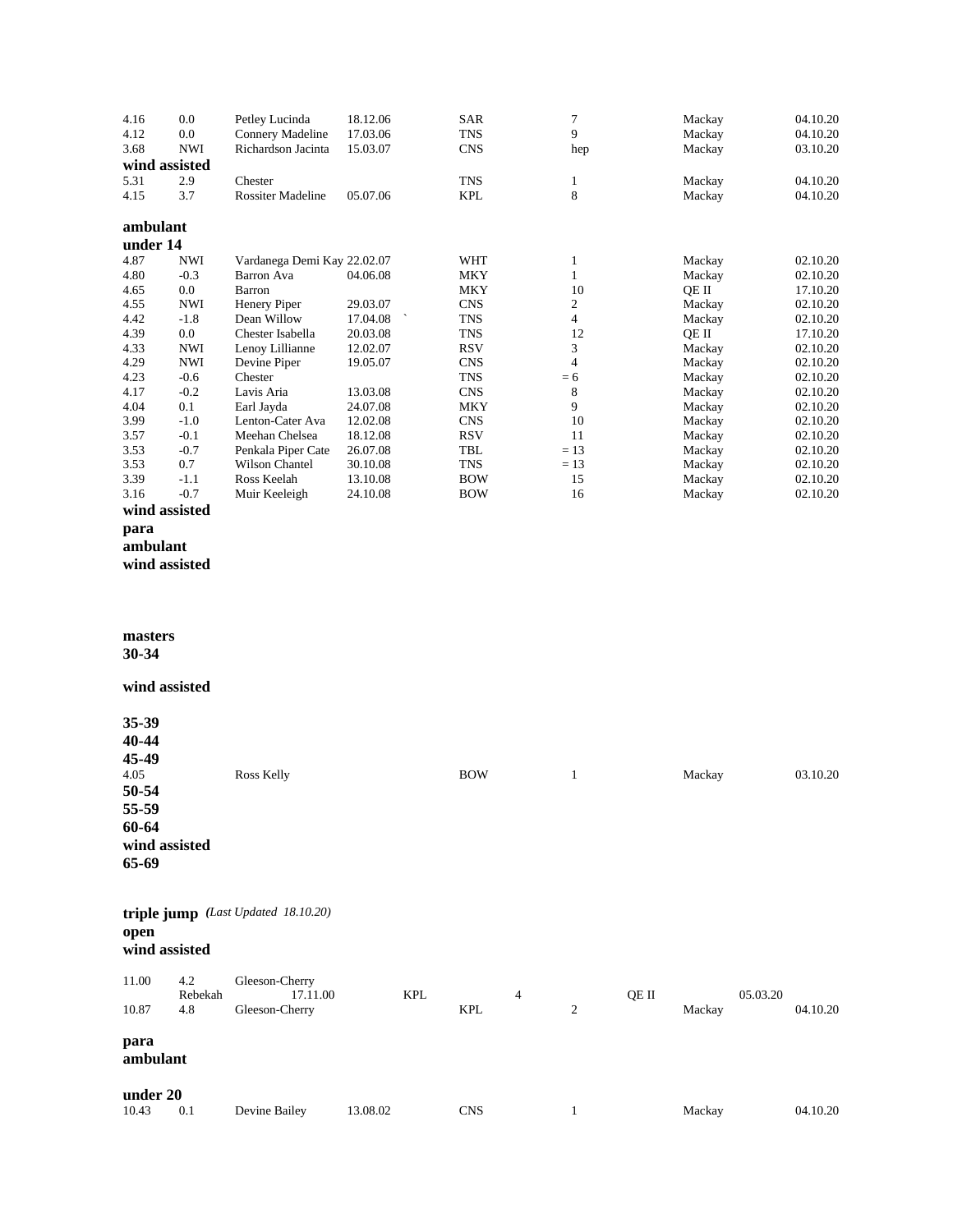| | | | | | | | |
|---|---|---|---|---|---|---|---|
| 4.16 | 0.0 | Petley Lucinda | 18.12.06 | SAR | 7 | Mackay | 04.10.20 |
| 4.12 | 0.0 | Connery Madeline | 17.03.06 | TNS | 9 | Mackay | 04.10.20 |
| 3.68 | NWI | Richardson Jacinta | 15.03.07 | CNS | hep | Mackay | 03.10.20 |

**wind assisted**

| | | | | | | | |
|---|---|---|---|---|---|---|---|
| 5.31 | 2.9 | Chester | | TNS | 1 | Mackay | 04.10.20 |
| 4.15 | 3.7 | Rossiter Madeline | 05.07.06 | KPL | 8 | Mackay | 04.10.20 |

**ambulant**

**under 14**

| | | | | | | | |
|---|---|---|---|---|---|---|---|
| 4.87 | NWI | Vardanega Demi Kay | 22.02.07 | WHT | 1 | Mackay | 02.10.20 |
| 4.80 | -0.3 | Barron Ava | 04.06.08 | MKY | 1 | Mackay | 02.10.20 |
| 4.65 | 0.0 | Barron | | MKY | 10 | QE II | 17.10.20 |
| 4.55 | NWI | Henery Piper | 29.03.07 | CNS | 2 | Mackay | 02.10.20 |
| 4.42 | -1.8 | Dean Willow | 17.04.08 ` | TNS | 4 | Mackay | 02.10.20 |
| 4.39 | 0.0 | Chester Isabella | 20.03.08 | TNS | 12 | QE II | 17.10.20 |
| 4.33 | NWI | Lenoy Lillianne | 12.02.07 | RSV | 3 | Mackay | 02.10.20 |
| 4.29 | NWI | Devine Piper | 19.05.07 | CNS | 4 | Mackay | 02.10.20 |
| 4.23 | -0.6 | Chester | | TNS | = 6 | Mackay | 02.10.20 |
| 4.17 | -0.2 | Lavis Aria | 13.03.08 | CNS | 8 | Mackay | 02.10.20 |
| 4.04 | 0.1 | Earl Jayda | 24.07.08 | MKY | 9 | Mackay | 02.10.20 |
| 3.99 | -1.0 | Lenton-Cater Ava | 12.02.08 | CNS | 10 | Mackay | 02.10.20 |
| 3.57 | -0.1 | Meehan Chelsea | 18.12.08 | RSV | 11 | Mackay | 02.10.20 |
| 3.53 | -0.7 | Penkala Piper Cate | 26.07.08 | TBL | = 13 | Mackay | 02.10.20 |
| 3.53 | 0.7 | Wilson Chantel | 30.10.08 | TNS | = 13 | Mackay | 02.10.20 |
| 3.39 | -1.1 | Ross Keelah | 13.10.08 | BOW | 15 | Mackay | 02.10.20 |
| 3.16 | -0.7 | Muir Keeleigh | 24.10.08 | BOW | 16 | Mackay | 02.10.20 |

**wind assisted**

**para**

**ambulant**

**wind assisted**

**masters**

**30-34**

**wind assisted**

**35-39**

**40-44**

**45-49**

| | | | | | | | |
|---|---|---|---|---|---|---|---|
| 4.05 | | Ross Kelly | | BOW | 1 | Mackay | 03.10.20 |

**50-54**

**55-59**

**60-64**

**wind assisted**

**65-69**

## triple jump *(Last Updated 18.10.20)*

**open**

**wind assisted**

| | | | | | | | |
|---|---|---|---|---|---|---|---|
| 11.00 | 4.2 | Gleeson-Cherry Rebekah | 17.11.00 | KPL | 4 | QE II | 05.03.20 |
| 10.87 | 4.8 | Gleeson-Cherry | | KPL | 2 | Mackay | 04.10.20 |

**para**

**ambulant**

**under 20**

| | | | | | | | |
|---|---|---|---|---|---|---|---|
| 10.43 | 0.1 | Devine Bailey | 13.08.02 | CNS | 1 | Mackay | 04.10.20 |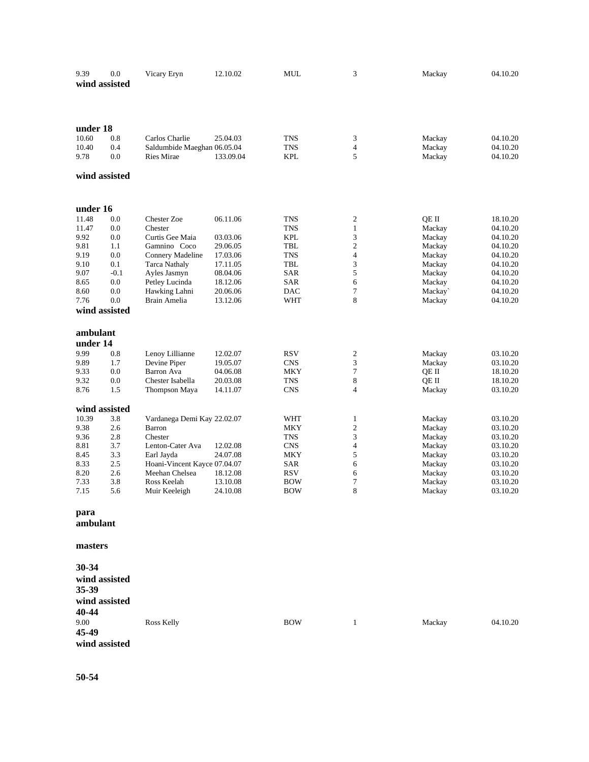| | | | | | | | |
|---|---|---|---|---|---|---|---|
| 9.39 | 0.0 | Vicary Eryn | 12.10.02 | MUL | 3 | Mackay | 04.10.20 |

**wind assisted**

**under 18**

| | | | | | | | |
|---|---|---|---|---|---|---|---|
| 10.60 | 0.8 | Carlos Charlie | 25.04.03 | TNS | 3 | Mackay | 04.10.20 |
| 10.40 | 0.4 | Saldumbide Maeghan 06.05.04 | | TNS | 4 | Mackay | 04.10.20 |
| 9.78 | 0.0 | Ries Mirae | 133.09.04 | KPL | 5 | Mackay | 04.10.20 |

**wind assisted**

**under 16**

| | | | | | | | |
|---|---|---|---|---|---|---|---|
| 11.48 | 0.0 | Chester Zoe | 06.11.06 | TNS | 2 | QE II | 18.10.20 |
| 11.47 | 0.0 | Chester | | TNS | 1 | Mackay | 04.10.20 |
| 9.92 | 0.0 | Curtis Gee Maia | 03.03.06 | KPL | 3 | Mackay | 04.10.20 |
| 9.81 | 1.1 | Gamnino Coco | 29.06.05 | TBL | 2 | Mackay | 04.10.20 |
| 9.19 | 0.0 | Connery Madeline | 17.03.06 | TNS | 4 | Mackay | 04.10.20 |
| 9.10 | 0.1 | Tarca Nathaly | 17.11.05 | TBL | 3 | Mackay | 04.10.20 |
| 9.07 | -0.1 | Ayles Jasmyn | 08.04.06 | SAR | 5 | Mackay | 04.10.20 |
| 8.65 | 0.0 | Petley Lucinda | 18.12.06 | SAR | 6 | Mackay | 04.10.20 |
| 8.60 | 0.0 | Hawking Lahni | 20.06.06 | DAC | 7 | Mackay` | 04.10.20 |
| 7.76 | 0.0 | Brain Amelia | 13.12.06 | WHT | 8 | Mackay | 04.10.20 |

**wind assisted**

**ambulant**
**under 14**

| | | | | | | | |
|---|---|---|---|---|---|---|---|
| 9.99 | 0.8 | Lenoy Lillianne | 12.02.07 | RSV | 2 | Mackay | 03.10.20 |
| 9.89 | 1.7 | Devine Piper | 19.05.07 | CNS | 3 | Mackay | 03.10.20 |
| 9.33 | 0.0 | Barron Ava | 04.06.08 | MKY | 7 | QE II | 18.10.20 |
| 9.32 | 0.0 | Chester Isabella | 20.03.08 | TNS | 8 | QE II | 18.10.20 |
| 8.76 | 1.5 | Thompson Maya | 14.11.07 | CNS | 4 | Mackay | 03.10.20 |

**wind assisted**

| | | | | | | | |
|---|---|---|---|---|---|---|---|
| 10.39 | 3.8 | Vardanega Demi Kay 22.02.07 | | WHT | 1 | Mackay | 03.10.20 |
| 9.38 | 2.6 | Barron | | MKY | 2 | Mackay | 03.10.20 |
| 9.36 | 2.8 | Chester | | TNS | 3 | Mackay | 03.10.20 |
| 8.81 | 3.7 | Lenton-Cater Ava | 12.02.08 | CNS | 4 | Mackay | 03.10.20 |
| 8.45 | 3.3 | Earl Jayda | 24.07.08 | MKY | 5 | Mackay | 03.10.20 |
| 8.33 | 2.5 | Hoani-Vincent Kayce 07.04.07 | | SAR | 6 | Mackay | 03.10.20 |
| 8.20 | 2.6 | Meehan Chelsea | 18.12.08 | RSV | 6 | Mackay | 03.10.20 |
| 7.33 | 3.8 | Ross Keelah | 13.10.08 | BOW | 7 | Mackay | 03.10.20 |
| 7.15 | 5.6 | Muir Keeleigh | 24.10.08 | BOW | 8 | Mackay | 03.10.20 |

**para**
**ambulant**

**masters**

**30-34**
**wind assisted**
**35-39**
**wind assisted**
**40-44**

| | | | | | | | |
|---|---|---|---|---|---|---|---|
| 9.00 | | Ross Kelly | | BOW | 1 | Mackay | 04.10.20 |

**45-49**
**wind assisted**

**50-54**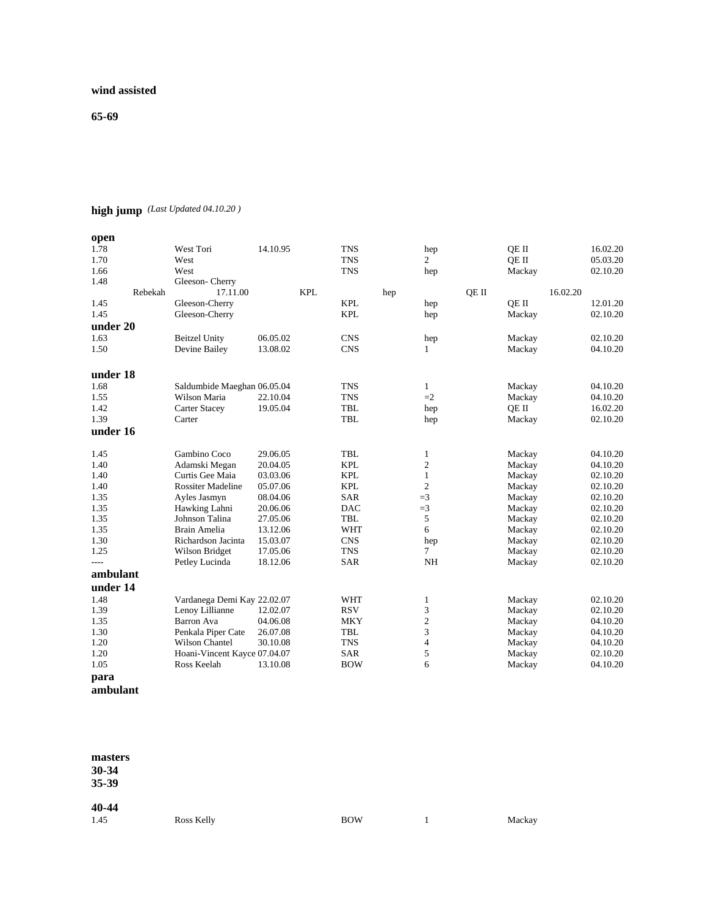**wind assisted**

**65-69**

## high jump *(Last Updated 04.10.20 )*

**open**

| | | | | | | |
|---|---|---|---|---|---|---|
| 1.78 | West Tori | 14.10.95 | TNS | hep | QE II | 16.02.20 |
| 1.70 | West | | TNS | 2 | QE II | 05.03.20 |
| 1.66 | West | | TNS | hep | Mackay | 02.10.20 |
| 1.48 | Gleeson- Cherry Rebekah | 17.11.00 | KPL | hep | QE II | 16.02.20 |
| 1.45 | Gleeson-Cherry | | KPL | hep | QE II | 12.01.20 |
| 1.45 | Gleeson-Cherry | | KPL | hep | Mackay | 02.10.20 |

**under 20**

| | | | | | | |
|---|---|---|---|---|---|---|
| 1.63 | Beitzel Unity | 06.05.02 | CNS | hep | Mackay | 02.10.20 |
| 1.50 | Devine Bailey | 13.08.02 | CNS | 1 | Mackay | 04.10.20 |

**under 18**

| | | | | | | |
|---|---|---|---|---|---|---|
| 1.68 | Saldumbide Maeghan | 06.05.04 | TNS | 1 | Mackay | 04.10.20 |
| 1.55 | Wilson Maria | 22.10.04 | TNS | =2 | Mackay | 04.10.20 |
| 1.42 | Carter Stacey | 19.05.04 | TBL | hep | QE II | 16.02.20 |
| 1.39 | Carter | | TBL | hep | Mackay | 02.10.20 |

**under 16**

| | | | | | | |
|---|---|---|---|---|---|---|
| 1.45 | Gambino Coco | 29.06.05 | TBL | 1 | Mackay | 04.10.20 |
| 1.40 | Adamski Megan | 20.04.05 | KPL | 2 | Mackay | 04.10.20 |
| 1.40 | Curtis Gee Maia | 03.03.06 | KPL | 1 | Mackay | 02.10.20 |
| 1.40 | Rossiter Madeline | 05.07.06 | KPL | 2 | Mackay | 02.10.20 |
| 1.35 | Ayles Jasmyn | 08.04.06 | SAR | =3 | Mackay | 02.10.20 |
| 1.35 | Hawking Lahni | 20.06.06 | DAC | =3 | Mackay | 02.10.20 |
| 1.35 | Johnson Talina | 27.05.06 | TBL | 5 | Mackay | 02.10.20 |
| 1.35 | Brain Amelia | 13.12.06 | WHT | 6 | Mackay | 02.10.20 |
| 1.30 | Richardson Jacinta | 15.03.07 | CNS | hep | Mackay | 02.10.20 |
| 1.25 | Wilson Bridget | 17.05.06 | TNS | 7 | Mackay | 02.10.20 |
| ---- | Petley Lucinda | 18.12.06 | SAR | NH | Mackay | 02.10.20 |

**ambulant**

**under 14**

| | | | | | | |
|---|---|---|---|---|---|---|
| 1.48 | Vardanega Demi Kay | 22.02.07 | WHT | 1 | Mackay | 02.10.20 |
| 1.39 | Lenoy Lillianne | 12.02.07 | RSV | 3 | Mackay | 02.10.20 |
| 1.35 | Barron Ava | 04.06.08 | MKY | 2 | Mackay | 04.10.20 |
| 1.30 | Penkala Piper Cate | 26.07.08 | TBL | 3 | Mackay | 04.10.20 |
| 1.20 | Wilson Chantel | 30.10.08 | TNS | 4 | Mackay | 04.10.20 |
| 1.20 | Hoani-Vincent Kayce | 07.04.07 | SAR | 5 | Mackay | 02.10.20 |
| 1.05 | Ross Keelah | 13.10.08 | BOW | 6 | Mackay | 04.10.20 |

**para**

**ambulant**

**masters**

**30-34**

**35-39**

**40-44**

| | | | | | | |
|---|---|---|---|---|---|---|
| 1.45 | Ross Kelly | | BOW | 1 | Mackay | |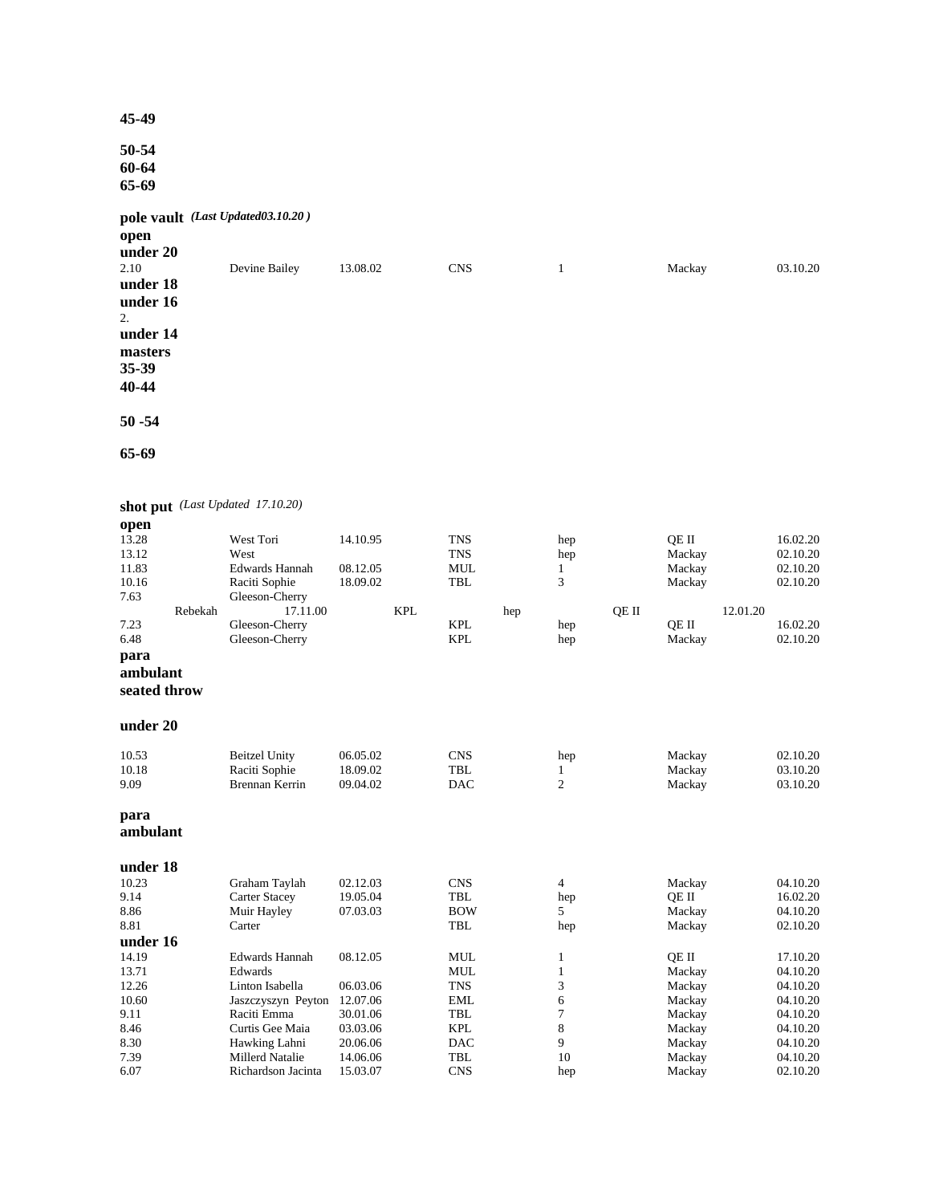**45-49**

**50-54**

**60-64**

**65-69**

**pole vault** *(Last Updated03.10.20 )*

**open**

**under 20**

| | | | | | | |
|---|---|---|---|---|---|---|
| 2.10 | Devine Bailey | 13.08.02 | CNS | 1 | Mackay | 03.10.20 |

**under 18**

**under 16**

2.

**under 14**

**masters**

**35-39**

**40-44**

**50 -54**

**65-69**

**shot put** *(Last Updated 17.10.20)*

**open**

| | | | | | | |
|---|---|---|---|---|---|---|
| 13.28 | West Tori | 14.10.95 | TNS | hep | QE II | 16.02.20 |
| 13.12 | West | | TNS | hep | Mackay | 02.10.20 |
| 11.83 | Edwards Hannah | 08.12.05 | MUL | 1 | Mackay | 02.10.20 |
| 10.16 | Raciti Sophie | 18.09.02 | TBL | 3 | Mackay | 02.10.20 |
| 7.63 | Gleeson-Cherry Rebekah | 17.11.00 | KPL | hep | QE II | 12.01.20 |
| 7.23 | Gleeson-Cherry | | KPL | hep | QE II | 16.02.20 |
| 6.48 | Gleeson-Cherry | | KPL | hep | Mackay | 02.10.20 |

**para**

**ambulant**

**seated throw**

**under 20**

| | | | | | | |
|---|---|---|---|---|---|---|
| 10.53 | Beitzel Unity | 06.05.02 | CNS | hep | Mackay | 02.10.20 |
| 10.18 | Raciti Sophie | 18.09.02 | TBL | 1 | Mackay | 03.10.20 |
| 9.09 | Brennan Kerrin | 09.04.02 | DAC | 2 | Mackay | 03.10.20 |

**para**

**ambulant**

**under 18**

| | | | | | | |
|---|---|---|---|---|---|---|
| 10.23 | Graham Taylah | 02.12.03 | CNS | 4 | Mackay | 04.10.20 |
| 9.14 | Carter Stacey | 19.05.04 | TBL | hep | QE II | 16.02.20 |
| 8.86 | Muir Hayley | 07.03.03 | BOW | 5 | Mackay | 04.10.20 |
| 8.81 | Carter | | TBL | hep | Mackay | 02.10.20 |

**under 16**

| | | | | | | |
|---|---|---|---|---|---|---|
| 14.19 | Edwards Hannah | 08.12.05 | MUL | 1 | QE II | 17.10.20 |
| 13.71 | Edwards | | MUL | 1 | Mackay | 04.10.20 |
| 12.26 | Linton Isabella | 06.03.06 | TNS | 3 | Mackay | 04.10.20 |
| 10.60 | Jaszczyszyn Peyton | 12.07.06 | EML | 6 | Mackay | 04.10.20 |
| 9.11 | Raciti Emma | 30.01.06 | TBL | 7 | Mackay | 04.10.20 |
| 8.46 | Curtis Gee Maia | 03.03.06 | KPL | 8 | Mackay | 04.10.20 |
| 8.30 | Hawking Lahni | 20.06.06 | DAC | 9 | Mackay | 04.10.20 |
| 7.39 | Millerd Natalie | 14.06.06 | TBL | 10 | Mackay | 04.10.20 |
| 6.07 | Richardson Jacinta | 15.03.07 | CNS | hep | Mackay | 02.10.20 |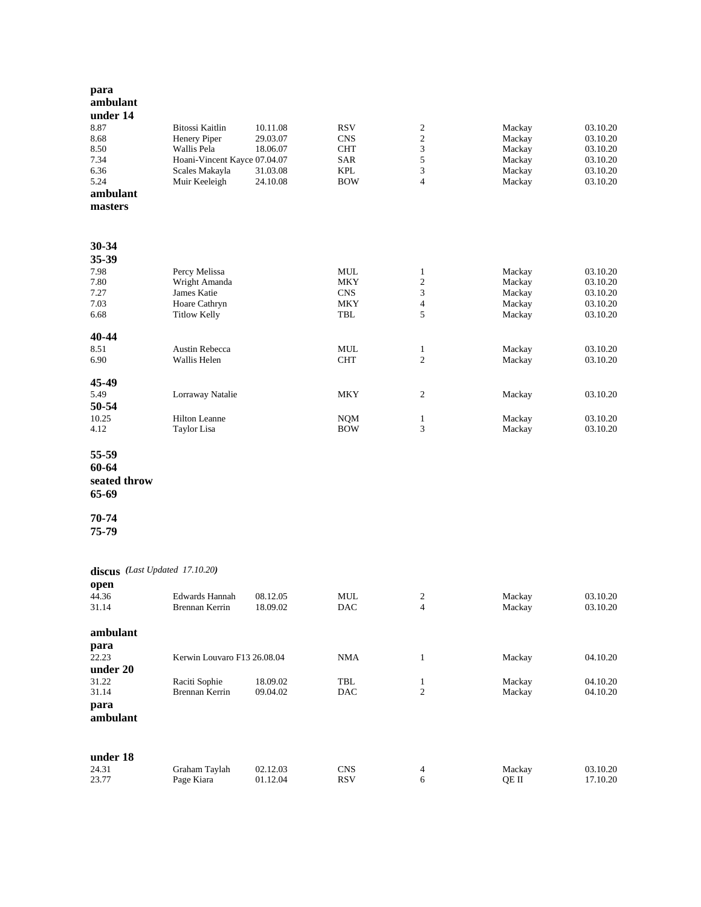**para**
**ambulant**
**under 14**

| | | | | | | |
|---|---|---|---|---|---|---|
| 8.87 | Bitossi Kaitlin | 10.11.08 | RSV | 2 | Mackay | 03.10.20 |
| 8.68 | Henery Piper | 29.03.07 | CNS | 2 | Mackay | 03.10.20 |
| 8.50 | Wallis Pela | 18.06.07 | CHT | 3 | Mackay | 03.10.20 |
| 7.34 | Hoani-Vincent Kayce | 07.04.07 | SAR | 5 | Mackay | 03.10.20 |
| 6.36 | Scales Makayla | 31.03.08 | KPL | 3 | Mackay | 03.10.20 |
| 5.24 | Muir Keeleigh | 24.10.08 | BOW | 4 | Mackay | 03.10.20 |

**ambulant**
**masters**

**30-34**

**35-39**

| | | | | | |
|---|---|---|---|---|---|
| 7.98 | Percy Melissa | MUL | 1 | Mackay | 03.10.20 |
| 7.80 | Wright Amanda | MKY | 2 | Mackay | 03.10.20 |
| 7.27 | James Katie | CNS | 3 | Mackay | 03.10.20 |
| 7.03 | Hoare Cathryn | MKY | 4 | Mackay | 03.10.20 |
| 6.68 | Titlow Kelly | TBL | 5 | Mackay | 03.10.20 |

**40-44**

| | | | | | |
|---|---|---|---|---|---|
| 8.51 | Austin Rebecca | MUL | 1 | Mackay | 03.10.20 |
| 6.90 | Wallis Helen | CHT | 2 | Mackay | 03.10.20 |

**45-49**

| | | | | | |
|---|---|---|---|---|---|
| 5.49 | Lorraway Natalie | MKY | 2 | Mackay | 03.10.20 |

**50-54**

| | | | | | |
|---|---|---|---|---|---|
| 10.25 | Hilton Leanne | NQM | 1 | Mackay | 03.10.20 |
| 4.12 | Taylor Lisa | BOW | 3 | Mackay | 03.10.20 |

**55-59**

**60-64**

**seated throw**

**65-69**

**70-74**

**75-79**

**discus** *(Last Updated 17.10.20)*

**open**

| | | | | | | |
|---|---|---|---|---|---|---|
| 44.36 | Edwards Hannah | 08.12.05 | MUL | 2 | Mackay | 03.10.20 |
| 31.14 | Brennan Kerrin | 18.09.02 | DAC | 4 | Mackay | 03.10.20 |

**ambulant**
**para**

| | | | | | | |
|---|---|---|---|---|---|---|
| 22.23 | Kerwin Louvaro F13 | 26.08.04 | NMA | 1 | Mackay | 04.10.20 |

**under 20**

| | | | | | | |
|---|---|---|---|---|---|---|
| 31.22 | Raciti Sophie | 18.09.02 | TBL | 1 | Mackay | 04.10.20 |
| 31.14 | Brennan Kerrin | 09.04.02 | DAC | 2 | Mackay | 04.10.20 |

**para**
**ambulant**

**under 18**

| | | | | | | |
|---|---|---|---|---|---|---|
| 24.31 | Graham Taylah | 02.12.03 | CNS | 4 | Mackay | 03.10.20 |
| 23.77 | Page Kiara | 01.12.04 | RSV | 6 | QE II | 17.10.20 |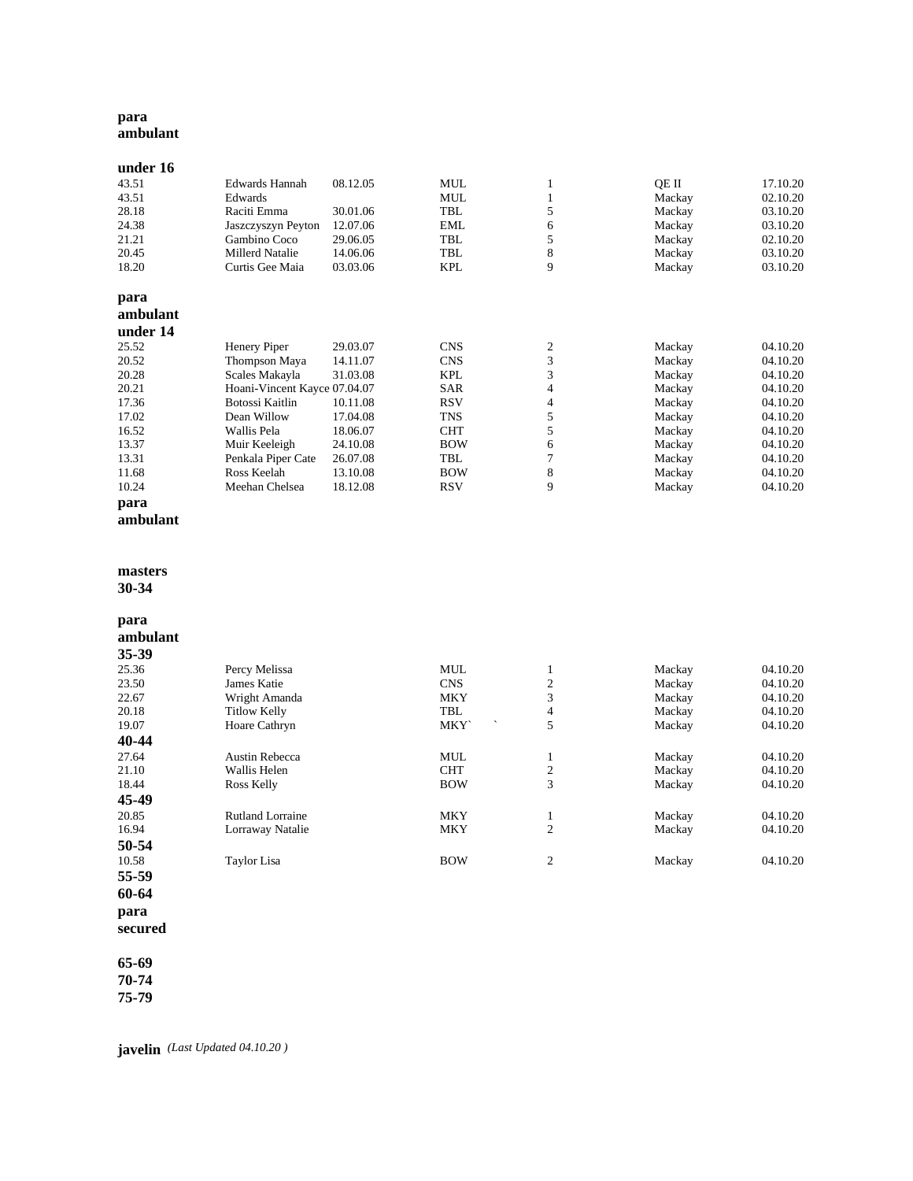**para ambulant**

**under 16**

| | | | | | | |
|---|---|---|---|---|---|---|
| 43.51 | Edwards Hannah | 08.12.05 | MUL | 1 | QE II | 17.10.20 |
| 43.51 | Edwards | | MUL | 1 | Mackay | 02.10.20 |
| 28.18 | Raciti Emma | 30.01.06 | TBL | 5 | Mackay | 03.10.20 |
| 24.38 | Jaszczyszyn Peyton | 12.07.06 | EML | 6 | Mackay | 03.10.20 |
| 21.21 | Gambino Coco | 29.06.05 | TBL | 5 | Mackay | 02.10.20 |
| 20.45 | Millerd Natalie | 14.06.06 | TBL | 8 | Mackay | 03.10.20 |
| 18.20 | Curtis Gee Maia | 03.03.06 | KPL | 9 | Mackay | 03.10.20 |

**para ambulant under 14**

| | | | | | | |
|---|---|---|---|---|---|---|
| 25.52 | Henery Piper | 29.03.07 | CNS | 2 | Mackay | 04.10.20 |
| 20.52 | Thompson Maya | 14.11.07 | CNS | 3 | Mackay | 04.10.20 |
| 20.28 | Scales Makayla | 31.03.08 | KPL | 3 | Mackay | 04.10.20 |
| 20.21 | Hoani-Vincent Kayce | 07.04.07 | SAR | 4 | Mackay | 04.10.20 |
| 17.36 | Botossi Kaitlin | 10.11.08 | RSV | 4 | Mackay | 04.10.20 |
| 17.02 | Dean Willow | 17.04.08 | TNS | 5 | Mackay | 04.10.20 |
| 16.52 | Wallis Pela | 18.06.07 | CHT | 5 | Mackay | 04.10.20 |
| 13.37 | Muir Keeleigh | 24.10.08 | BOW | 6 | Mackay | 04.10.20 |
| 13.31 | Penkala Piper Cate | 26.07.08 | TBL | 7 | Mackay | 04.10.20 |
| 11.68 | Ross Keelah | 13.10.08 | BOW | 8 | Mackay | 04.10.20 |
| 10.24 | Meehan Chelsea | 18.12.08 | RSV | 9 | Mackay | 04.10.20 |

**para ambulant**

**masters 30-34**

**para ambulant 35-39**

| | | | | | |
|---|---|---|---|---|---|
| 25.36 | Percy Melissa | MUL | 1 | Mackay | 04.10.20 |
| 23.50 | James Katie | CNS | 2 | Mackay | 04.10.20 |
| 22.67 | Wright Amanda | MKY | 3 | Mackay | 04.10.20 |
| 20.18 | Titlow Kelly | TBL | 4 | Mackay | 04.10.20 |
| 19.07 | Hoare Cathryn | MKY` ` | 5 | Mackay | 04.10.20 |

**40-44**

| | | | | | |
|---|---|---|---|---|---|
| 27.64 | Austin Rebecca | MUL | 1 | Mackay | 04.10.20 |
| 21.10 | Wallis Helen | CHT | 2 | Mackay | 04.10.20 |
| 18.44 | Ross Kelly | BOW | 3 | Mackay | 04.10.20 |

**45-49**

| | | | | | |
|---|---|---|---|---|---|
| 20.85 | Rutland Lorraine | MKY | 1 | Mackay | 04.10.20 |
| 16.94 | Lorraway Natalie | MKY | 2 | Mackay | 04.10.20 |

**50-54**

| | | | | | |
|---|---|---|---|---|---|
| 10.58 | Taylor Lisa | BOW | 2 | Mackay | 04.10.20 |

**55-59**

**60-64**

**para secured**

**65-69**

**70-74**

**75-79**

**javelin** *(Last Updated 04.10.20 )*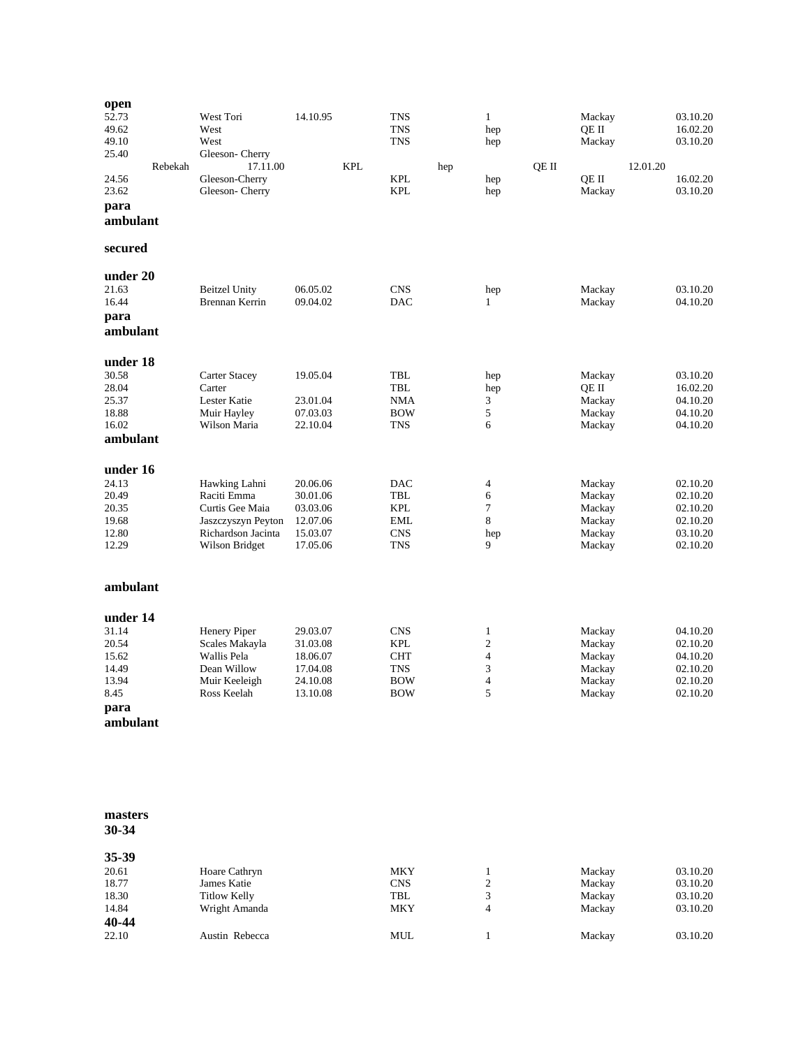**open**

| | | | | | | |
|---|---|---|---|---|---|---|
| 52.73 | West Tori | 14.10.95 | TNS | 1 | Mackay | 03.10.20 |
| 49.62 | West | | TNS | hep | QE II | 16.02.20 |
| 49.10 | West | | TNS | hep | Mackay | 03.10.20 |
| 25.40 | Gleeson- Cherry Rebekah | 17.11.00 | KPL | hep | QE II | 12.01.20 |
| 24.56 | Gleeson-Cherry | | KPL | hep | QE II | 16.02.20 |
| 23.62 | Gleeson- Cherry | | KPL | hep | Mackay | 03.10.20 |

**para ambulant**

**secured**

**under 20**

| | | | | | | |
|---|---|---|---|---|---|---|
| 21.63 | Beitzel Unity | 06.05.02 | CNS | hep | Mackay | 03.10.20 |
| 16.44 | Brennan Kerrin | 09.04.02 | DAC | 1 | Mackay | 04.10.20 |

**para ambulant**

**under 18**

| | | | | | | |
|---|---|---|---|---|---|---|
| 30.58 | Carter Stacey | 19.05.04 | TBL | hep | Mackay | 03.10.20 |
| 28.04 | Carter | | TBL | hep | QE II | 16.02.20 |
| 25.37 | Lester Katie | 23.01.04 | NMA | 3 | Mackay | 04.10.20 |
| 18.88 | Muir Hayley | 07.03.03 | BOW | 5 | Mackay | 04.10.20 |
| 16.02 | Wilson Maria | 22.10.04 | TNS | 6 | Mackay | 04.10.20 |

**ambulant**

**under 16**

| | | | | | | |
|---|---|---|---|---|---|---|
| 24.13 | Hawking Lahni | 20.06.06 | DAC | 4 | Mackay | 02.10.20 |
| 20.49 | Raciti Emma | 30.01.06 | TBL | 6 | Mackay | 02.10.20 |
| 20.35 | Curtis Gee Maia | 03.03.06 | KPL | 7 | Mackay | 02.10.20 |
| 19.68 | Jaszczyszyn Peyton | 12.07.06 | EML | 8 | Mackay | 02.10.20 |
| 12.80 | Richardson Jacinta | 15.03.07 | CNS | hep | Mackay | 03.10.20 |
| 12.29 | Wilson Bridget | 17.05.06 | TNS | 9 | Mackay | 02.10.20 |

**ambulant**

**under 14**

| | | | | | | |
|---|---|---|---|---|---|---|
| 31.14 | Henery Piper | 29.03.07 | CNS | 1 | Mackay | 04.10.20 |
| 20.54 | Scales Makayla | 31.03.08 | KPL | 2 | Mackay | 02.10.20 |
| 15.62 | Wallis Pela | 18.06.07 | CHT | 4 | Mackay | 04.10.20 |
| 14.49 | Dean Willow | 17.04.08 | TNS | 3 | Mackay | 02.10.20 |
| 13.94 | Muir Keeleigh | 24.10.08 | BOW | 4 | Mackay | 02.10.20 |
| 8.45 | Ross Keelah | 13.10.08 | BOW | 5 | Mackay | 02.10.20 |

**para ambulant**

**masters**

**30-34**

**35-39**

| | | | | | |
|---|---|---|---|---|---|
| 20.61 | Hoare Cathryn | MKY | 1 | Mackay | 03.10.20 |
| 18.77 | James Katie | CNS | 2 | Mackay | 03.10.20 |
| 18.30 | Titlow Kelly | TBL | 3 | Mackay | 03.10.20 |
| 14.84 | Wright Amanda | MKY | 4 | Mackay | 03.10.20 |

**40-44**

| | | | | | |
|---|---|---|---|---|---|
| 22.10 | Austin Rebecca | MUL | 1 | Mackay | 03.10.20 |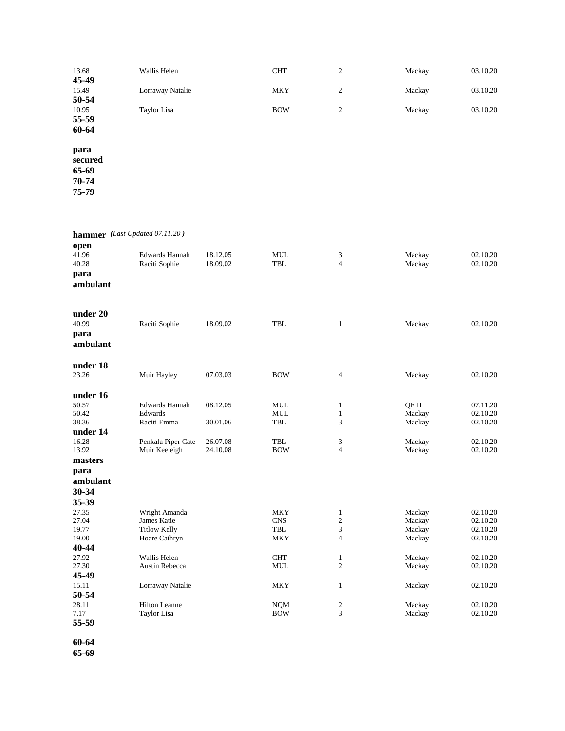| | | | | | | |
|---|---|---|---|---|---|---|
| 13.68 | Wallis Helen | | CHT | 2 | Mackay | 03.10.20 |

**45-49**

| | | | | | | |
|---|---|---|---|---|---|---|
| 15.49 | Lorraway Natalie | | MKY | 2 | Mackay | 03.10.20 |

**50-54**

| | | | | | | |
|---|---|---|---|---|---|---|
| 10.95 | Taylor Lisa | | BOW | 2 | Mackay | 03.10.20 |

**55-59**

**60-64**

**para**

**secured**

**65-69**

**70-74**

**75-79**

**hammer** *(Last Updated 07.11.20 )*

**open**

| | | | | | | |
|---|---|---|---|---|---|---|
| 41.96 | Edwards Hannah | 18.12.05 | MUL | 3 | Mackay | 02.10.20 |
| 40.28 | Raciti Sophie | 18.09.02 | TBL | 4 | Mackay | 02.10.20 |

**para**

**ambulant**

**under 20**

| | | | | | | |
|---|---|---|---|---|---|---|
| 40.99 | Raciti Sophie | 18.09.02 | TBL | 1 | Mackay | 02.10.20 |

**para**

**ambulant**

**under 18**

| | | | | | | |
|---|---|---|---|---|---|---|
| 23.26 | Muir Hayley | 07.03.03 | BOW | 4 | Mackay | 02.10.20 |

**under 16**

| | | | | | | |
|---|---|---|---|---|---|---|
| 50.57 | Edwards Hannah | 08.12.05 | MUL | 1 | QE II | 07.11.20 |
| 50.42 | Edwards | | MUL | 1 | Mackay | 02.10.20 |
| 38.36 | Raciti Emma | 30.01.06 | TBL | 3 | Mackay | 02.10.20 |

**under 14**

| | | | | | | |
|---|---|---|---|---|---|---|
| 16.28 | Penkala Piper Cate | 26.07.08 | TBL | 3 | Mackay | 02.10.20 |
| 13.92 | Muir Keeleigh | 24.10.08 | BOW | 4 | Mackay | 02.10.20 |

**masters**

**para**

**ambulant**

**30-34**

**35-39**

| | | | | | | |
|---|---|---|---|---|---|---|
| 27.35 | Wright Amanda | | MKY | 1 | Mackay | 02.10.20 |
| 27.04 | James Katie | | CNS | 2 | Mackay | 02.10.20 |
| 19.77 | Titlow Kelly | | TBL | 3 | Mackay | 02.10.20 |
| 19.00 | Hoare Cathryn | | MKY | 4 | Mackay | 02.10.20 |

**40-44**

| | | | | | | |
|---|---|---|---|---|---|---|
| 27.92 | Wallis Helen | | CHT | 1 | Mackay | 02.10.20 |
| 27.30 | Austin Rebecca | | MUL | 2 | Mackay | 02.10.20 |

**45-49**

| | | | | | | |
|---|---|---|---|---|---|---|
| 15.11 | Lorraway Natalie | | MKY | 1 | Mackay | 02.10.20 |

**50-54**

| | | | | | | |
|---|---|---|---|---|---|---|
| 28.11 | Hilton Leanne | | NQM | 2 | Mackay | 02.10.20 |
| 7.17 | Taylor Lisa | | BOW | 3 | Mackay | 02.10.20 |

**55-59**

**60-64**

**65-69**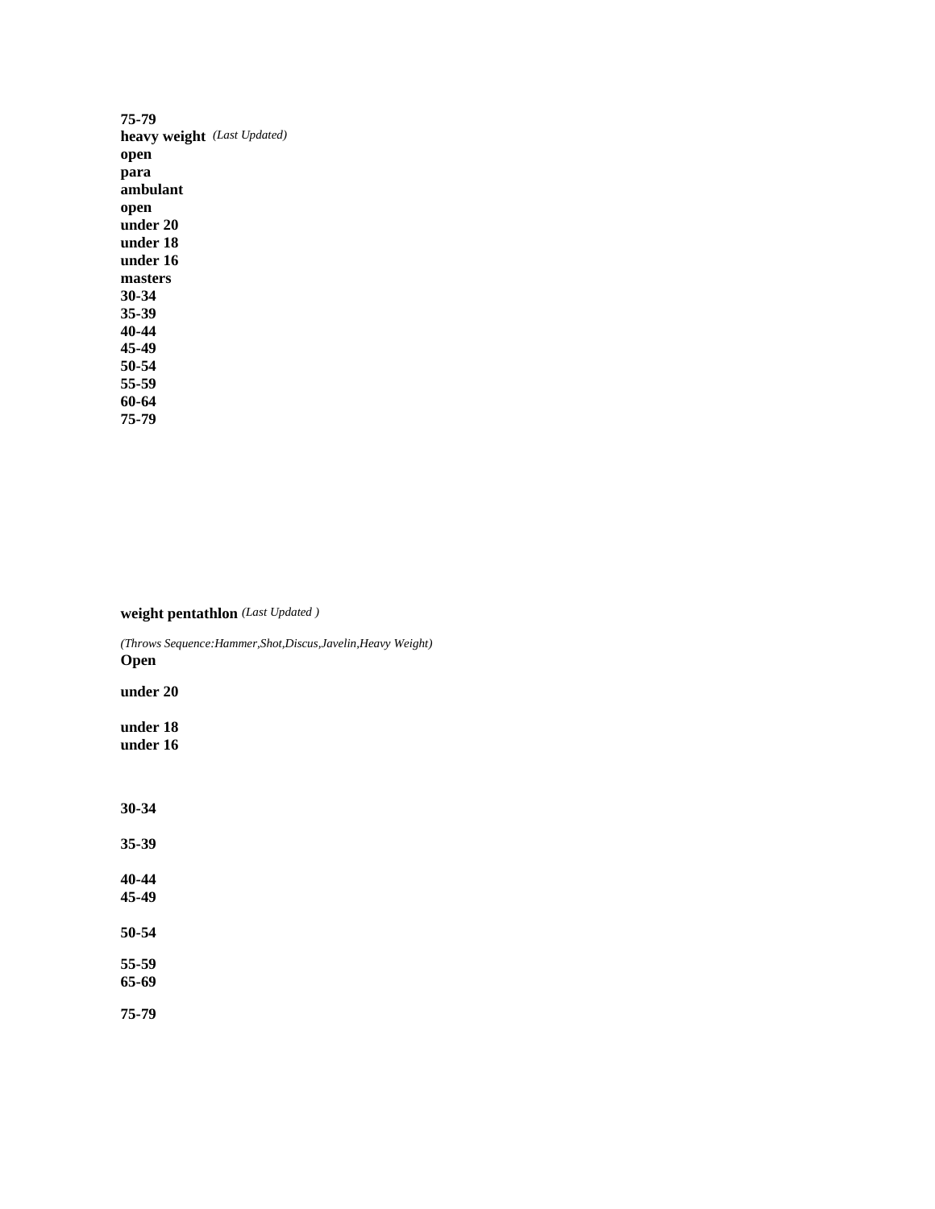**75-79**

**heavy weight** *(Last Updated)*

**open**

**para**

**ambulant**

**open**

**under 20**

**under 18**

**under 16**

**masters**

**30-34**

**35-39**

**40-44**

**45-49**

**50-54**

**55-59**

**60-64**

**75-79**

**weight pentathlon** *(Last Updated )*

*(Throws Sequence:Hammer,Shot,Discus,Javelin,Heavy Weight)*

**Open**

**under 20**

**under 18**

**under 16**

**30-34**

**35-39**

**40-44**

**45-49**

**50-54**

**55-59**

**65-69**

**75-79**